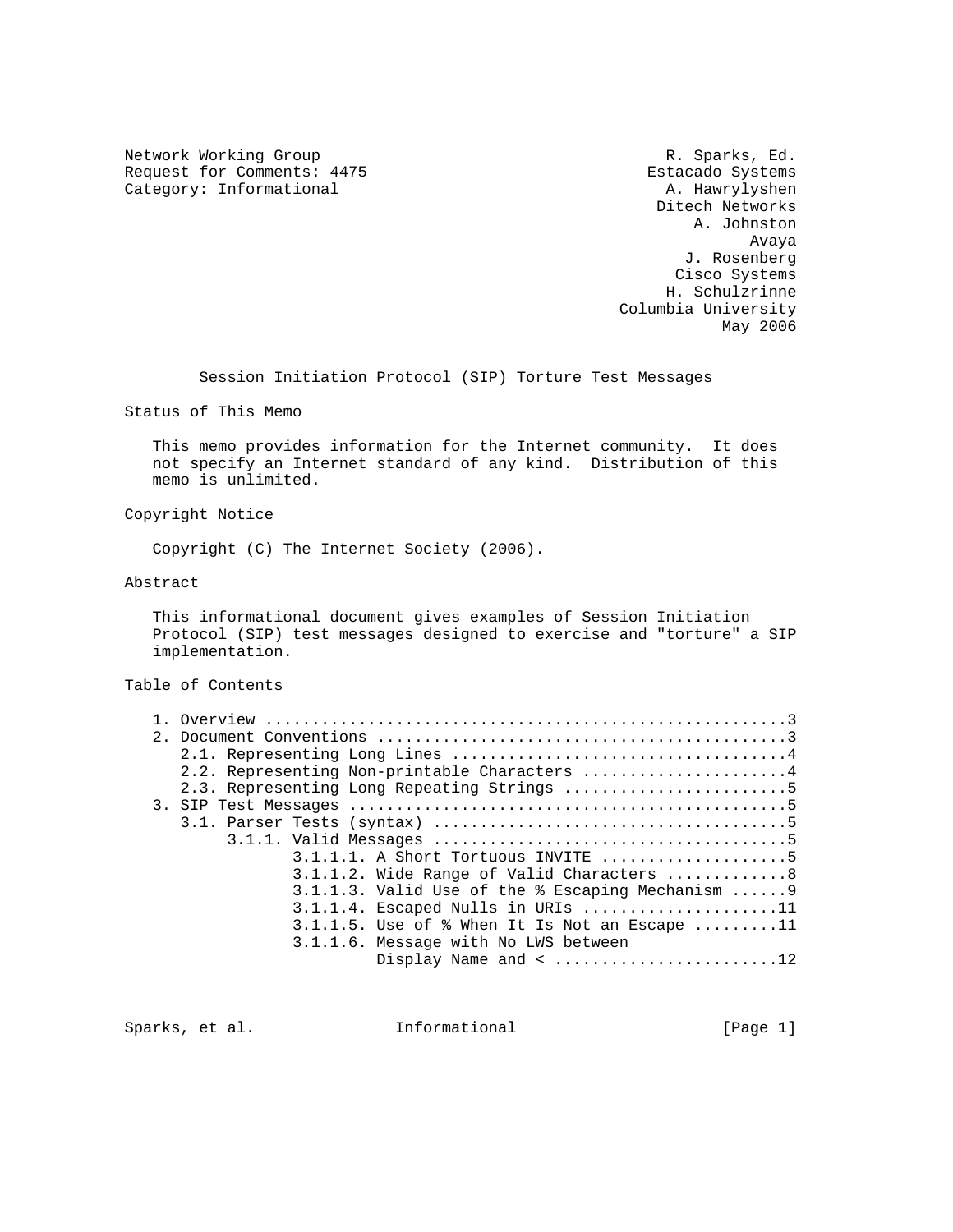Network Working Group R. Sparks, Ed.
Request for Comments: 4475 Estacado Systems
Category: Informational A. Hawrylyshen
Ditech Networks
A. Johnston
Avaya
J. Rosenberg
Cisco Systems
H. Schulzrinne
Columbia University
May 2006

# Session Initiation Protocol (SIP) Torture Test Messages

## Status of This Memo

This memo provides information for the Internet community. It does not specify an Internet standard of any kind. Distribution of this memo is unlimited.

## Copyright Notice

Copyright (C) The Internet Society (2006).

## Abstract

This informational document gives examples of Session Initiation Protocol (SIP) test messages designed to exercise and "torture" a SIP implementation.

## Table of Contents

```
   1. Overview ........................................................3
   2. Document Conventions ............................................3
      2.1. Representing Long Lines ....................................4
      2.2. Representing Non-printable Characters ......................4
      2.3. Representing Long Repeating Strings ........................5
   3. SIP Test Messages ...............................................5
      3.1. Parser Tests (syntax) ......................................5
           3.1.1. Valid Messages ......................................5
                  3.1.1.1. A Short Tortuous INVITE ....................5
                  3.1.1.2. Wide Range of Valid Characters .............8
                  3.1.1.3. Valid Use of the % Escaping Mechanism ......9
                  3.1.1.4. Escaped Nulls in URIs .....................11
                  3.1.1.5. Use of % When It Is Not an Escape .........11
                  3.1.1.6. Message with No LWS between
                           Display Name and < ........................12
```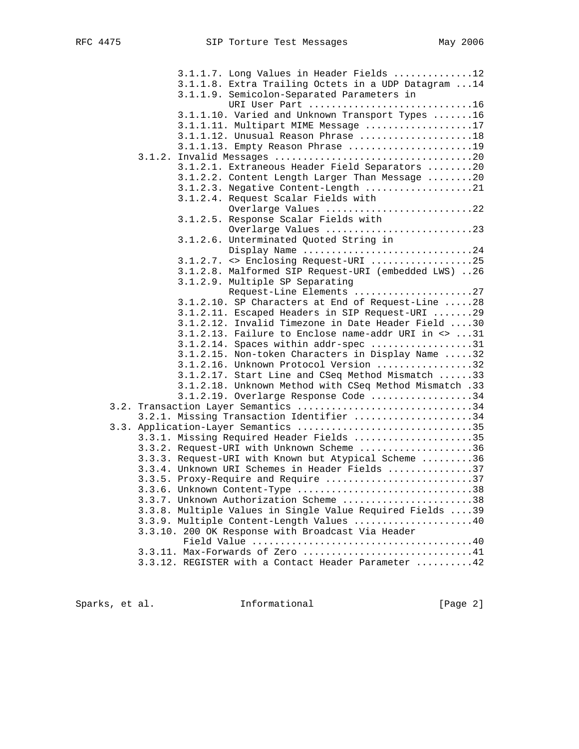```
            3.1.1.7. Long Values in Header Fields .............12
            3.1.1.8. Extra Trailing Octets in a UDP Datagram ...14
            3.1.1.9. Semicolon-Separated Parameters in
                     URI User Part ............................16
            3.1.1.10. Varied and Unknown Transport Types .......16
            3.1.1.11. Multipart MIME Message ...................17
            3.1.1.12. Unusual Reason Phrase ....................18
            3.1.1.13. Empty Reason Phrase ......................19
      3.1.2. Invalid Messages ..................................20
            3.1.2.1. Extraneous Header Field Separators ........20
            3.1.2.2. Content Length Larger Than Message ........20
            3.1.2.3. Negative Content-Length ...................21
            3.1.2.4. Request Scalar Fields with
                     Overlarge Values ..........................22
            3.1.2.5. Response Scalar Fields with
                     Overlarge Values ..........................23
            3.1.2.6. Unterminated Quoted String in
                     Display Name ..............................24
            3.1.2.7. <> Enclosing Request-URI ..................25
            3.1.2.8. Malformed SIP Request-URI (embedded LWS) ..26
            3.1.2.9. Multiple SP Separating
                     Request-Line Elements .....................27
            3.1.2.10. SP Characters at End of Request-Line .....28
            3.1.2.11. Escaped Headers in SIP Request-URI .......29
            3.1.2.12. Invalid Timezone in Date Header Field ....30
            3.1.2.13. Failure to Enclose name-addr URI in <> ...31
            3.1.2.14. Spaces within addr-spec ..................31
            3.1.2.15. Non-token Characters in Display Name .....32
            3.1.2.16. Unknown Protocol Version .................32
            3.1.2.17. Start Line and CSeq Method Mismatch ......33
            3.1.2.18. Unknown Method with CSeq Method Mismatch .33
            3.1.2.19. Overlarge Response Code ..................34
   3.2. Transaction Layer Semantics ...............................34
      3.2.1. Missing Transaction Identifier .....................34
   3.3. Application-Layer Semantics ...............................35
      3.3.1. Missing Required Header Fields .....................35
      3.3.2. Request-URI with Unknown Scheme ....................36
      3.3.3. Request-URI with Known but Atypical Scheme .........36
      3.3.4. Unknown URI Schemes in Header Fields ...............37
      3.3.5. Proxy-Require and Require ..........................37
      3.3.6. Unknown Content-Type ...............................38
      3.3.7. Unknown Authorization Scheme .......................38
      3.3.8. Multiple Values in Single Value Required Fields ....39
      3.3.9. Multiple Content-Length Values .....................40
      3.3.10. 200 OK Response with Broadcast Via Header
              Field Value .......................................40
      3.3.11. Max-Forwards of Zero ..............................41
      3.3.12. REGISTER with a Contact Header Parameter ..........42
```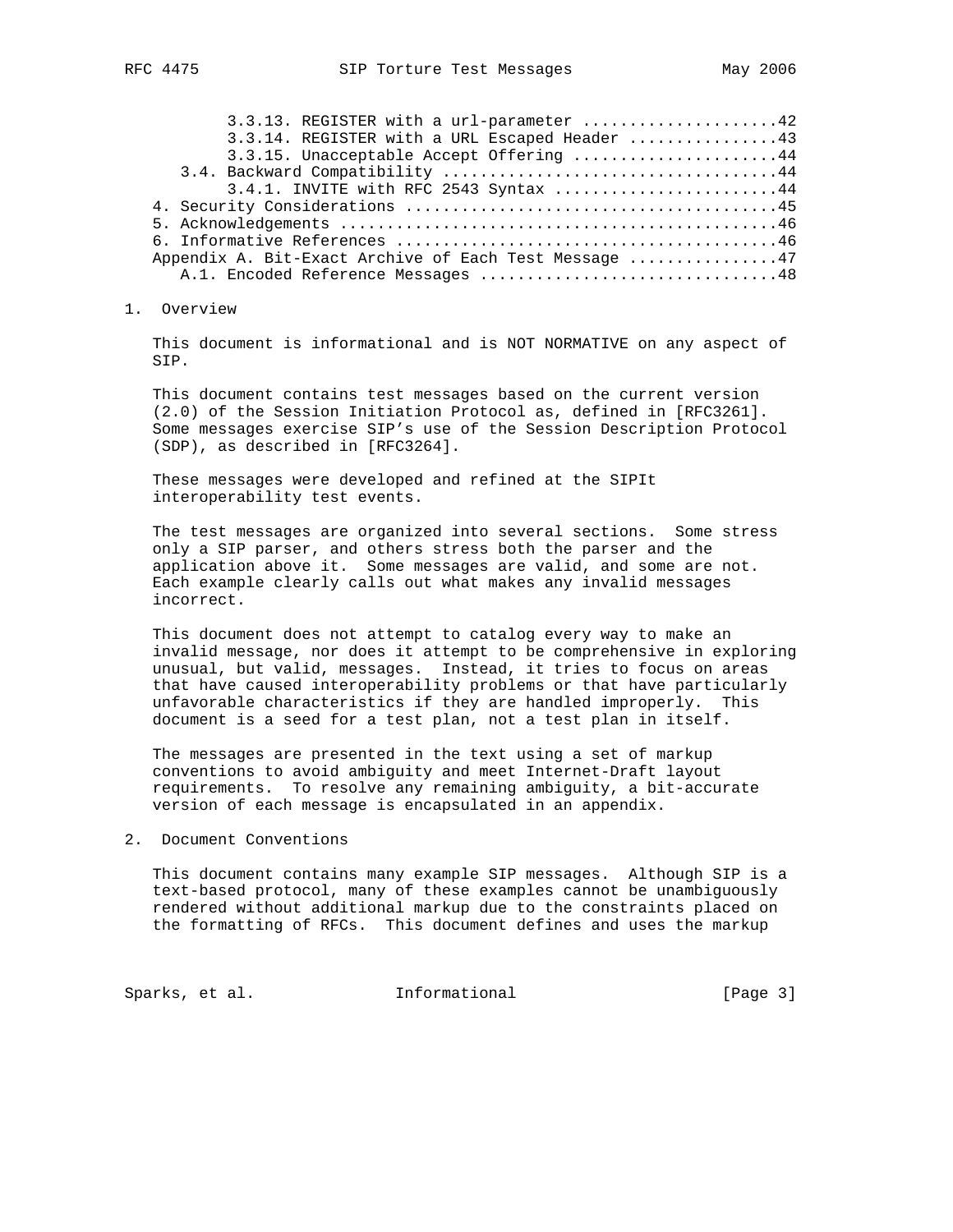3.3.13. REGISTER with a url-parameter .....................42
3.3.14. REGISTER with a URL Escaped Header ................43
3.3.15. Unacceptable Accept Offering ......................44
3.4. Backward Compatibility ...................................44
3.4.1. INVITE with RFC 2543 Syntax ........................44
4. Security Considerations .......................................45
5. Acknowledgements ..............................................46
6. Informative References ........................................46
Appendix A. Bit-Exact Archive of Each Test Message ................47
A.1. Encoded Reference Messages ................................48

## 1. Overview

This document is informational and is NOT NORMATIVE on any aspect of SIP.

This document contains test messages based on the current version (2.0) of the Session Initiation Protocol as, defined in [RFC3261]. Some messages exercise SIP's use of the Session Description Protocol (SDP), as described in [RFC3264].

These messages were developed and refined at the SIPIt interoperability test events.

The test messages are organized into several sections. Some stress only a SIP parser, and others stress both the parser and the application above it. Some messages are valid, and some are not. Each example clearly calls out what makes any invalid messages incorrect.

This document does not attempt to catalog every way to make an invalid message, nor does it attempt to be comprehensive in exploring unusual, but valid, messages. Instead, it tries to focus on areas that have caused interoperability problems or that have particularly unfavorable characteristics if they are handled improperly. This document is a seed for a test plan, not a test plan in itself.

The messages are presented in the text using a set of markup conventions to avoid ambiguity and meet Internet-Draft layout requirements. To resolve any remaining ambiguity, a bit-accurate version of each message is encapsulated in an appendix.

## 2. Document Conventions

This document contains many example SIP messages. Although SIP is a text-based protocol, many of these examples cannot be unambiguously rendered without additional markup due to the constraints placed on the formatting of RFCs. This document defines and uses the markup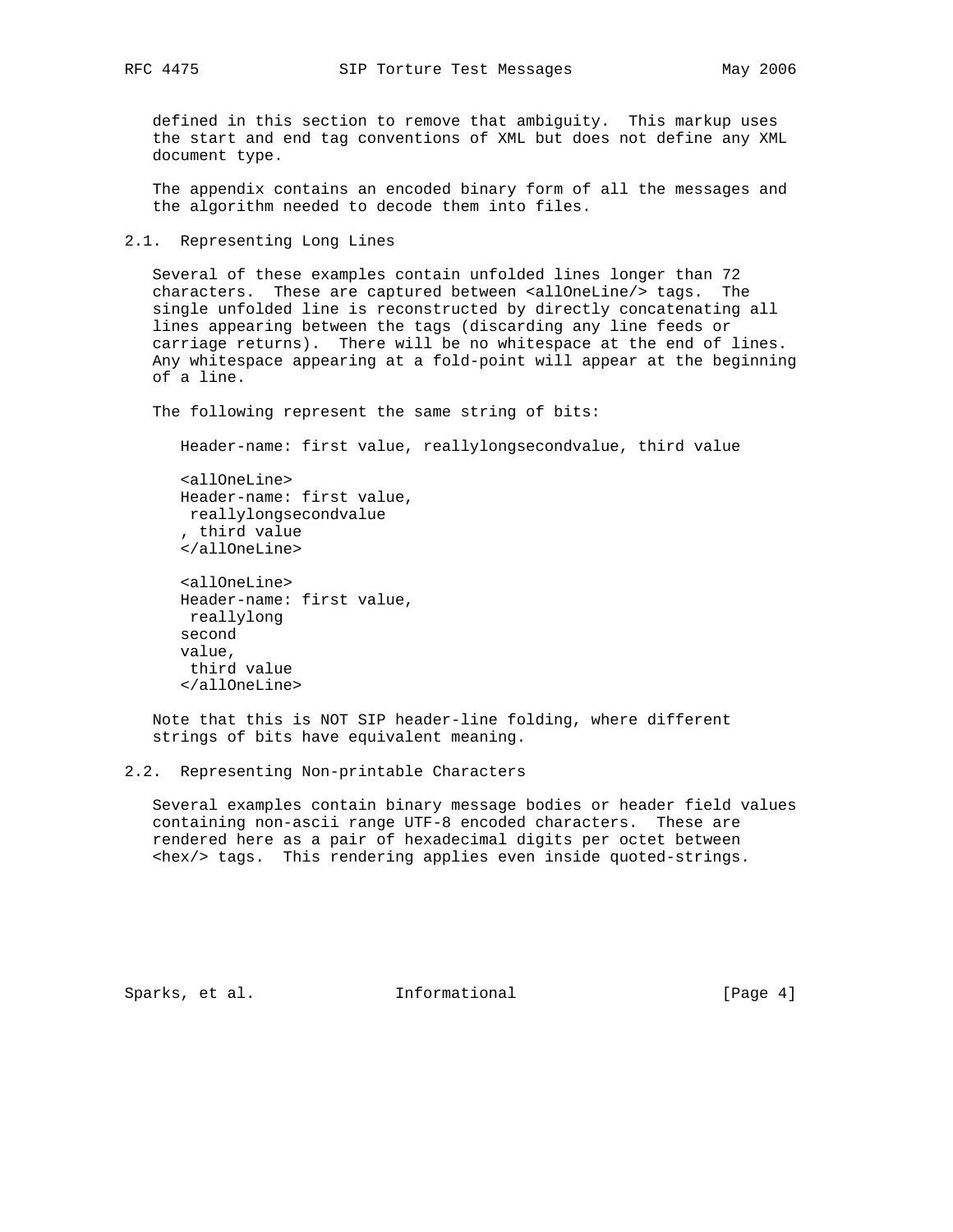defined in this section to remove that ambiguity. This markup uses the start and end tag conventions of XML but does not define any XML document type.

The appendix contains an encoded binary form of all the messages and the algorithm needed to decode them into files.

## 2.1. Representing Long Lines

Several of these examples contain unfolded lines longer than 72 characters. These are captured between <allOneLine/> tags. The single unfolded line is reconstructed by directly concatenating all lines appearing between the tags (discarding any line feeds or carriage returns). There will be no whitespace at the end of lines. Any whitespace appearing at a fold-point will appear at the beginning of a line.

The following represent the same string of bits:

```
Header-name: first value, reallylongsecondvalue, third value

<allOneLine>
Header-name: first value,
 reallylongsecondvalue
, third value
</allOneLine>

<allOneLine>
Header-name: first value,
 reallylong
second
value,
 third value
</allOneLine>
```

Note that this is NOT SIP header-line folding, where different strings of bits have equivalent meaning.

## 2.2. Representing Non-printable Characters

Several examples contain binary message bodies or header field values containing non-ascii range UTF-8 encoded characters. These are rendered here as a pair of hexadecimal digits per octet between <hex/> tags. This rendering applies even inside quoted-strings.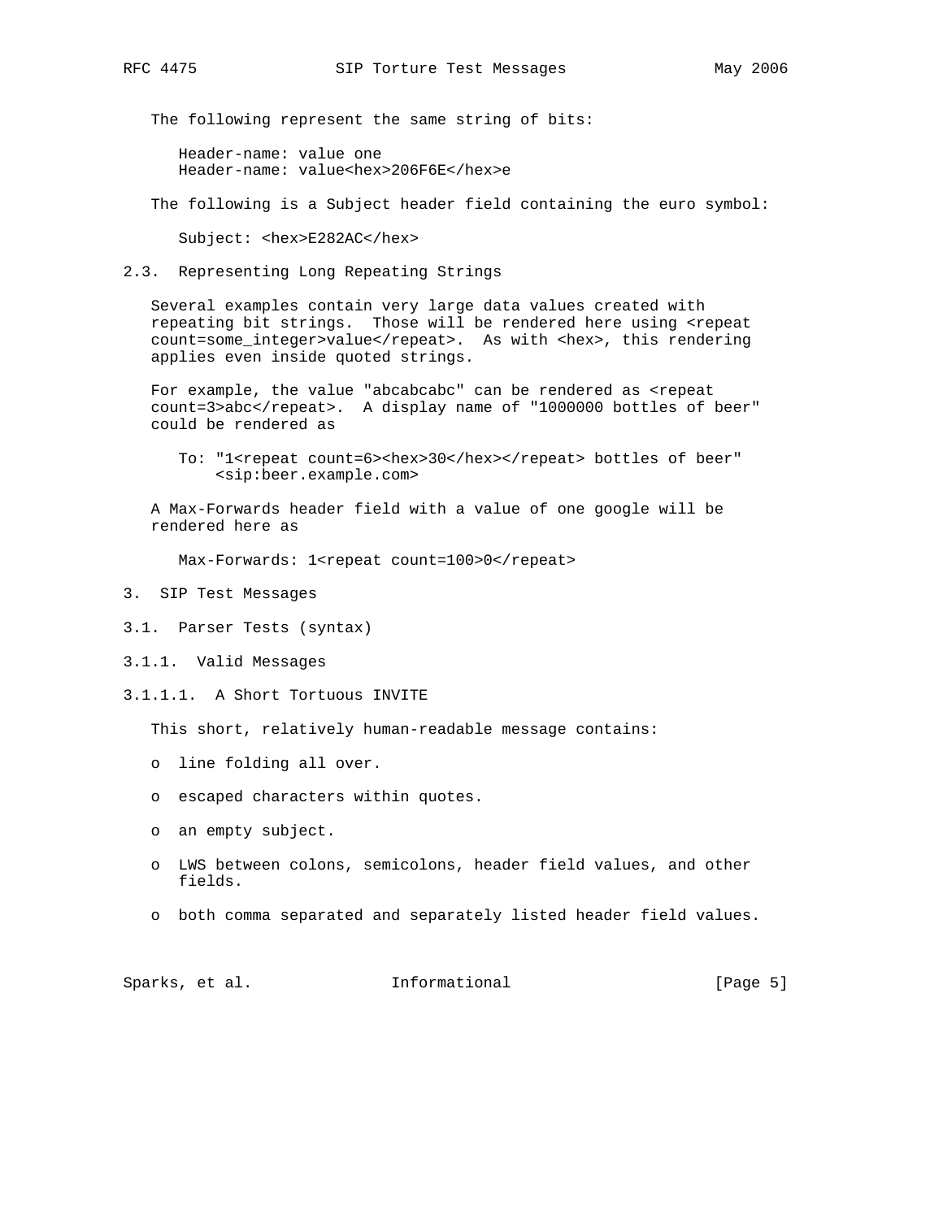The following represent the same string of bits:

```
Header-name: value one
Header-name: value<hex>206F6E</hex>e
```

The following is a Subject header field containing the euro symbol:

```
Subject: <hex>E282AC</hex>
```

## 2.3. Representing Long Repeating Strings

Several examples contain very large data values created with repeating bit strings. Those will be rendered here using <repeat count=some_integer>value</repeat>. As with <hex>, this rendering applies even inside quoted strings.

For example, the value "abcabcabc" can be rendered as <repeat count=3>abc</repeat>. A display name of "1000000 bottles of beer" could be rendered as

```
To: "1<repeat count=6><hex>30</hex></repeat> bottles of beer"
    <sip:beer.example.com>
```

A Max-Forwards header field with a value of one google will be rendered here as

```
Max-Forwards: 1<repeat count=100>0</repeat>
```

# 3. SIP Test Messages

## 3.1. Parser Tests (syntax)

### 3.1.1. Valid Messages

#### 3.1.1.1. A Short Tortuous INVITE

This short, relatively human-readable message contains:

- line folding all over.
- escaped characters within quotes.
- an empty subject.
- LWS between colons, semicolons, header field values, and other fields.
- both comma separated and separately listed header field values.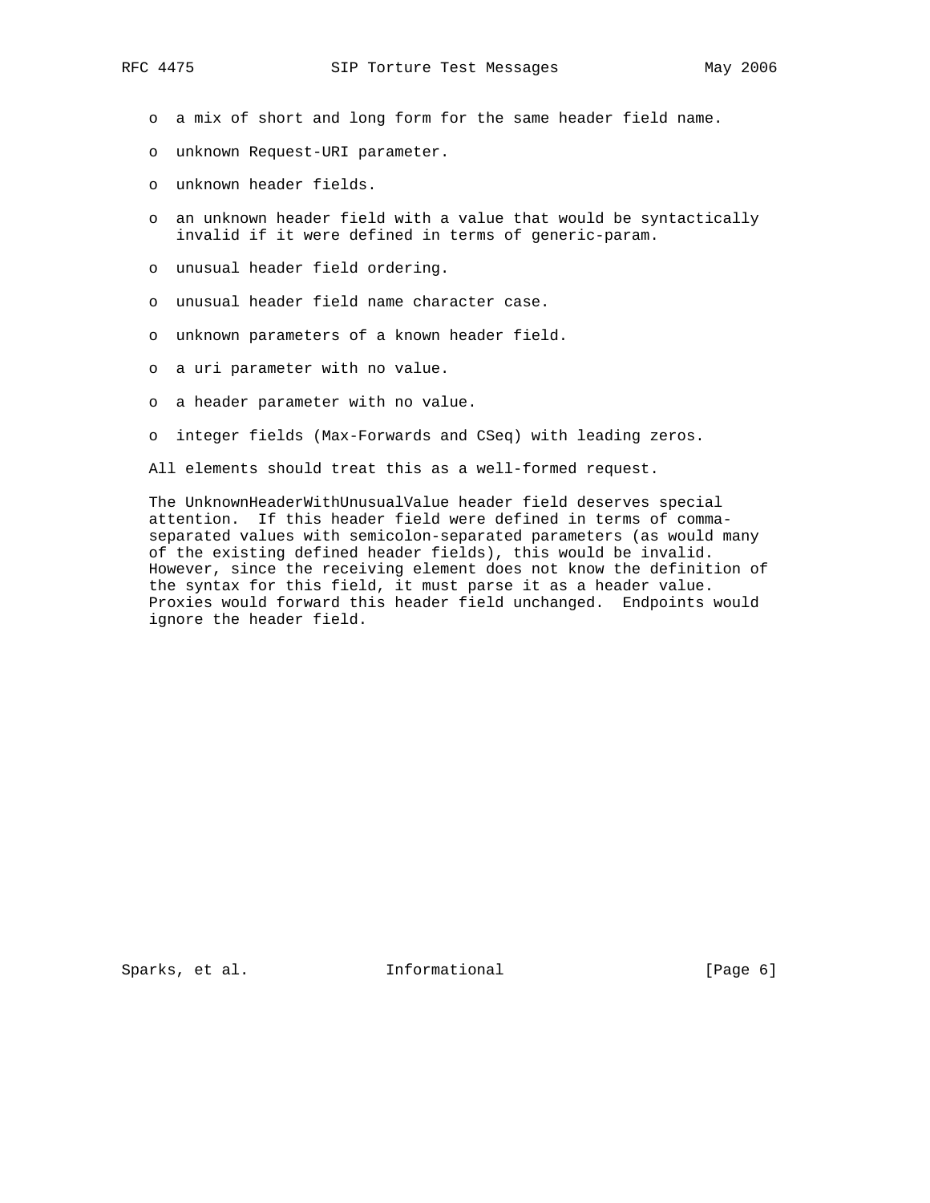- a mix of short and long form for the same header field name.
- unknown Request-URI parameter.
- unknown header fields.
- an unknown header field with a value that would be syntactically invalid if it were defined in terms of generic-param.
- unusual header field ordering.
- unusual header field name character case.
- unknown parameters of a known header field.
- a uri parameter with no value.
- a header parameter with no value.
- integer fields (Max-Forwards and CSeq) with leading zeros.

All elements should treat this as a well-formed request.

The UnknownHeaderWithUnusualValue header field deserves special attention. If this header field were defined in terms of comma-separated values with semicolon-separated parameters (as would many of the existing defined header fields), this would be invalid. However, since the receiving element does not know the definition of the syntax for this field, it must parse it as a header value. Proxies would forward this header field unchanged. Endpoints would ignore the header field.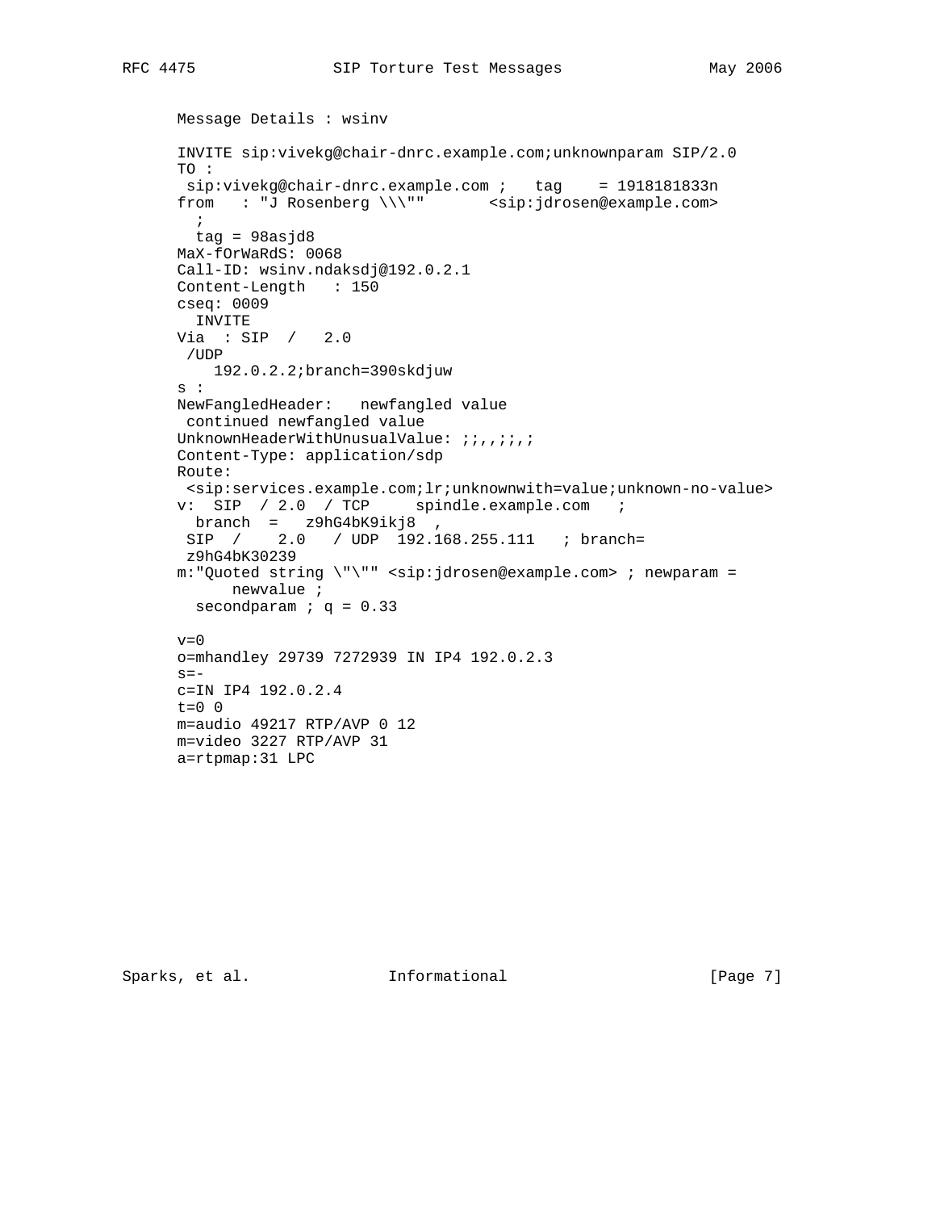Message Details : wsinv

```
INVITE sip:vivekg@chair-dnrc.example.com;unknownparam SIP/2.0
TO :
 sip:vivekg@chair-dnrc.example.com ;   tag    = 1918181833n
from   : "J Rosenberg \\\""       <sip:jdrosen@example.com>
  ;
  tag = 98asjd8
MaX-fOrWaRdS: 0068
Call-ID: wsinv.ndaksdj@192.0.2.1
Content-Length   : 150
cseq: 0009
  INVITE
Via  : SIP  /   2.0
 /UDP
    192.0.2.2;branch=390skdjuw
s :
NewFangledHeader:   newfangled value
 continued newfangled value
UnknownHeaderWithUnusualValue: ;;,,;;,;
Content-Type: application/sdp
Route:
 <sip:services.example.com;lr;unknownwith=value;unknown-no-value>
v:  SIP  / 2.0  / TCP     spindle.example.com   ;
  branch  =   z9hG4bK9ikj8  ,
 SIP  /    2.0   / UDP  192.168.255.111   ; branch=
 z9hG4bK30239
m:"Quoted string \"\"" <sip:jdrosen@example.com> ; newparam =
      newvalue ;
  secondparam ; q = 0.33

v=0
o=mhandley 29739 7272939 IN IP4 192.0.2.3
s=-
c=IN IP4 192.0.2.4
t=0 0
m=audio 49217 RTP/AVP 0 12
m=video 3227 RTP/AVP 31
a=rtpmap:31 LPC
```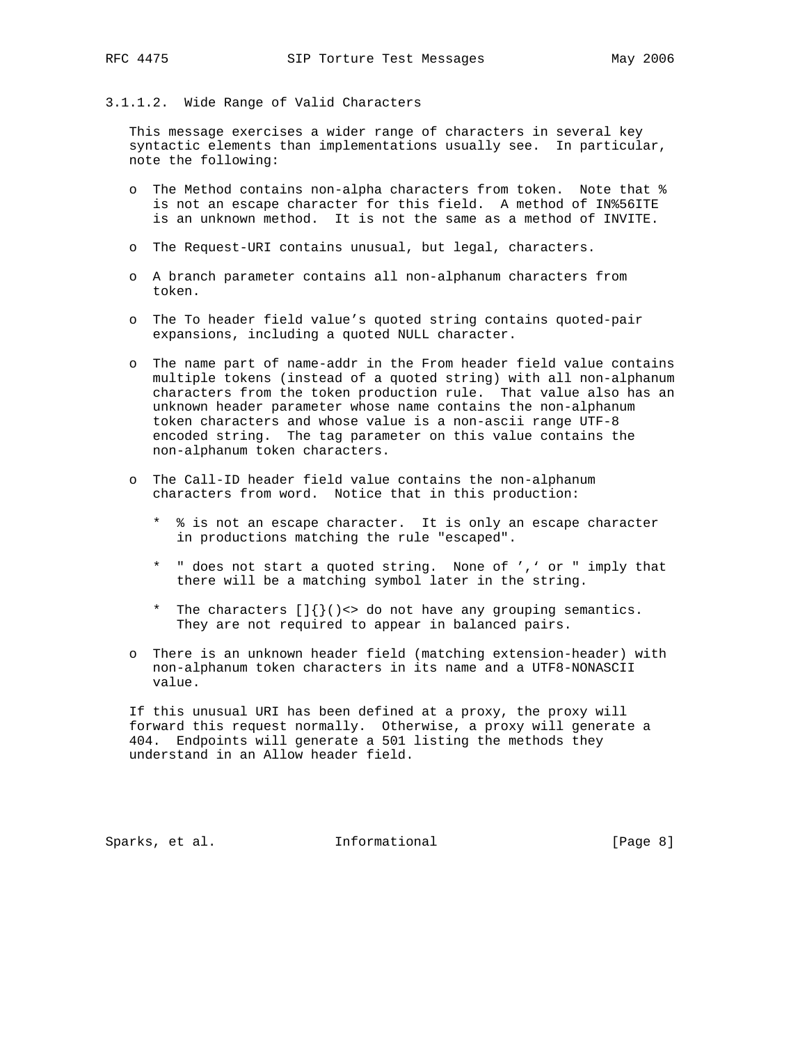#### 3.1.1.2. Wide Range of Valid Characters

This message exercises a wider range of characters in several key syntactic elements than implementations usually see. In particular, note the following:

- The Method contains non-alpha characters from token. Note that % is not an escape character for this field. A method of IN%56ITE is an unknown method. It is not the same as a method of INVITE.

- The Request-URI contains unusual, but legal, characters.

- A branch parameter contains all non-alphanum characters from token.

- The To header field value's quoted string contains quoted-pair expansions, including a quoted NULL character.

- The name part of name-addr in the From header field value contains multiple tokens (instead of a quoted string) with all non-alphanum characters from the token production rule. That value also has an unknown header parameter whose name contains the non-alphanum token characters and whose value is a non-ascii range UTF-8 encoded string. The tag parameter on this value contains the non-alphanum token characters.

- The Call-ID header field value contains the non-alphanum characters from word. Notice that in this production:

  - % is not an escape character. It is only an escape character in productions matching the rule "escaped".

  - " does not start a quoted string. None of ',' or " imply that there will be a matching symbol later in the string.

  - The characters []{}()<> do not have any grouping semantics. They are not required to appear in balanced pairs.

- There is an unknown header field (matching extension-header) with non-alphanum token characters in its name and a UTF8-NONASCII value.

If this unusual URI has been defined at a proxy, the proxy will forward this request normally. Otherwise, a proxy will generate a 404. Endpoints will generate a 501 listing the methods they understand in an Allow header field.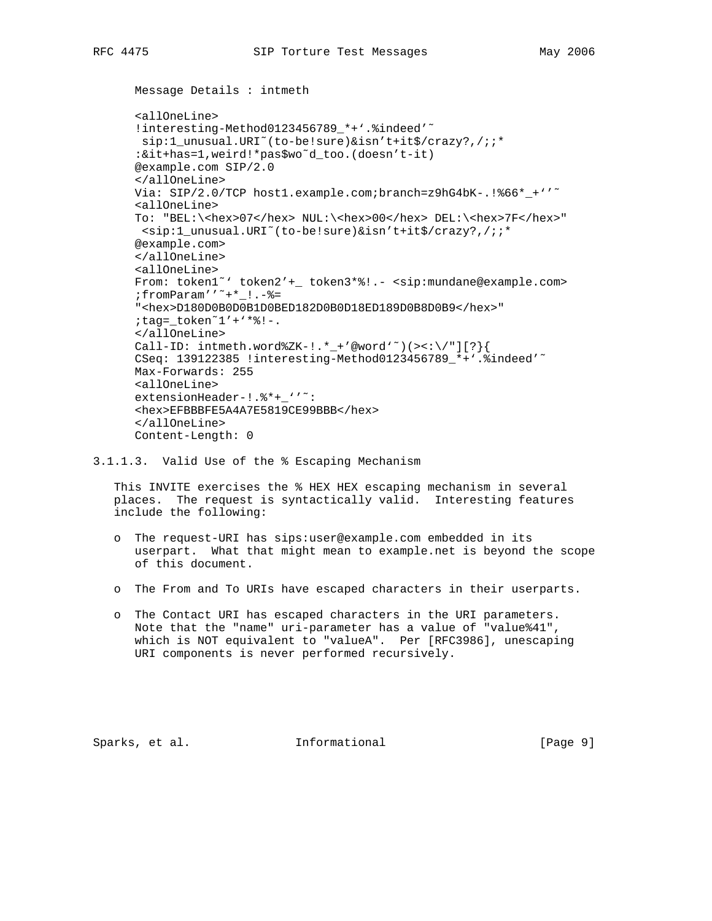```
Message Details : intmeth

<allOneLine>
!interesting-Method0123456789_*+‘.%indeed’˜
 sip:1_unusual.URI˜(to-be!sure)&isn’t+it$/crazy?,/;;*
:&it+has=1,weird!*pas$wo˜d_too.(doesn’t-it)
@example.com SIP/2.0
</allOneLine>
Via: SIP/2.0/TCP host1.example.com;branch=z9hG4bK-.!%66*_+‘’˜
<allOneLine>
To: "BEL:\<hex>07</hex> NUL:\<hex>00</hex> DEL:\<hex>7F</hex>"
 <sip:1_unusual.URI˜(to-be!sure)&isn’t+it$/crazy?,/;;*
@example.com>
</allOneLine>
<allOneLine>
From: token1˜‘ token2’+_ token3*%!.- <sip:mundane@example.com>
;fromParam’’˜+*_!.-%=
"<hex>D180D0B0D0B1D0BED182D0B0D18ED189D0B8D0B9</hex>"
;tag=_token˜1’+‘*%!-.
</allOneLine>
Call-ID: intmeth.word%ZK-!.*_+’@word‘˜)(><:\/"][?}{
CSeq: 139122385 !interesting-Method0123456789_*+‘.%indeed’˜
Max-Forwards: 255
<allOneLine>
extensionHeader-!.%*+_‘’˜:
<hex>EFBBBFE5A4A7E5819CE99BBB</hex>
</allOneLine>
Content-Length: 0
```

### 3.1.1.3. Valid Use of the % Escaping Mechanism

This INVITE exercises the % HEX HEX escaping mechanism in several places. The request is syntactically valid. Interesting features include the following:

- The request-URI has sips:user@example.com embedded in its userpart. What that might mean to example.net is beyond the scope of this document.
- The From and To URIs have escaped characters in their userparts.
- The Contact URI has escaped characters in the URI parameters. Note that the "name" uri-parameter has a value of "value%41", which is NOT equivalent to "valueA". Per [RFC3986], unescaping URI components is never performed recursively.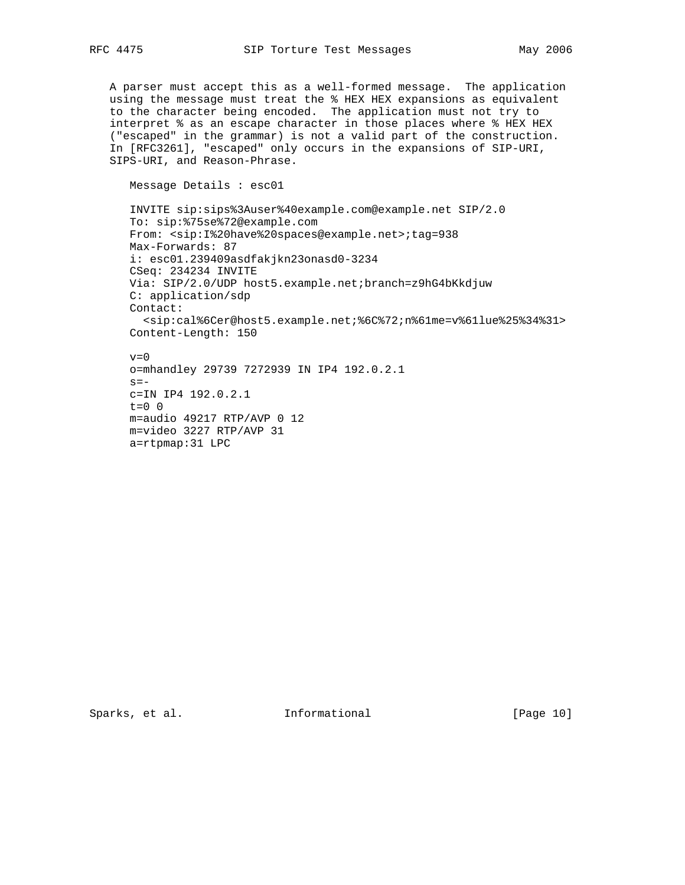A parser must accept this as a well-formed message. The application using the message must treat the % HEX HEX expansions as equivalent to the character being encoded. The application must not try to interpret % as an escape character in those places where % HEX HEX ("escaped" in the grammar) is not a valid part of the construction. In [RFC3261], "escaped" only occurs in the expansions of SIP-URI, SIPS-URI, and Reason-Phrase.

Message Details : esc01

```
INVITE sip:sips%3Auser%40example.com@example.net SIP/2.0
To: sip:%75se%72@example.com
From: <sip:I%20have%20spaces@example.net>;tag=938
Max-Forwards: 87
i: esc01.239409asdfakjkn23onasd0-3234
CSeq: 234234 INVITE
Via: SIP/2.0/UDP host5.example.net;branch=z9hG4bKkdjuw
C: application/sdp
Contact:
  <sip:cal%6Cer@host5.example.net;%6C%72;n%61me=v%61lue%25%34%31>
Content-Length: 150

v=0
o=mhandley 29739 7272939 IN IP4 192.0.2.1
s=-
c=IN IP4 192.0.2.1
t=0 0
m=audio 49217 RTP/AVP 0 12
m=video 3227 RTP/AVP 31
a=rtpmap:31 LPC
```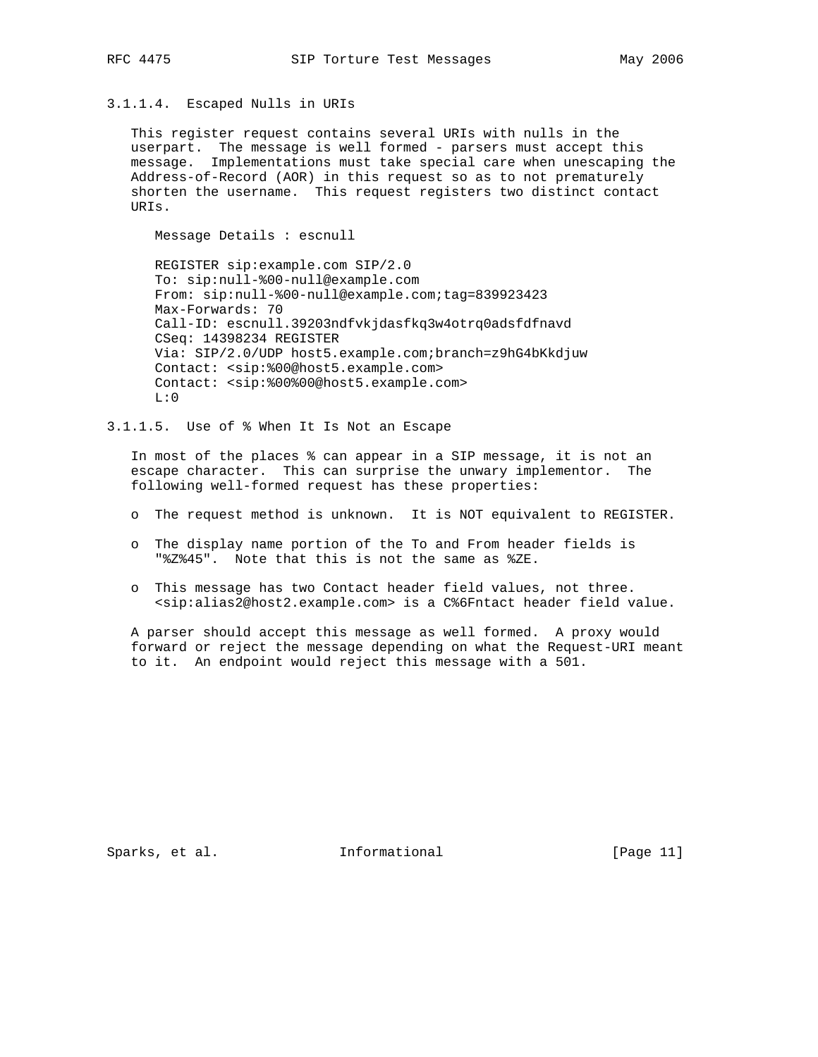#### 3.1.1.4. Escaped Nulls in URIs

This register request contains several URIs with nulls in the userpart. The message is well formed - parsers must accept this message. Implementations must take special care when unescaping the Address-of-Record (AOR) in this request so as to not prematurely shorten the username. This request registers two distinct contact URIs.

Message Details : escnull

```
REGISTER sip:example.com SIP/2.0
To: sip:null-%00-null@example.com
From: sip:null-%00-null@example.com;tag=839923423
Max-Forwards: 70
Call-ID: escnull.39203ndfvkjdasfkq3w4otrq0adsfdfnavd
CSeq: 14398234 REGISTER
Via: SIP/2.0/UDP host5.example.com;branch=z9hG4bKkdjuw
Contact: <sip:%00@host5.example.com>
Contact: <sip:%00%00@host5.example.com>
L:0
```

#### 3.1.1.5. Use of % When It Is Not an Escape

In most of the places % can appear in a SIP message, it is not an escape character. This can surprise the unwary implementor. The following well-formed request has these properties:

- The request method is unknown. It is NOT equivalent to REGISTER.
- The display name portion of the To and From header fields is "%Z%45". Note that this is not the same as %ZE.
- This message has two Contact header field values, not three. <sip:alias2@host2.example.com> is a C%6Fntact header field value.

A parser should accept this message as well formed. A proxy would forward or reject the message depending on what the Request-URI meant to it. An endpoint would reject this message with a 501.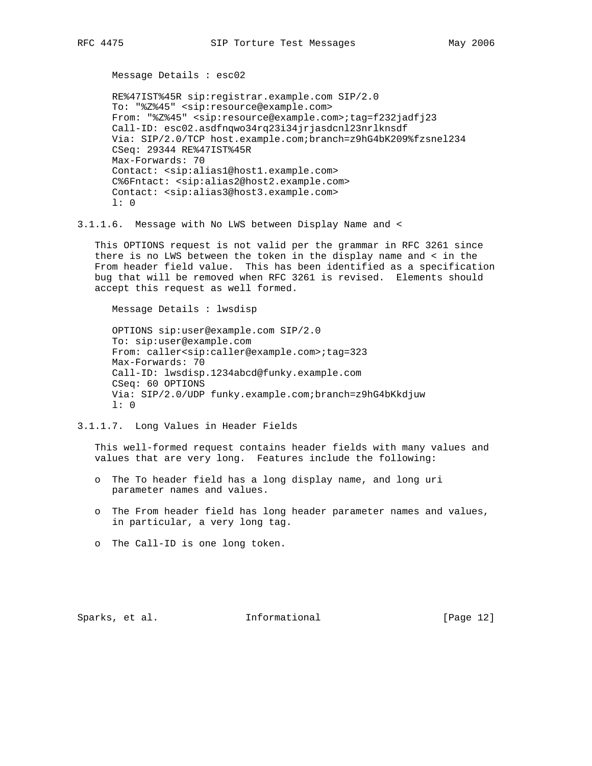Message Details : esc02

```
RE%47IST%45R sip:registrar.example.com SIP/2.0
To: "%Z%45" <sip:resource@example.com>
From: "%Z%45" <sip:resource@example.com>;tag=f232jadfj23
Call-ID: esc02.asdfnqwo34rq23i34jrjasdcnl23nrlknsdf
Via: SIP/2.0/TCP host.example.com;branch=z9hG4bK209%fzsnel234
CSeq: 29344 RE%47IST%45R
Max-Forwards: 70
Contact: <sip:alias1@host1.example.com>
C%6Fntact: <sip:alias2@host2.example.com>
Contact: <sip:alias3@host3.example.com>
l: 0
```

### 3.1.1.6. Message with No LWS between Display Name and <

This OPTIONS request is not valid per the grammar in RFC 3261 since there is no LWS between the token in the display name and < in the From header field value. This has been identified as a specification bug that will be removed when RFC 3261 is revised. Elements should accept this request as well formed.

Message Details : lwsdisp

```
OPTIONS sip:user@example.com SIP/2.0
To: sip:user@example.com
From: caller<sip:caller@example.com>;tag=323
Max-Forwards: 70
Call-ID: lwsdisp.1234abcd@funky.example.com
CSeq: 60 OPTIONS
Via: SIP/2.0/UDP funky.example.com;branch=z9hG4bKkdjuw
l: 0
```

### 3.1.1.7. Long Values in Header Fields

This well-formed request contains header fields with many values and values that are very long. Features include the following:

- The To header field has a long display name, and long uri parameter names and values.
- The From header field has long header parameter names and values, in particular, a very long tag.
- The Call-ID is one long token.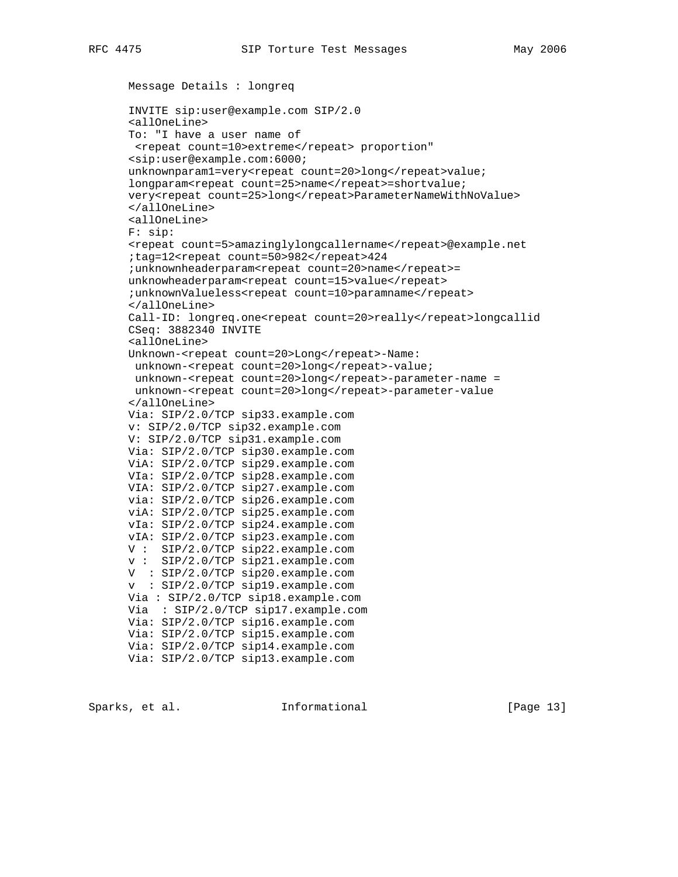Message Details : longreq

```
INVITE sip:user@example.com SIP/2.0
<allOneLine>
To: "I have a user name of
 <repeat count=10>extreme</repeat> proportion"
<sip:user@example.com:6000;
unknownparam1=very<repeat count=20>long</repeat>value;
longparam<repeat count=25>name</repeat>=shortvalue;
very<repeat count=25>long</repeat>ParameterNameWithNoValue>
</allOneLine>
<allOneLine>
F: sip:
<repeat count=5>amazinglylongcallername</repeat>@example.net
;tag=12<repeat count=50>982</repeat>424
;unknownheaderparam<repeat count=20>name</repeat>=
unknowheaderparam<repeat count=15>value</repeat>
;unknownValueless<repeat count=10>paramname</repeat>
</allOneLine>
Call-ID: longreq.one<repeat count=20>really</repeat>longcallid
CSeq: 3882340 INVITE
<allOneLine>
Unknown-<repeat count=20>Long</repeat>-Name:
 unknown-<repeat count=20>long</repeat>-value;
 unknown-<repeat count=20>long</repeat>-parameter-name =
 unknown-<repeat count=20>long</repeat>-parameter-value
</allOneLine>
Via: SIP/2.0/TCP sip33.example.com
v: SIP/2.0/TCP sip32.example.com
V: SIP/2.0/TCP sip31.example.com
Via: SIP/2.0/TCP sip30.example.com
ViA: SIP/2.0/TCP sip29.example.com
VIa: SIP/2.0/TCP sip28.example.com
VIA: SIP/2.0/TCP sip27.example.com
via: SIP/2.0/TCP sip26.example.com
viA: SIP/2.0/TCP sip25.example.com
vIa: SIP/2.0/TCP sip24.example.com
vIA: SIP/2.0/TCP sip23.example.com
V :  SIP/2.0/TCP sip22.example.com
v :  SIP/2.0/TCP sip21.example.com
V  : SIP/2.0/TCP sip20.example.com
v  : SIP/2.0/TCP sip19.example.com
Via : SIP/2.0/TCP sip18.example.com
Via  : SIP/2.0/TCP sip17.example.com
Via: SIP/2.0/TCP sip16.example.com
Via: SIP/2.0/TCP sip15.example.com
Via: SIP/2.0/TCP sip14.example.com
Via: SIP/2.0/TCP sip13.example.com
```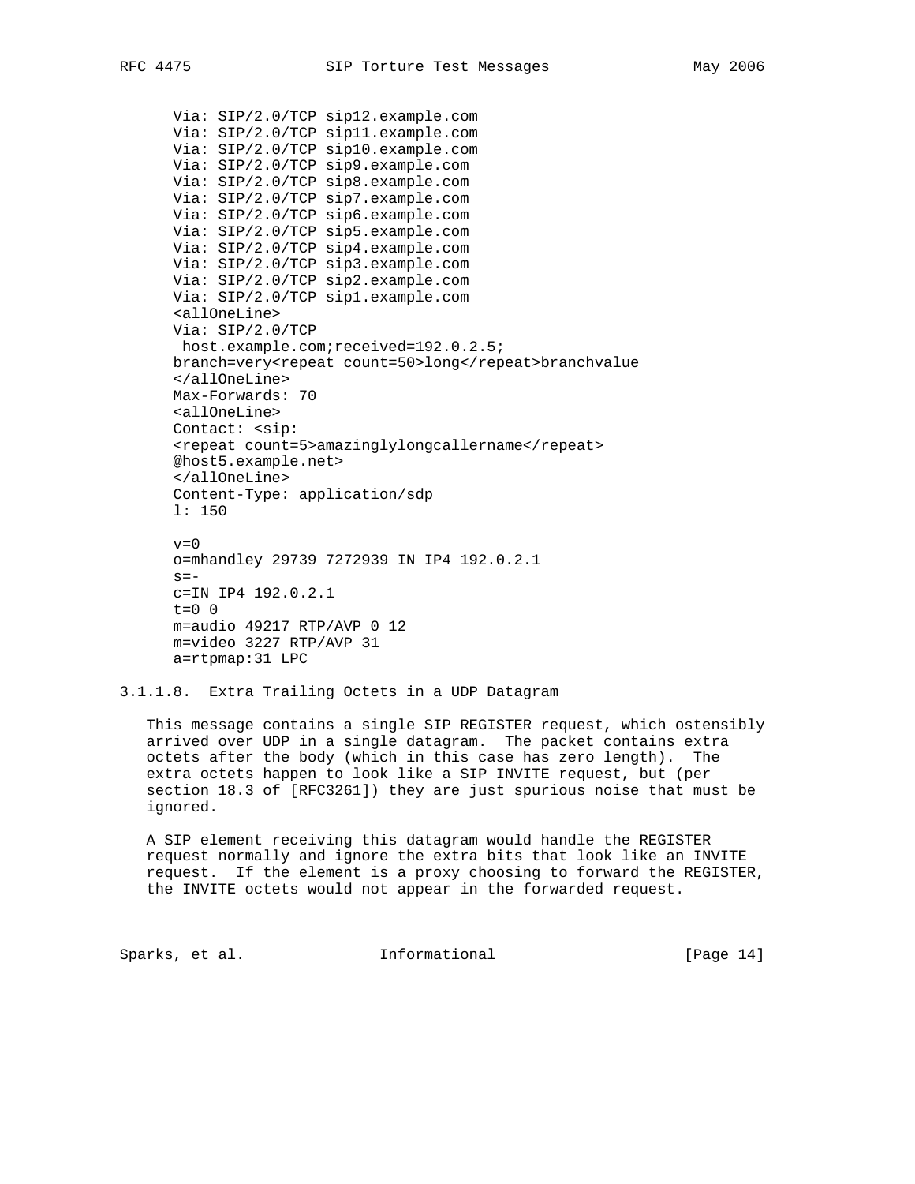```
Via: SIP/2.0/TCP sip12.example.com
Via: SIP/2.0/TCP sip11.example.com
Via: SIP/2.0/TCP sip10.example.com
Via: SIP/2.0/TCP sip9.example.com
Via: SIP/2.0/TCP sip8.example.com
Via: SIP/2.0/TCP sip7.example.com
Via: SIP/2.0/TCP sip6.example.com
Via: SIP/2.0/TCP sip5.example.com
Via: SIP/2.0/TCP sip4.example.com
Via: SIP/2.0/TCP sip3.example.com
Via: SIP/2.0/TCP sip2.example.com
Via: SIP/2.0/TCP sip1.example.com
<allOneLine>
Via: SIP/2.0/TCP
 host.example.com;received=192.0.2.5;
branch=very<repeat count=50>long</repeat>branchvalue
</allOneLine>
Max-Forwards: 70
<allOneLine>
Contact: <sip:
<repeat count=5>amazinglylongcallername</repeat>
@host5.example.net>
</allOneLine>
Content-Type: application/sdp
l: 150

v=0
o=mhandley 29739 7272939 IN IP4 192.0.2.1
s=-
c=IN IP4 192.0.2.1
t=0 0
m=audio 49217 RTP/AVP 0 12
m=video 3227 RTP/AVP 31
a=rtpmap:31 LPC
```

#### 3.1.1.8. Extra Trailing Octets in a UDP Datagram

This message contains a single SIP REGISTER request, which ostensibly arrived over UDP in a single datagram. The packet contains extra octets after the body (which in this case has zero length). The extra octets happen to look like a SIP INVITE request, but (per section 18.3 of [RFC3261]) they are just spurious noise that must be ignored.

A SIP element receiving this datagram would handle the REGISTER request normally and ignore the extra bits that look like an INVITE request. If the element is a proxy choosing to forward the REGISTER, the INVITE octets would not appear in the forwarded request.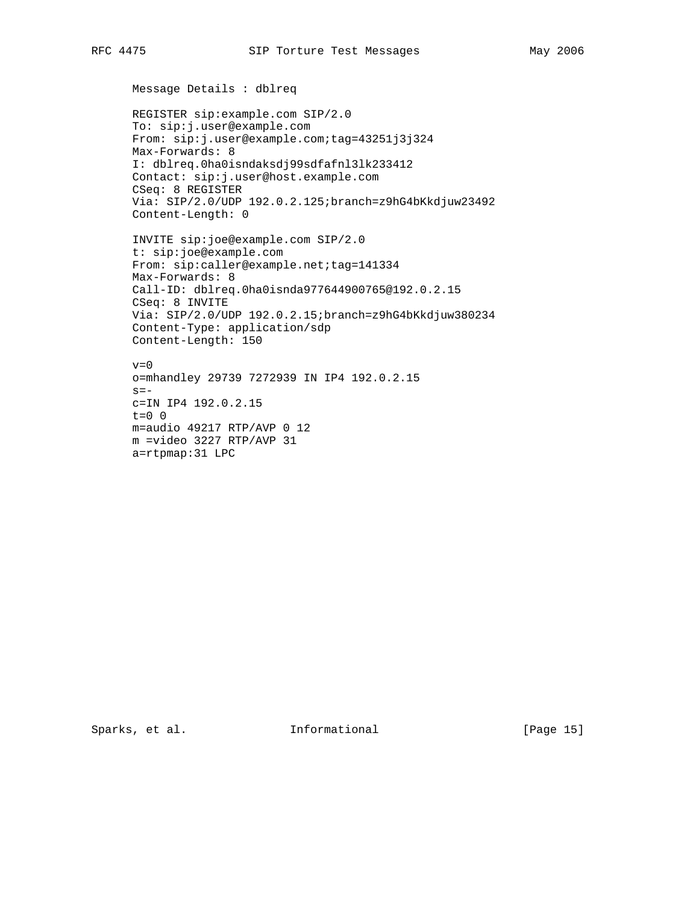Message Details : dblreq

```
REGISTER sip:example.com SIP/2.0
To: sip:j.user@example.com
From: sip:j.user@example.com;tag=43251j3j324
Max-Forwards: 8
I: dblreq.0ha0isndaksdj99sdfafnl3lk233412
Contact: sip:j.user@host.example.com
CSeq: 8 REGISTER
Via: SIP/2.0/UDP 192.0.2.125;branch=z9hG4bKkdjuw23492
Content-Length: 0

INVITE sip:joe@example.com SIP/2.0
t: sip:joe@example.com
From: sip:caller@example.net;tag=141334
Max-Forwards: 8
Call-ID: dblreq.0ha0isnda977644900765@192.0.2.15
CSeq: 8 INVITE
Via: SIP/2.0/UDP 192.0.2.15;branch=z9hG4bKkdjuw380234
Content-Type: application/sdp
Content-Length: 150

v=0
o=mhandley 29739 7272939 IN IP4 192.0.2.15
s=-
c=IN IP4 192.0.2.15
t=0 0
m=audio 49217 RTP/AVP 0 12
m =video 3227 RTP/AVP 31
a=rtpmap:31 LPC
```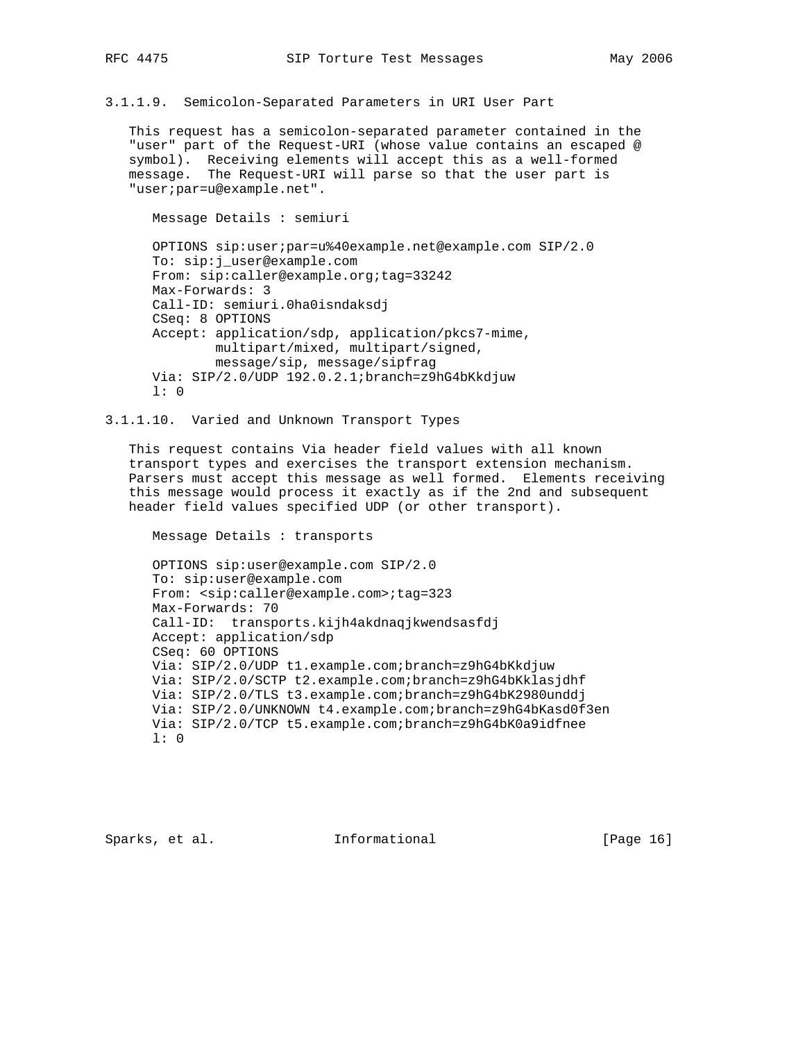#### 3.1.1.9. Semicolon-Separated Parameters in URI User Part

This request has a semicolon-separated parameter contained in the "user" part of the Request-URI (whose value contains an escaped @ symbol). Receiving elements will accept this as a well-formed message. The Request-URI will parse so that the user part is "user;par=u@example.net".

Message Details : semiuri

```
OPTIONS sip:user;par=u%40example.net@example.com SIP/2.0
To: sip:j_user@example.com
From: sip:caller@example.org;tag=33242
Max-Forwards: 3
Call-ID: semiuri.0ha0isndaksdj
CSeq: 8 OPTIONS
Accept: application/sdp, application/pkcs7-mime,
        multipart/mixed, multipart/signed,
        message/sip, message/sipfrag
Via: SIP/2.0/UDP 192.0.2.1;branch=z9hG4bKkdjuw
l: 0
```

#### 3.1.1.10. Varied and Unknown Transport Types

This request contains Via header field values with all known transport types and exercises the transport extension mechanism. Parsers must accept this message as well formed. Elements receiving this message would process it exactly as if the 2nd and subsequent header field values specified UDP (or other transport).

Message Details : transports

```
OPTIONS sip:user@example.com SIP/2.0
To: sip:user@example.com
From: <sip:caller@example.com>;tag=323
Max-Forwards: 70
Call-ID:  transports.kijh4akdnaqjkwendsasfdj
Accept: application/sdp
CSeq: 60 OPTIONS
Via: SIP/2.0/UDP t1.example.com;branch=z9hG4bKkdjuw
Via: SIP/2.0/SCTP t2.example.com;branch=z9hG4bKklasjdhf
Via: SIP/2.0/TLS t3.example.com;branch=z9hG4bK2980unddj
Via: SIP/2.0/UNKNOWN t4.example.com;branch=z9hG4bKasd0f3en
Via: SIP/2.0/TCP t5.example.com;branch=z9hG4bK0a9idfnee
l: 0
```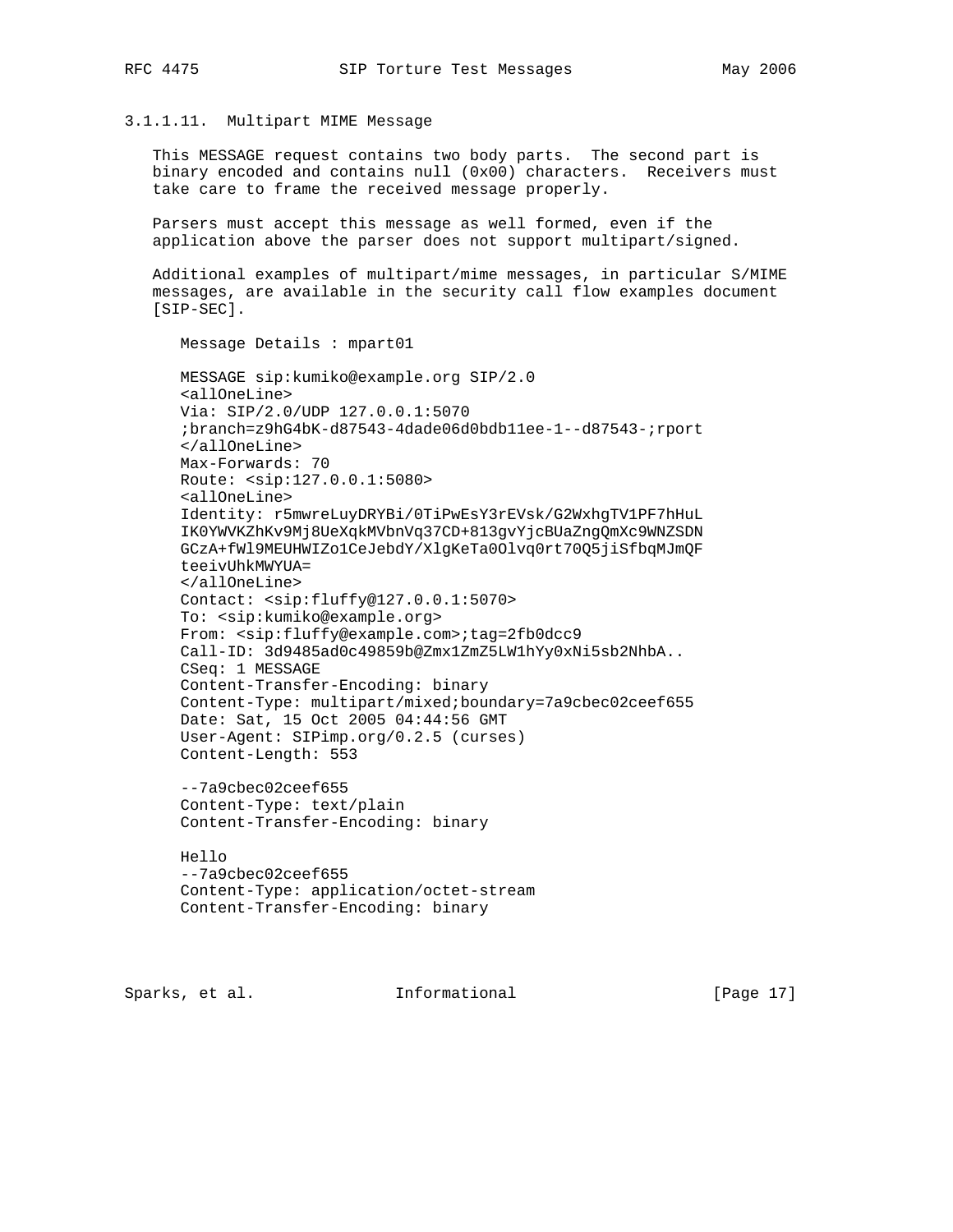### 3.1.1.11. Multipart MIME Message

This MESSAGE request contains two body parts. The second part is binary encoded and contains null (0x00) characters. Receivers must take care to frame the received message properly.

Parsers must accept this message as well formed, even if the application above the parser does not support multipart/signed.

Additional examples of multipart/mime messages, in particular S/MIME messages, are available in the security call flow examples document [SIP-SEC].

```
Message Details : mpart01

MESSAGE sip:kumiko@example.org SIP/2.0
<allOneLine>
Via: SIP/2.0/UDP 127.0.0.1:5070
;branch=z9hG4bK-d87543-4dade06d0bdb11ee-1--d87543-;rport
</allOneLine>
Max-Forwards: 70
Route: <sip:127.0.0.1:5080>
<allOneLine>
Identity: r5mwreLuyDRYBi/0TiPwEsY3rEVsk/G2WxhgTV1PF7hHuL
IK0YWVKZhKv9Mj8UeXqkMVbnVq37CD+813gvYjcBUaZngQmXc9WNZSDN
GCzA+fWl9MEUHWIZo1CeJebdY/XlgKeTa0Olvq0rt70Q5jiSfbqMJmQF
teeivUhkMWYUA=
</allOneLine>
Contact: <sip:fluffy@127.0.0.1:5070>
To: <sip:kumiko@example.org>
From: <sip:fluffy@example.com>;tag=2fb0dcc9
Call-ID: 3d9485ad0c49859b@Zmx1ZmZ5LW1hYy0xNi5sb2NhbA..
CSeq: 1 MESSAGE
Content-Transfer-Encoding: binary
Content-Type: multipart/mixed;boundary=7a9cbec02ceef655
Date: Sat, 15 Oct 2005 04:44:56 GMT
User-Agent: SIPimp.org/0.2.5 (curses)
Content-Length: 553

--7a9cbec02ceef655
Content-Type: text/plain
Content-Transfer-Encoding: binary

Hello
--7a9cbec02ceef655
Content-Type: application/octet-stream
Content-Transfer-Encoding: binary
```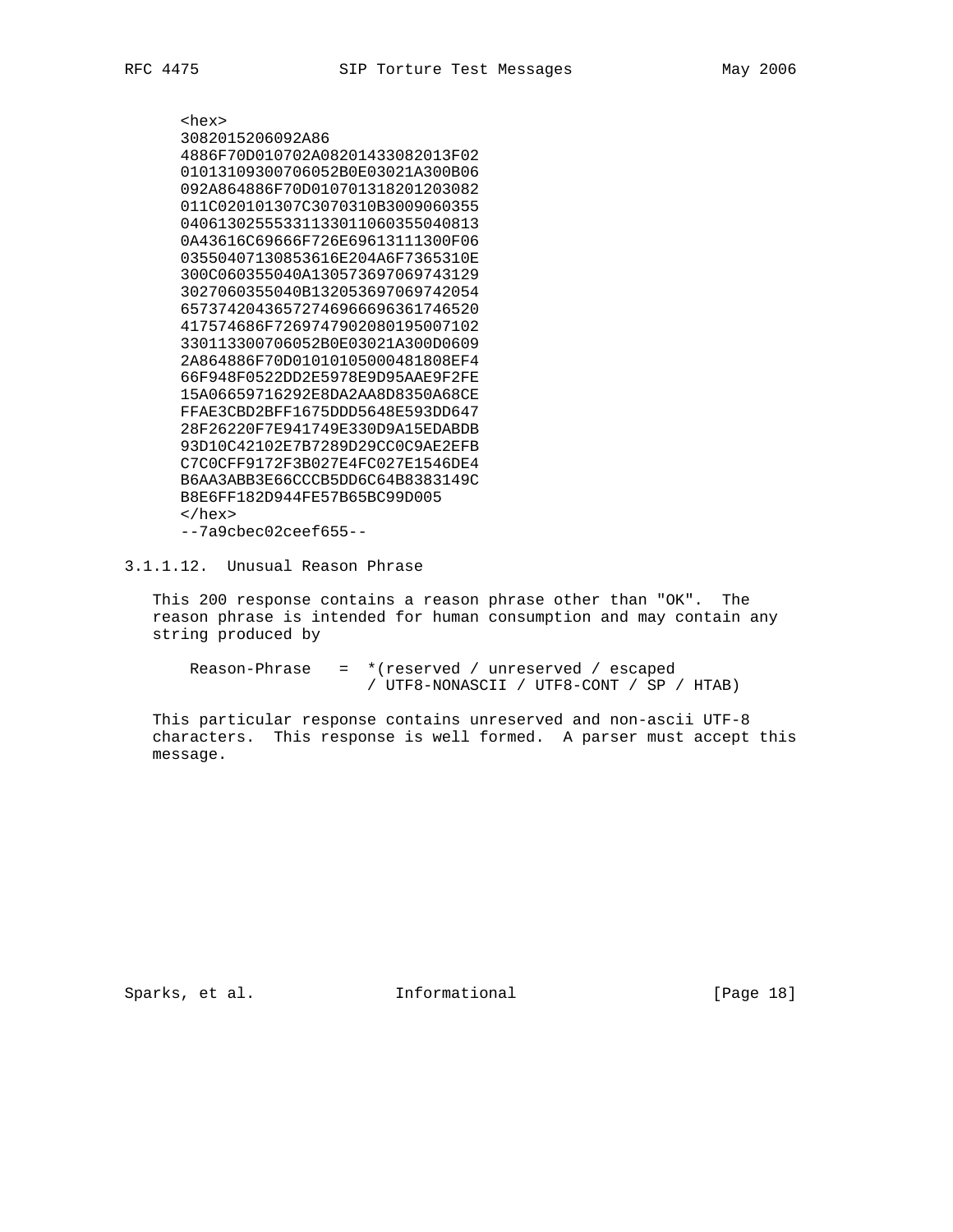```
<hex>
3082015206092A86
4886F70D010702A08201433082013F02
01013109300706052B0E03021A300B06
092A864886F70D010701318201203082
011C020101307C3070310B3009060355
04061302555331133011060355040813
0A43616C69666F726E69613111300F06
03550407130853616E204A6F7365310E
300C060355040A130573697069743129
3027060355040B132053697069742054
6573742043657274696669636174652
417574686F726974793020801950071 02
330113300706052B0E03021A300D0609
2A864886F70D01010105000481808EF4
66F948F0522DD2E5978E9D95AAE9F2FE
15A06659716292E8DA2AA8D8350A68CE
FFAE3CBD2BFF1675DDD5648E593DD647
28F26220F7E941749E330D9A15EDABDB
93D10C42102E7B7289D29CC0C9AE2EFB
C7C0CFF9172F3B027E4FC027E1546DE4
B6AA3ABB3E66CCCB5DD6C64B8383149C
B8E6FF182D944FE57B65BC99D005
</hex>
--7a9cbec02ceef655--
```

### 3.1.1.12. Unusual Reason Phrase

This 200 response contains a reason phrase other than "OK". The reason phrase is intended for human consumption and may contain any string produced by

```
Reason-Phrase   =  *(reserved / unreserved / escaped
                   / UTF8-NONASCII / UTF8-CONT / SP / HTAB)
```

This particular response contains unreserved and non-ascii UTF-8 characters. This response is well formed. A parser must accept this message.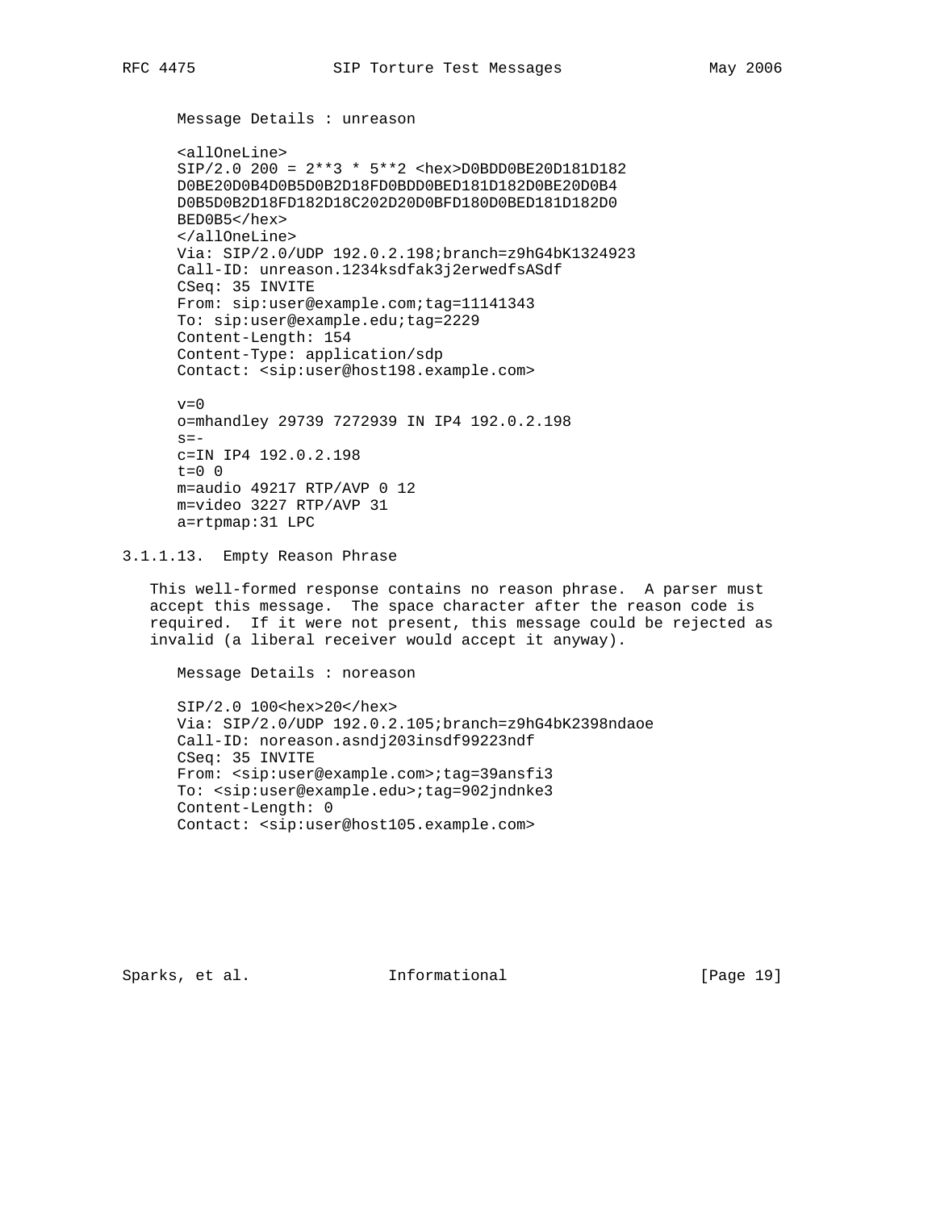```
Message Details : unreason

<allOneLine>
SIP/2.0 200 = 2**3 * 5**2 <hex>D0BDD0BE20D181D182
D0BE20D0B4D0B5D0B2D18FD0BDD0BED181D182D0BE20D0B4
D0B5D0B2D18FD182D18C202D20D0BFD180D0BED181D182D0
BED0B5</hex>
</allOneLine>
Via: SIP/2.0/UDP 192.0.2.198;branch=z9hG4bK1324923
Call-ID: unreason.1234ksdfak3j2erwedfsASdf
CSeq: 35 INVITE
From: sip:user@example.com;tag=11141343
To: sip:user@example.edu;tag=2229
Content-Length: 154
Content-Type: application/sdp
Contact: <sip:user@host198.example.com>

v=0
o=mhandley 29739 7272939 IN IP4 192.0.2.198
s=-
c=IN IP4 192.0.2.198
t=0 0
m=audio 49217 RTP/AVP 0 12
m=video 3227 RTP/AVP 31
a=rtpmap:31 LPC
```

#### 3.1.1.13. Empty Reason Phrase

This well-formed response contains no reason phrase. A parser must accept this message. The space character after the reason code is required. If it were not present, this message could be rejected as invalid (a liberal receiver would accept it anyway).

```
Message Details : noreason

SIP/2.0 100<hex>20</hex>
Via: SIP/2.0/UDP 192.0.2.105;branch=z9hG4bK2398ndaoe
Call-ID: noreason.asndj203insdf99223ndf
CSeq: 35 INVITE
From: <sip:user@example.com>;tag=39ansfi3
To: <sip:user@example.edu>;tag=902jndnke3
Content-Length: 0
Contact: <sip:user@host105.example.com>
```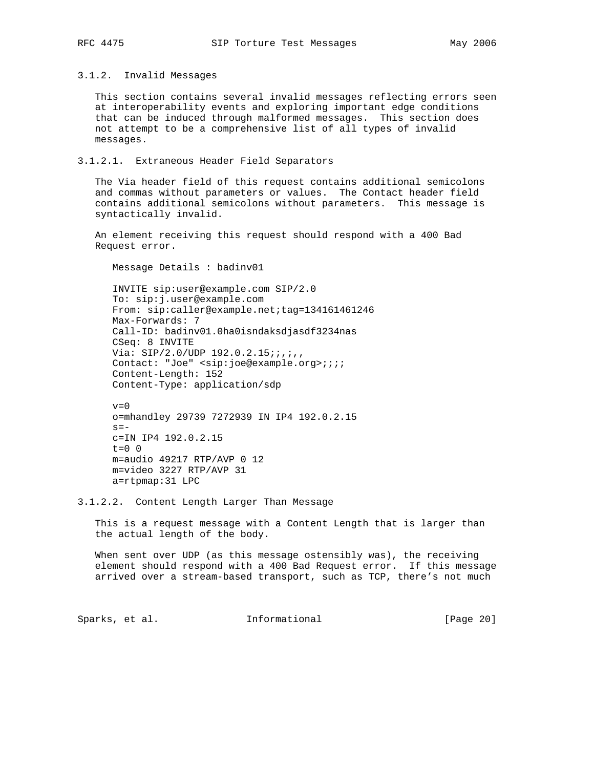### 3.1.2. Invalid Messages

This section contains several invalid messages reflecting errors seen at interoperability events and exploring important edge conditions that can be induced through malformed messages. This section does not attempt to be a comprehensive list of all types of invalid messages.

#### 3.1.2.1. Extraneous Header Field Separators

The Via header field of this request contains additional semicolons and commas without parameters or values. The Contact header field contains additional semicolons without parameters. This message is syntactically invalid.

An element receiving this request should respond with a 400 Bad Request error.

```
Message Details : badinv01

INVITE sip:user@example.com SIP/2.0
To: sip:j.user@example.com
From: sip:caller@example.net;tag=134161461246
Max-Forwards: 7
Call-ID: badinv01.0ha0isndaksdjasdf3234nas
CSeq: 8 INVITE
Via: SIP/2.0/UDP 192.0.2.15;;,;,,
Contact: "Joe" <sip:joe@example.org>;;;;
Content-Length: 152
Content-Type: application/sdp

v=0
o=mhandley 29739 7272939 IN IP4 192.0.2.15
s=-
c=IN IP4 192.0.2.15
t=0 0
m=audio 49217 RTP/AVP 0 12
m=video 3227 RTP/AVP 31
a=rtpmap:31 LPC
```

#### 3.1.2.2. Content Length Larger Than Message

This is a request message with a Content Length that is larger than the actual length of the body.

When sent over UDP (as this message ostensibly was), the receiving element should respond with a 400 Bad Request error. If this message arrived over a stream-based transport, such as TCP, there's not much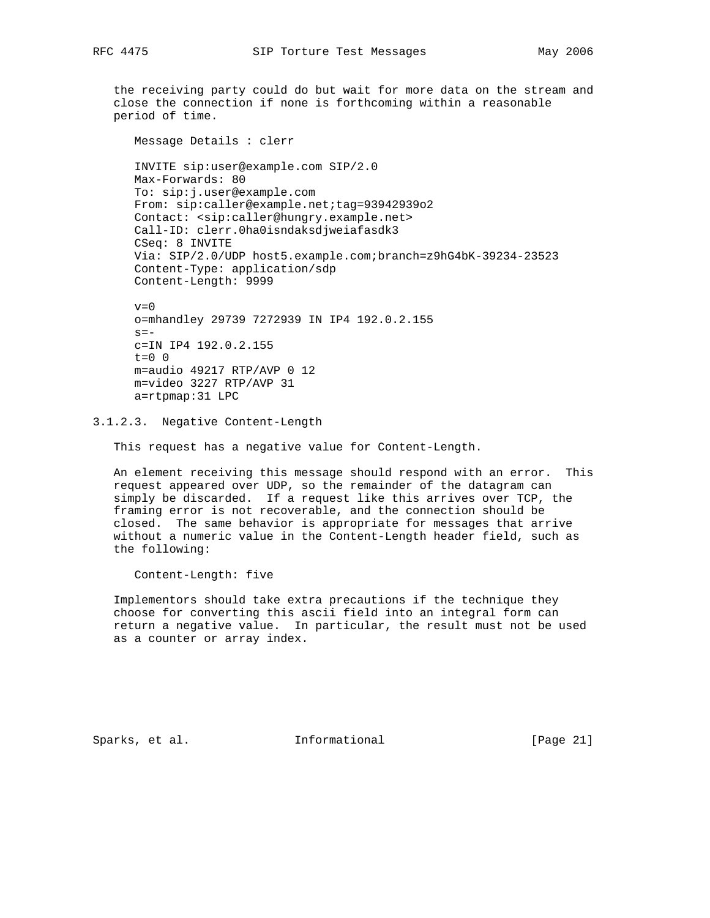the receiving party could do but wait for more data on the stream and close the connection if none is forthcoming within a reasonable period of time.

```
Message Details : clerr

INVITE sip:user@example.com SIP/2.0
Max-Forwards: 80
To: sip:j.user@example.com
From: sip:caller@example.net;tag=93942939o2
Contact: <sip:caller@hungry.example.net>
Call-ID: clerr.0ha0isndaksdjweiafasdk3
CSeq: 8 INVITE
Via: SIP/2.0/UDP host5.example.com;branch=z9hG4bK-39234-23523
Content-Type: application/sdp
Content-Length: 9999

v=0
o=mhandley 29739 7272939 IN IP4 192.0.2.155
s=-
c=IN IP4 192.0.2.155
t=0 0
m=audio 49217 RTP/AVP 0 12
m=video 3227 RTP/AVP 31
a=rtpmap:31 LPC
```

#### 3.1.2.3. Negative Content-Length

This request has a negative value for Content-Length.

An element receiving this message should respond with an error. This request appeared over UDP, so the remainder of the datagram can simply be discarded. If a request like this arrives over TCP, the framing error is not recoverable, and the connection should be closed. The same behavior is appropriate for messages that arrive without a numeric value in the Content-Length header field, such as the following:

```
Content-Length: five
```

Implementors should take extra precautions if the technique they choose for converting this ascii field into an integral form can return a negative value. In particular, the result must not be used as a counter or array index.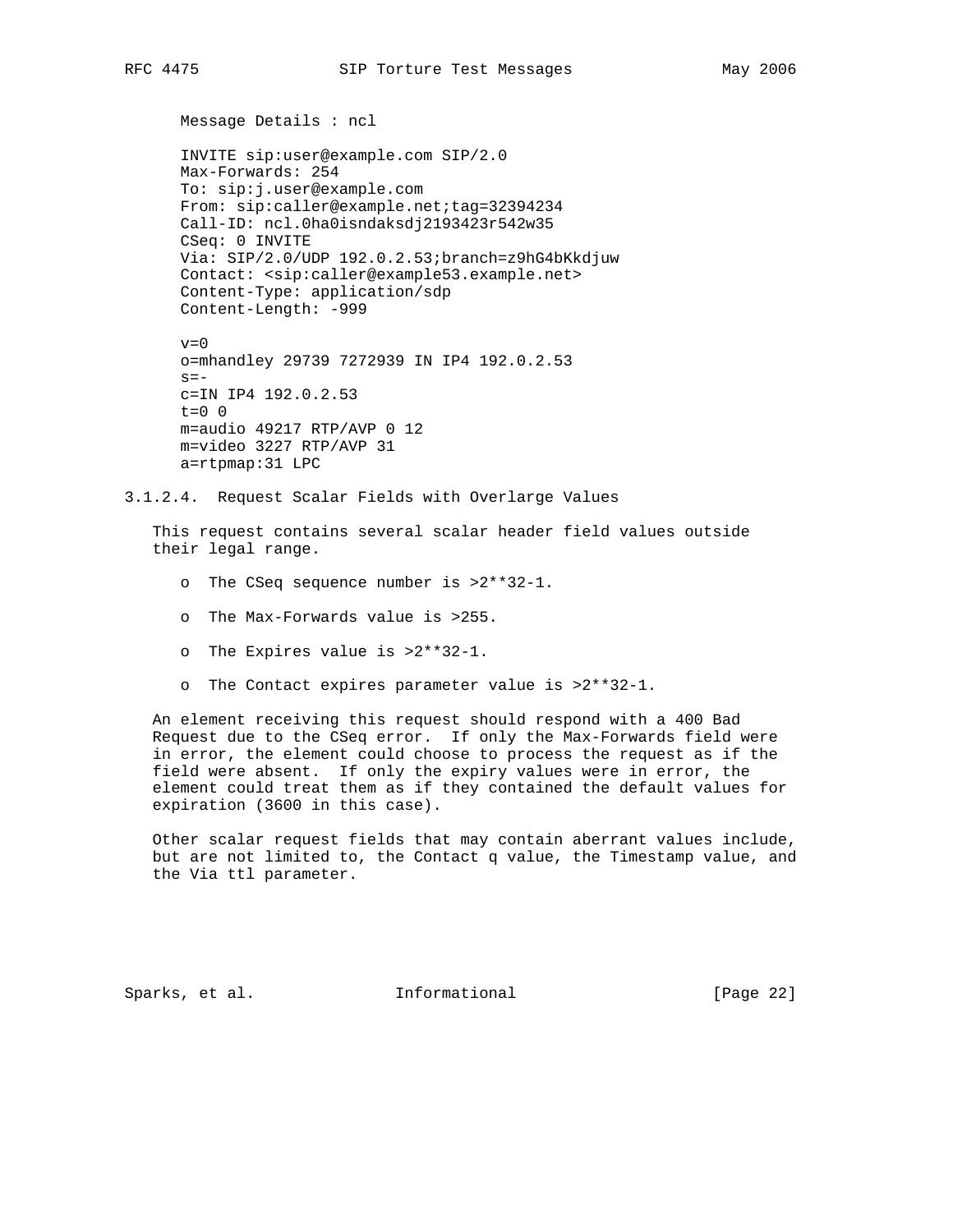Message Details : ncl

```
INVITE sip:user@example.com SIP/2.0
Max-Forwards: 254
To: sip:j.user@example.com
From: sip:caller@example.net;tag=32394234
Call-ID: ncl.0ha0isndaksdj2193423r542w35
CSeq: 0 INVITE
Via: SIP/2.0/UDP 192.0.2.53;branch=z9hG4bKkdjuw
Contact: <sip:caller@example53.example.net>
Content-Type: application/sdp
Content-Length: -999

v=0
o=mhandley 29739 7272939 IN IP4 192.0.2.53
s=-
c=IN IP4 192.0.2.53
t=0 0
m=audio 49217 RTP/AVP 0 12
m=video 3227 RTP/AVP 31
a=rtpmap:31 LPC
```

### 3.1.2.4. Request Scalar Fields with Overlarge Values

This request contains several scalar header field values outside their legal range.

- The CSeq sequence number is >2**32-1.
- The Max-Forwards value is >255.
- The Expires value is >2**32-1.
- The Contact expires parameter value is >2**32-1.

An element receiving this request should respond with a 400 Bad Request due to the CSeq error. If only the Max-Forwards field were in error, the element could choose to process the request as if the field were absent. If only the expiry values were in error, the element could treat them as if they contained the default values for expiration (3600 in this case).

Other scalar request fields that may contain aberrant values include, but are not limited to, the Contact q value, the Timestamp value, and the Via ttl parameter.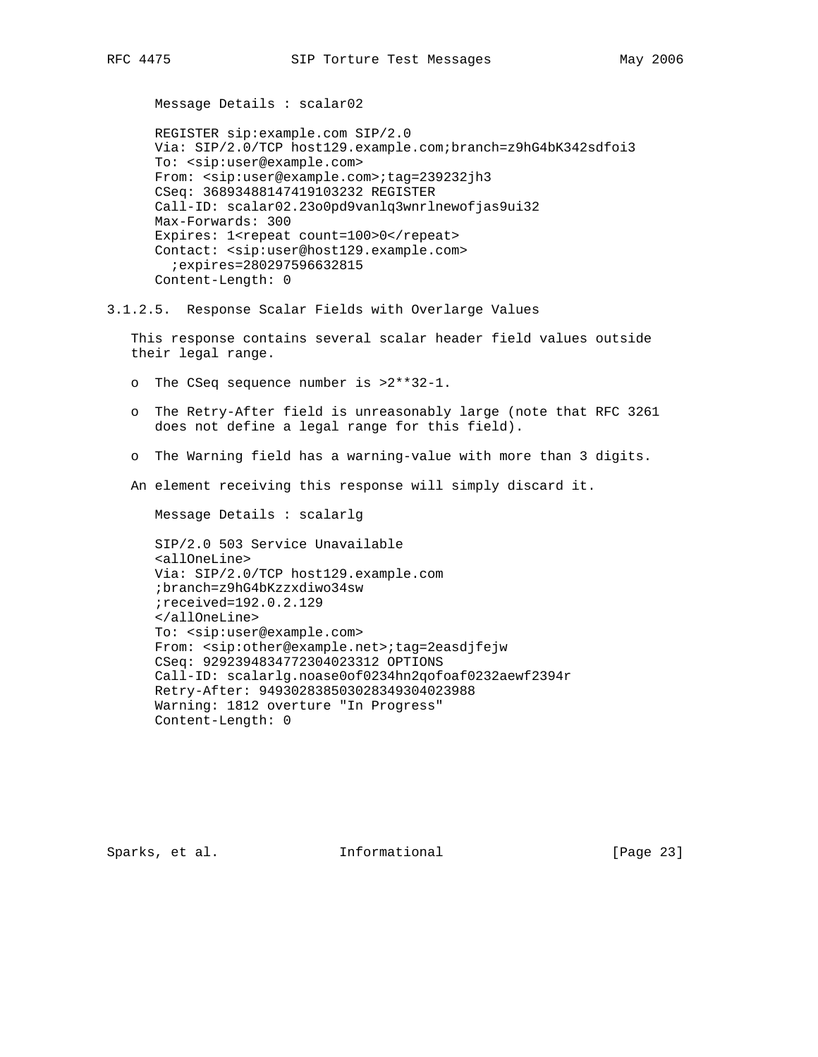Message Details : scalar02

```
REGISTER sip:example.com SIP/2.0
Via: SIP/2.0/TCP host129.example.com;branch=z9hG4bK342sdfoi3
To: <sip:user@example.com>
From: <sip:user@example.com>;tag=239232jh3
CSeq: 36893488147419103232 REGISTER
Call-ID: scalar02.23o0pd9vanlq3wnrlnewofjas9ui32
Max-Forwards: 300
Expires: 1<repeat count=100>0</repeat>
Contact: <sip:user@host129.example.com>
  ;expires=280297596632815
Content-Length: 0
```

### 3.1.2.5. Response Scalar Fields with Overlarge Values

This response contains several scalar header field values outside their legal range.

- The CSeq sequence number is >2**32-1.
- The Retry-After field is unreasonably large (note that RFC 3261 does not define a legal range for this field).
- The Warning field has a warning-value with more than 3 digits.

An element receiving this response will simply discard it.

Message Details : scalarlg

```
SIP/2.0 503 Service Unavailable
<allOneLine>
Via: SIP/2.0/TCP host129.example.com
;branch=z9hG4bKzzxdiwo34sw
;received=192.0.2.129
</allOneLine>
To: <sip:user@example.com>
From: <sip:other@example.net>;tag=2easdjfejw
CSeq: 9292394834772304023312 OPTIONS
Call-ID: scalarlg.noase0of0234hn2qofoaf0232aewf2394r
Retry-After: 949302838503028349304023988
Warning: 1812 overture "In Progress"
Content-Length: 0
```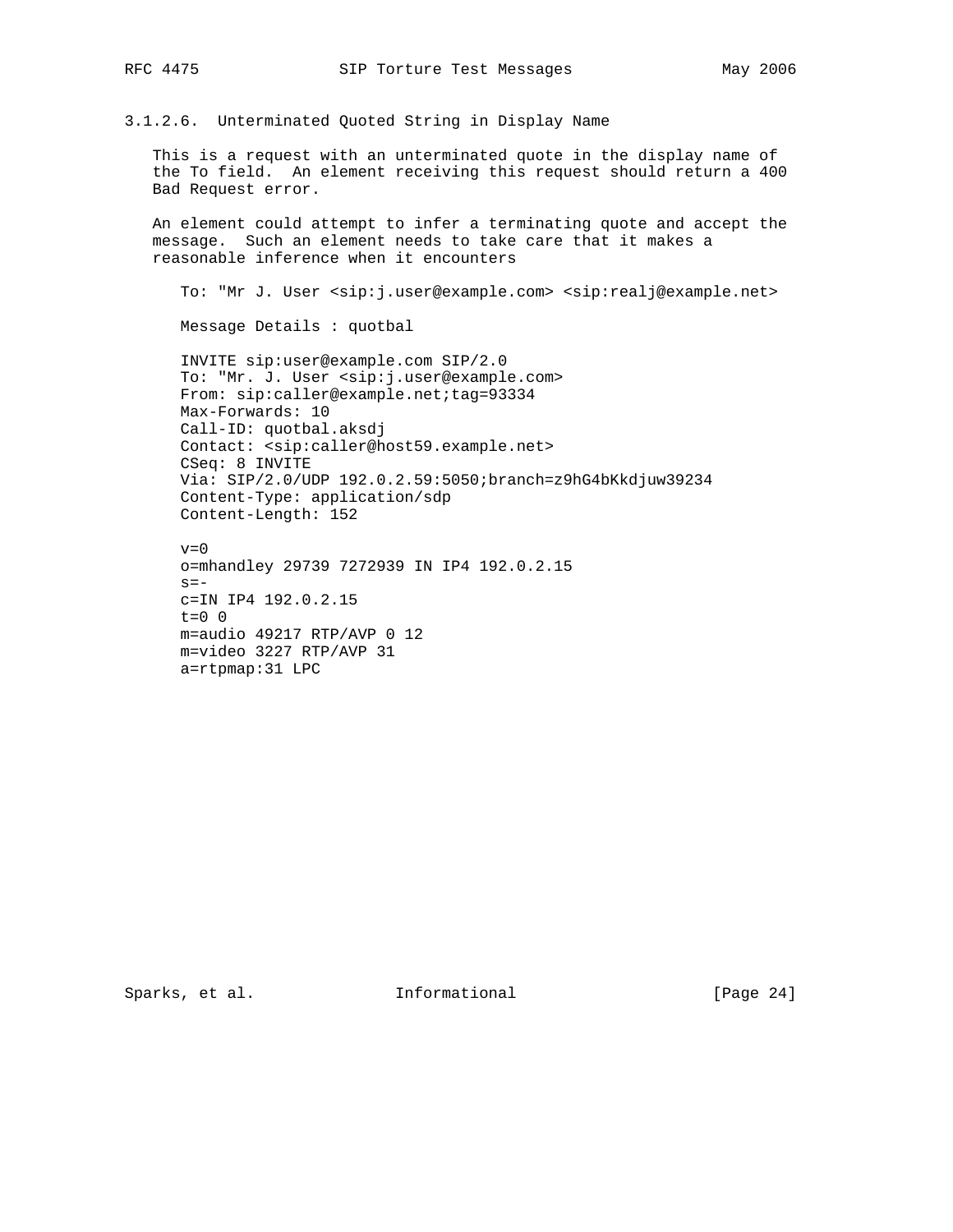### 3.1.2.6. Unterminated Quoted String in Display Name

This is a request with an unterminated quote in the display name of the To field. An element receiving this request should return a 400 Bad Request error.

An element could attempt to infer a terminating quote and accept the message. Such an element needs to take care that it makes a reasonable inference when it encounters

```
To: "Mr J. User <sip:j.user@example.com> <sip:realj@example.net>
```

Message Details : quotbal

```
INVITE sip:user@example.com SIP/2.0
To: "Mr. J. User <sip:j.user@example.com>
From: sip:caller@example.net;tag=93334
Max-Forwards: 10
Call-ID: quotbal.aksdj
Contact: <sip:caller@host59.example.net>
CSeq: 8 INVITE
Via: SIP/2.0/UDP 192.0.2.59:5050;branch=z9hG4bKkdjuw39234
Content-Type: application/sdp
Content-Length: 152

v=0
o=mhandley 29739 7272939 IN IP4 192.0.2.15
s=-
c=IN IP4 192.0.2.15
t=0 0
m=audio 49217 RTP/AVP 0 12
m=video 3227 RTP/AVP 31
a=rtpmap:31 LPC
```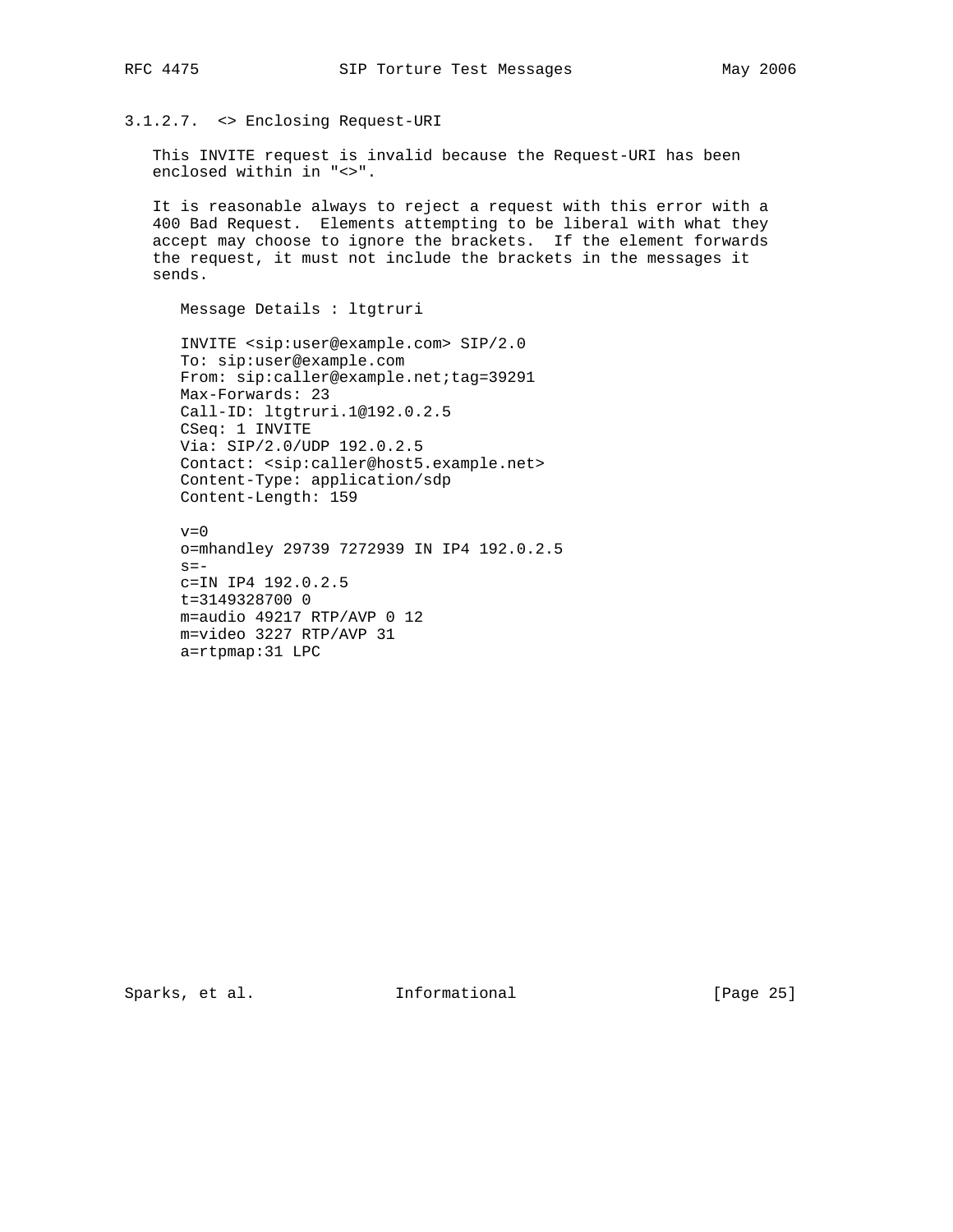#### 3.1.2.7. <> Enclosing Request-URI

This INVITE request is invalid because the Request-URI has been enclosed within in "<>".

It is reasonable always to reject a request with this error with a 400 Bad Request. Elements attempting to be liberal with what they accept may choose to ignore the brackets. If the element forwards the request, it must not include the brackets in the messages it sends.

Message Details : ltgtruri

```
INVITE <sip:user@example.com> SIP/2.0
To: sip:user@example.com
From: sip:caller@example.net;tag=39291
Max-Forwards: 23
Call-ID: ltgtruri.1@192.0.2.5
CSeq: 1 INVITE
Via: SIP/2.0/UDP 192.0.2.5
Contact: <sip:caller@host5.example.net>
Content-Type: application/sdp
Content-Length: 159

v=0
o=mhandley 29739 7272939 IN IP4 192.0.2.5
s=-
c=IN IP4 192.0.2.5
t=3149328700 0
m=audio 49217 RTP/AVP 0 12
m=video 3227 RTP/AVP 31
a=rtpmap:31 LPC
```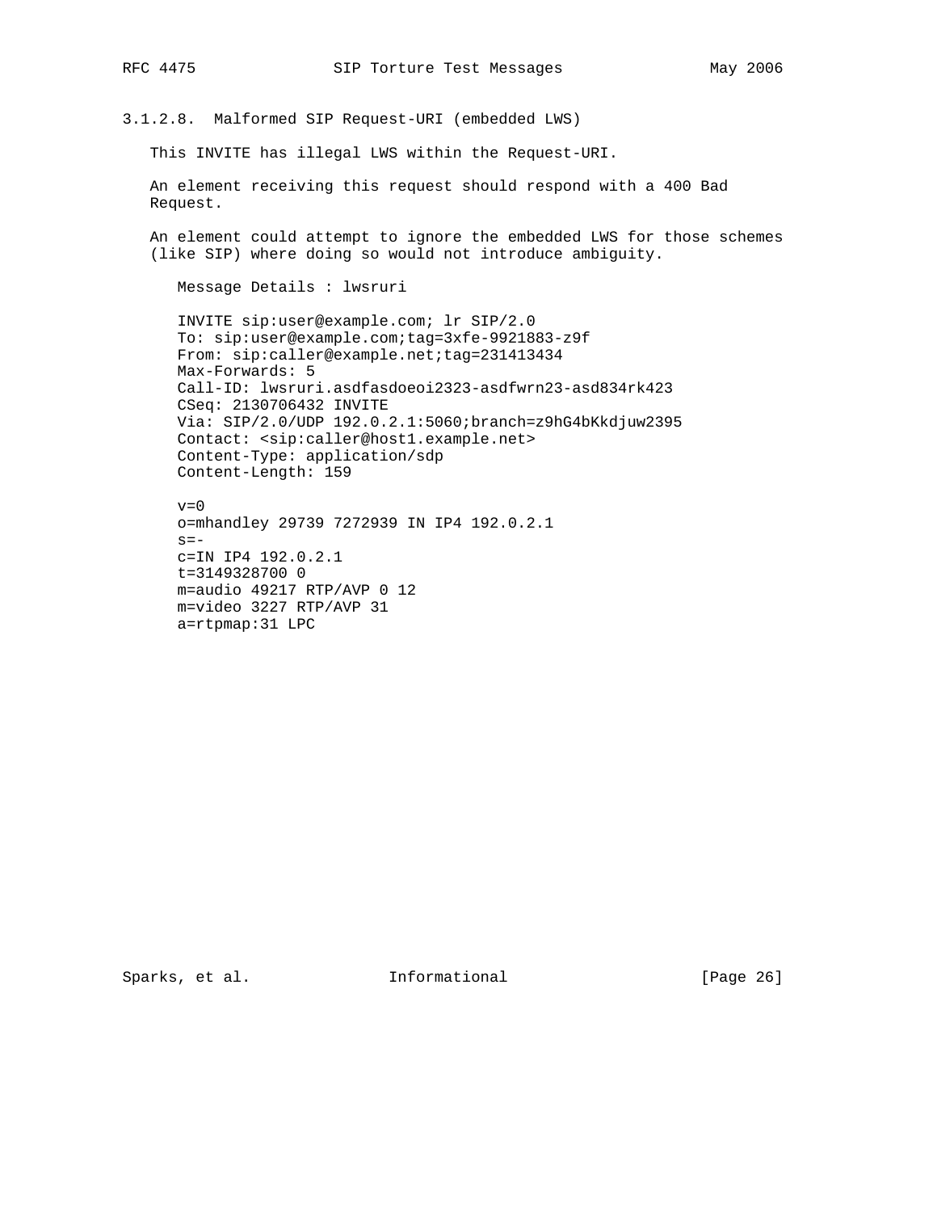### 3.1.2.8. Malformed SIP Request-URI (embedded LWS)

This INVITE has illegal LWS within the Request-URI.

An element receiving this request should respond with a 400 Bad Request.

An element could attempt to ignore the embedded LWS for those schemes (like SIP) where doing so would not introduce ambiguity.

Message Details : lwsruri

```
INVITE sip:user@example.com; lr SIP/2.0
To: sip:user@example.com;tag=3xfe-9921883-z9f
From: sip:caller@example.net;tag=231413434
Max-Forwards: 5
Call-ID: lwsruri.asdfasdoeoi2323-asdfwrn23-asd834rk423
CSeq: 2130706432 INVITE
Via: SIP/2.0/UDP 192.0.2.1:5060;branch=z9hG4bKkdjuw2395
Contact: <sip:caller@host1.example.net>
Content-Type: application/sdp
Content-Length: 159

v=0
o=mhandley 29739 7272939 IN IP4 192.0.2.1
s=-
c=IN IP4 192.0.2.1
t=3149328700 0
m=audio 49217 RTP/AVP 0 12
m=video 3227 RTP/AVP 31
a=rtpmap:31 LPC
```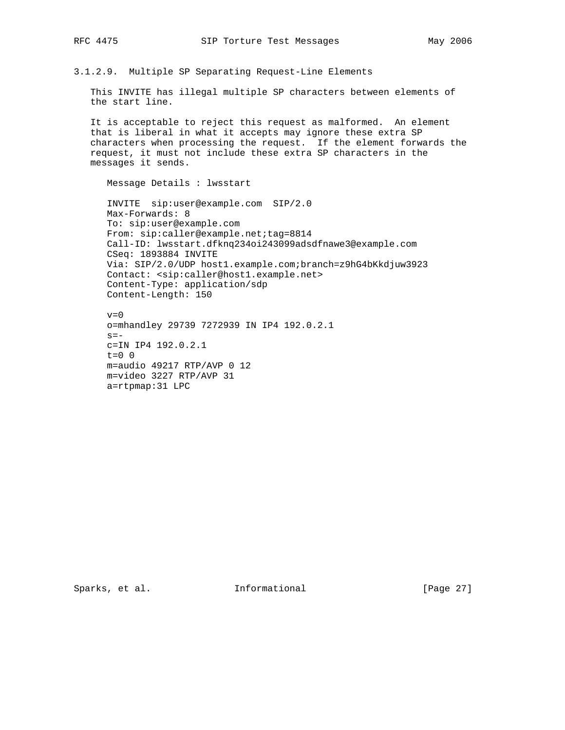### 3.1.2.9. Multiple SP Separating Request-Line Elements

This INVITE has illegal multiple SP characters between elements of the start line.

It is acceptable to reject this request as malformed. An element that is liberal in what it accepts may ignore these extra SP characters when processing the request. If the element forwards the request, it must not include these extra SP characters in the messages it sends.

Message Details : lwsstart

```
INVITE  sip:user@example.com  SIP/2.0
Max-Forwards: 8
To: sip:user@example.com
From: sip:caller@example.net;tag=8814
Call-ID: lwsstart.dfknq234oi243099adsdfnawe3@example.com
CSeq: 1893884 INVITE
Via: SIP/2.0/UDP host1.example.com;branch=z9hG4bKkdjuw3923
Contact: <sip:caller@host1.example.net>
Content-Type: application/sdp
Content-Length: 150

v=0
o=mhandley 29739 7272939 IN IP4 192.0.2.1
s=-
c=IN IP4 192.0.2.1
t=0 0
m=audio 49217 RTP/AVP 0 12
m=video 3227 RTP/AVP 31
a=rtpmap:31 LPC
```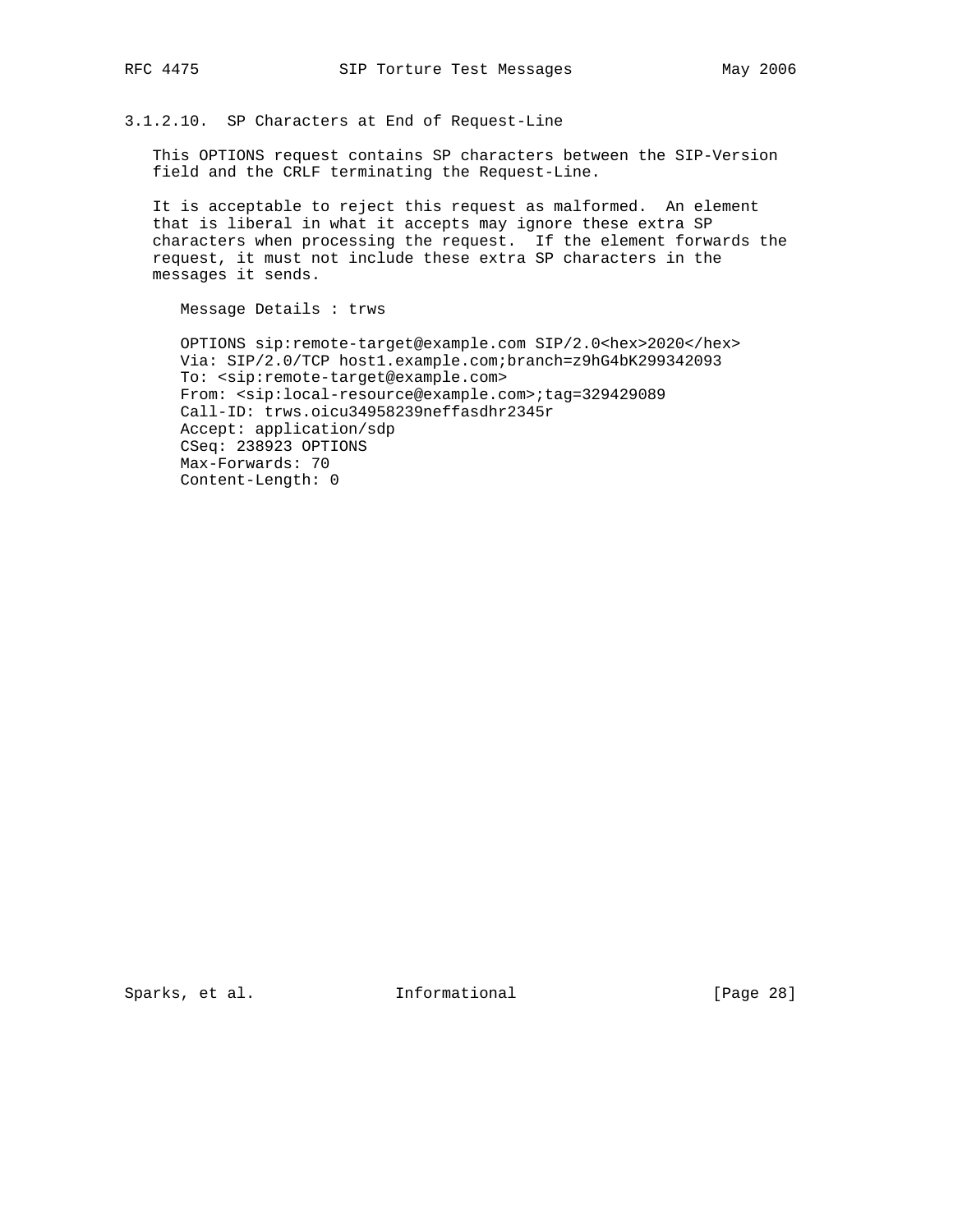### 3.1.2.10. SP Characters at End of Request-Line

This OPTIONS request contains SP characters between the SIP-Version field and the CRLF terminating the Request-Line.

It is acceptable to reject this request as malformed. An element that is liberal in what it accepts may ignore these extra SP characters when processing the request. If the element forwards the request, it must not include these extra SP characters in the messages it sends.

Message Details : trws

```
OPTIONS sip:remote-target@example.com SIP/2.0<hex>2020</hex>
Via: SIP/2.0/TCP host1.example.com;branch=z9hG4bK299342093
To: <sip:remote-target@example.com>
From: <sip:local-resource@example.com>;tag=329429089
Call-ID: trws.oicu34958239neffasdhr2345r
Accept: application/sdp
CSeq: 238923 OPTIONS
Max-Forwards: 70
Content-Length: 0
```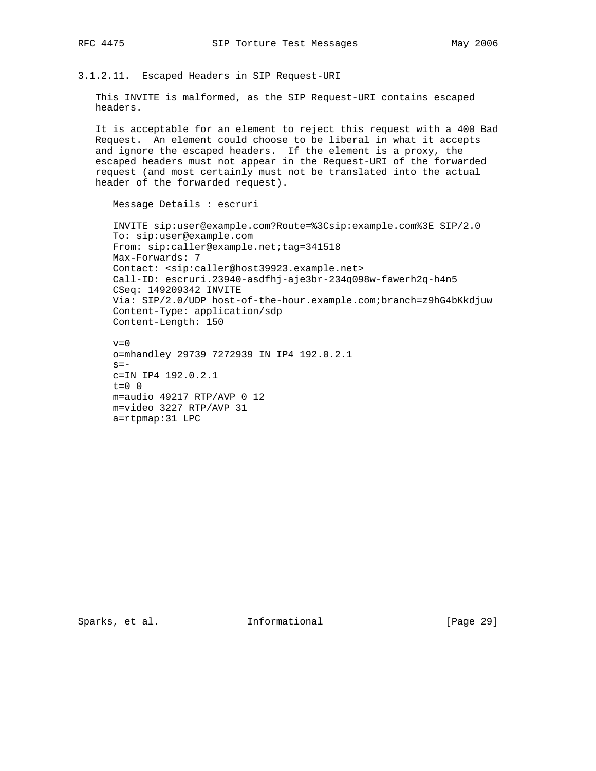### 3.1.2.11. Escaped Headers in SIP Request-URI

This INVITE is malformed, as the SIP Request-URI contains escaped headers.

It is acceptable for an element to reject this request with a 400 Bad Request. An element could choose to be liberal in what it accepts and ignore the escaped headers. If the element is a proxy, the escaped headers must not appear in the Request-URI of the forwarded request (and most certainly must not be translated into the actual header of the forwarded request).

Message Details : escruri

```
INVITE sip:user@example.com?Route=%3Csip:example.com%3E SIP/2.0
To: sip:user@example.com
From: sip:caller@example.net;tag=341518
Max-Forwards: 7
Contact: <sip:caller@host39923.example.net>
Call-ID: escruri.23940-asdfhj-aje3br-234q098w-fawerh2q-h4n5
CSeq: 149209342 INVITE
Via: SIP/2.0/UDP host-of-the-hour.example.com;branch=z9hG4bKkdjuw
Content-Type: application/sdp
Content-Length: 150

v=0
o=mhandley 29739 7272939 IN IP4 192.0.2.1
s=-
c=IN IP4 192.0.2.1
t=0 0
m=audio 49217 RTP/AVP 0 12
m=video 3227 RTP/AVP 31
a=rtpmap:31 LPC
```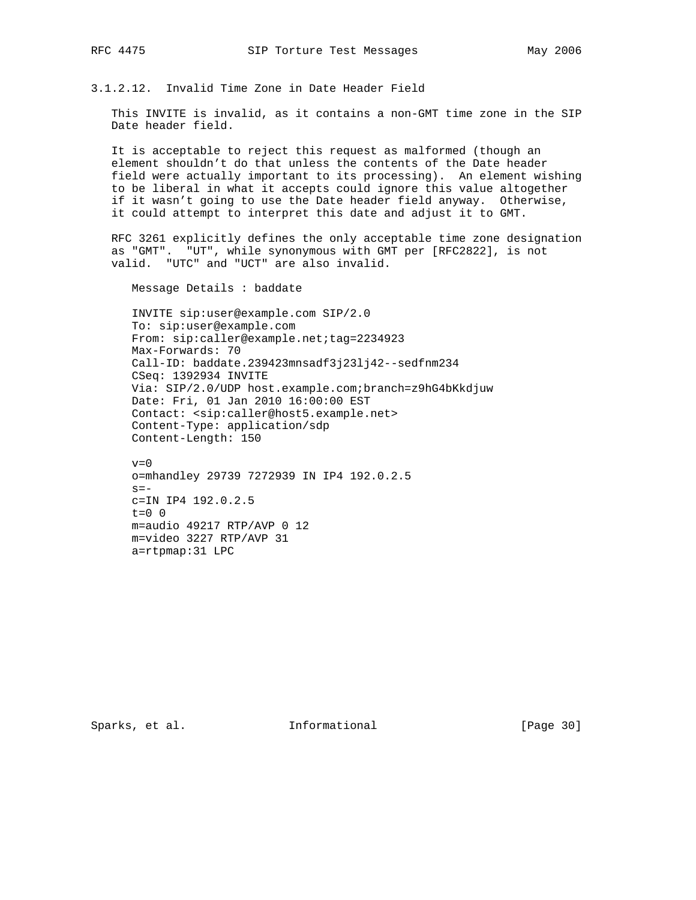### 3.1.2.12. Invalid Time Zone in Date Header Field

This INVITE is invalid, as it contains a non-GMT time zone in the SIP Date header field.

It is acceptable to reject this request as malformed (though an element shouldn't do that unless the contents of the Date header field were actually important to its processing). An element wishing to be liberal in what it accepts could ignore this value altogether if it wasn't going to use the Date header field anyway. Otherwise, it could attempt to interpret this date and adjust it to GMT.

RFC 3261 explicitly defines the only acceptable time zone designation as "GMT". "UT", while synonymous with GMT per [RFC2822], is not valid. "UTC" and "UCT" are also invalid.

Message Details : baddate

```
INVITE sip:user@example.com SIP/2.0
To: sip:user@example.com
From: sip:caller@example.net;tag=2234923
Max-Forwards: 70
Call-ID: baddate.239423mnsadf3j23lj42--sedfnm234
CSeq: 1392934 INVITE
Via: SIP/2.0/UDP host.example.com;branch=z9hG4bKkdjuw
Date: Fri, 01 Jan 2010 16:00:00 EST
Contact: <sip:caller@host5.example.net>
Content-Type: application/sdp
Content-Length: 150

v=0
o=mhandley 29739 7272939 IN IP4 192.0.2.5
s=-
c=IN IP4 192.0.2.5
t=0 0
m=audio 49217 RTP/AVP 0 12
m=video 3227 RTP/AVP 31
a=rtpmap:31 LPC
```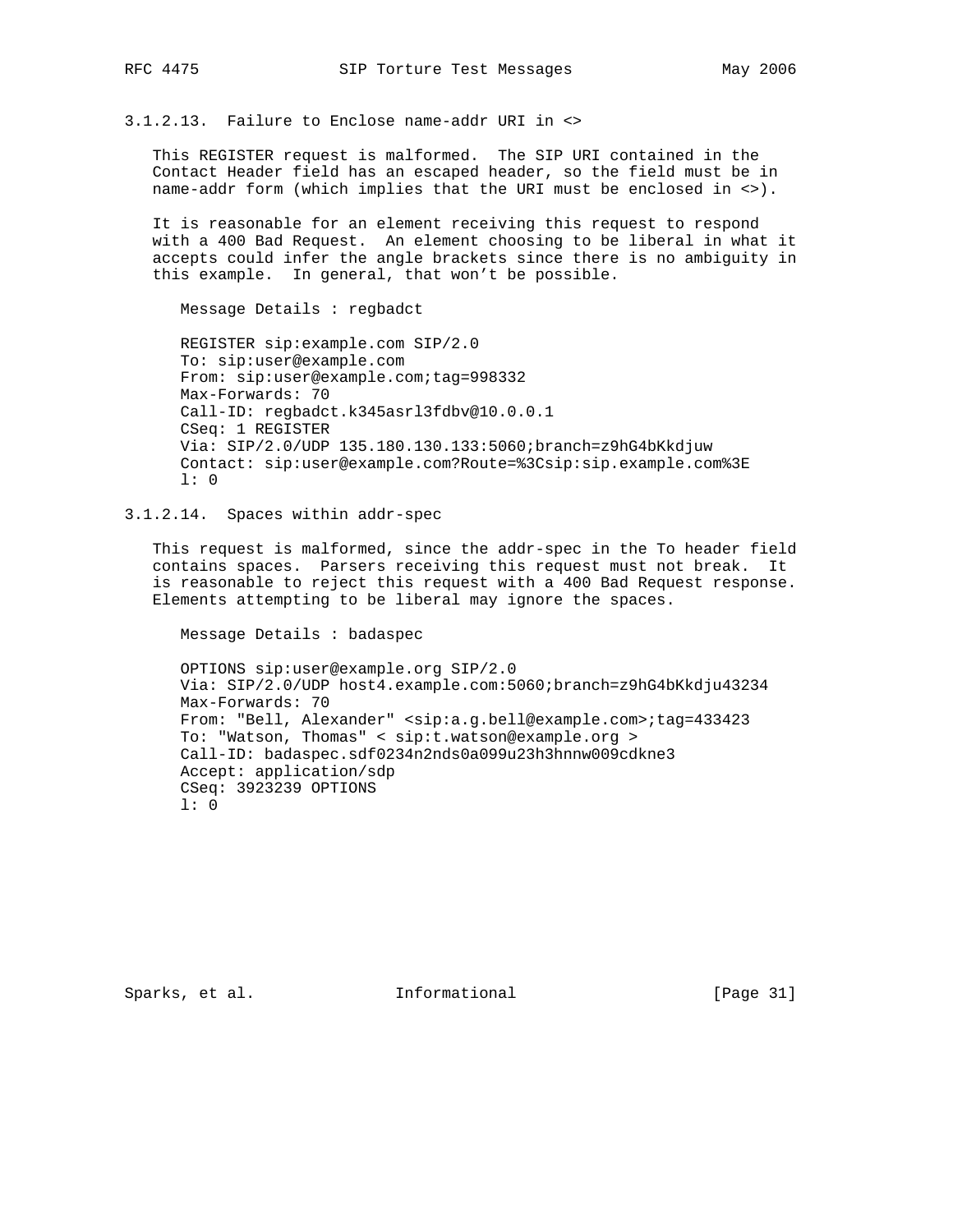### 3.1.2.13. Failure to Enclose name-addr URI in <>

This REGISTER request is malformed. The SIP URI contained in the Contact Header field has an escaped header, so the field must be in name-addr form (which implies that the URI must be enclosed in <>).

It is reasonable for an element receiving this request to respond with a 400 Bad Request. An element choosing to be liberal in what it accepts could infer the angle brackets since there is no ambiguity in this example. In general, that won't be possible.

Message Details : regbadct

```
REGISTER sip:example.com SIP/2.0
To: sip:user@example.com
From: sip:user@example.com;tag=998332
Max-Forwards: 70
Call-ID: regbadct.k345asrl3fdbv@10.0.0.1
CSeq: 1 REGISTER
Via: SIP/2.0/UDP 135.180.130.133:5060;branch=z9hG4bKkdjuw
Contact: sip:user@example.com?Route=%3Csip:sip.example.com%3E
l: 0
```

### 3.1.2.14. Spaces within addr-spec

This request is malformed, since the addr-spec in the To header field contains spaces. Parsers receiving this request must not break. It is reasonable to reject this request with a 400 Bad Request response. Elements attempting to be liberal may ignore the spaces.

Message Details : badaspec

```
OPTIONS sip:user@example.org SIP/2.0
Via: SIP/2.0/UDP host4.example.com:5060;branch=z9hG4bKkdju43234
Max-Forwards: 70
From: "Bell, Alexander" <sip:a.g.bell@example.com>;tag=433423
To: "Watson, Thomas" < sip:t.watson@example.org >
Call-ID: badaspec.sdf0234n2nds0a099u23h3hnnw009cdkne3
Accept: application/sdp
CSeq: 3923239 OPTIONS
l: 0
```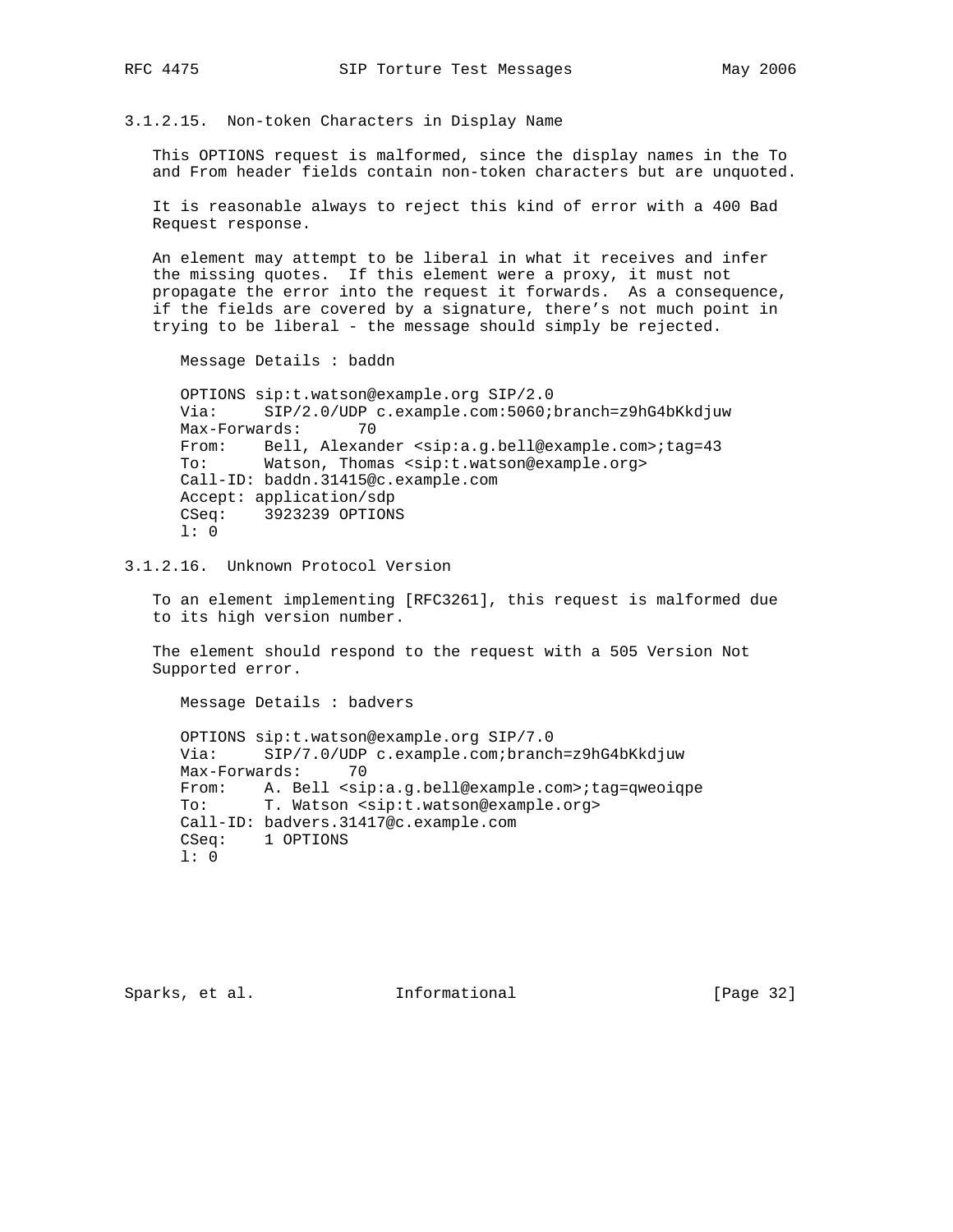#### 3.1.2.15. Non-token Characters in Display Name

This OPTIONS request is malformed, since the display names in the To and From header fields contain non-token characters but are unquoted.

It is reasonable always to reject this kind of error with a 400 Bad Request response.

An element may attempt to be liberal in what it receives and infer the missing quotes. If this element were a proxy, it must not propagate the error into the request it forwards. As a consequence, if the fields are covered by a signature, there’s not much point in trying to be liberal - the message should simply be rejected.

Message Details : baddn

```
OPTIONS sip:t.watson@example.org SIP/2.0
Via:     SIP/2.0/UDP c.example.com:5060;branch=z9hG4bKkdjuw
Max-Forwards:      70
From:    Bell, Alexander <sip:a.g.bell@example.com>;tag=43
To:      Watson, Thomas <sip:t.watson@example.org>
Call-ID: baddn.31415@c.example.com
Accept: application/sdp
CSeq:    3923239 OPTIONS
l: 0
```

#### 3.1.2.16. Unknown Protocol Version

To an element implementing [RFC3261], this request is malformed due to its high version number.

The element should respond to the request with a 505 Version Not Supported error.

Message Details : badvers

```
OPTIONS sip:t.watson@example.org SIP/7.0
Via:     SIP/7.0/UDP c.example.com;branch=z9hG4bKkdjuw
Max-Forwards:     70
From:    A. Bell <sip:a.g.bell@example.com>;tag=qweoiqpe
To:      T. Watson <sip:t.watson@example.org>
Call-ID: badvers.31417@c.example.com
CSeq:    1 OPTIONS
l: 0
```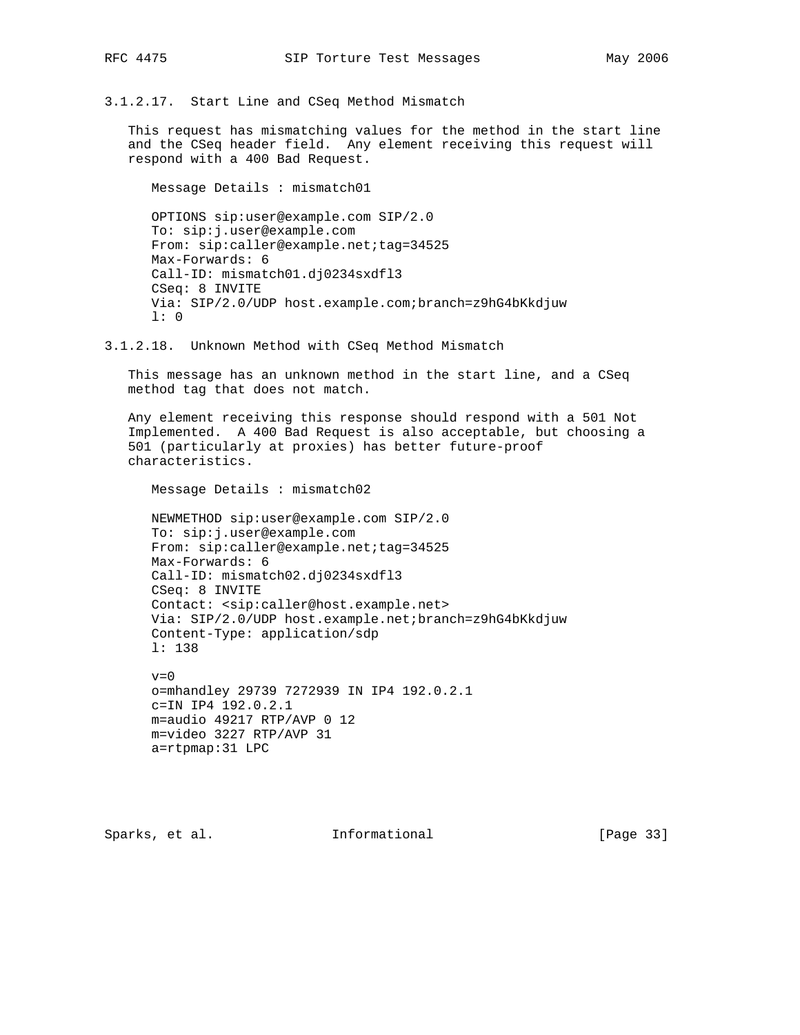#### 3.1.2.17. Start Line and CSeq Method Mismatch

This request has mismatching values for the method in the start line and the CSeq header field. Any element receiving this request will respond with a 400 Bad Request.

Message Details : mismatch01

```
OPTIONS sip:user@example.com SIP/2.0
To: sip:j.user@example.com
From: sip:caller@example.net;tag=34525
Max-Forwards: 6
Call-ID: mismatch01.dj0234sxdfl3
CSeq: 8 INVITE
Via: SIP/2.0/UDP host.example.com;branch=z9hG4bKkdjuw
l: 0
```

#### 3.1.2.18. Unknown Method with CSeq Method Mismatch

This message has an unknown method in the start line, and a CSeq method tag that does not match.

Any element receiving this response should respond with a 501 Not Implemented. A 400 Bad Request is also acceptable, but choosing a 501 (particularly at proxies) has better future-proof characteristics.

Message Details : mismatch02

```
NEWMETHOD sip:user@example.com SIP/2.0
To: sip:j.user@example.com
From: sip:caller@example.net;tag=34525
Max-Forwards: 6
Call-ID: mismatch02.dj0234sxdfl3
CSeq: 8 INVITE
Contact: <sip:caller@host.example.net>
Via: SIP/2.0/UDP host.example.net;branch=z9hG4bKkdjuw
Content-Type: application/sdp
l: 138

v=0
o=mhandley 29739 7272939 IN IP4 192.0.2.1
c=IN IP4 192.0.2.1
m=audio 49217 RTP/AVP 0 12
m=video 3227 RTP/AVP 31
a=rtpmap:31 LPC
```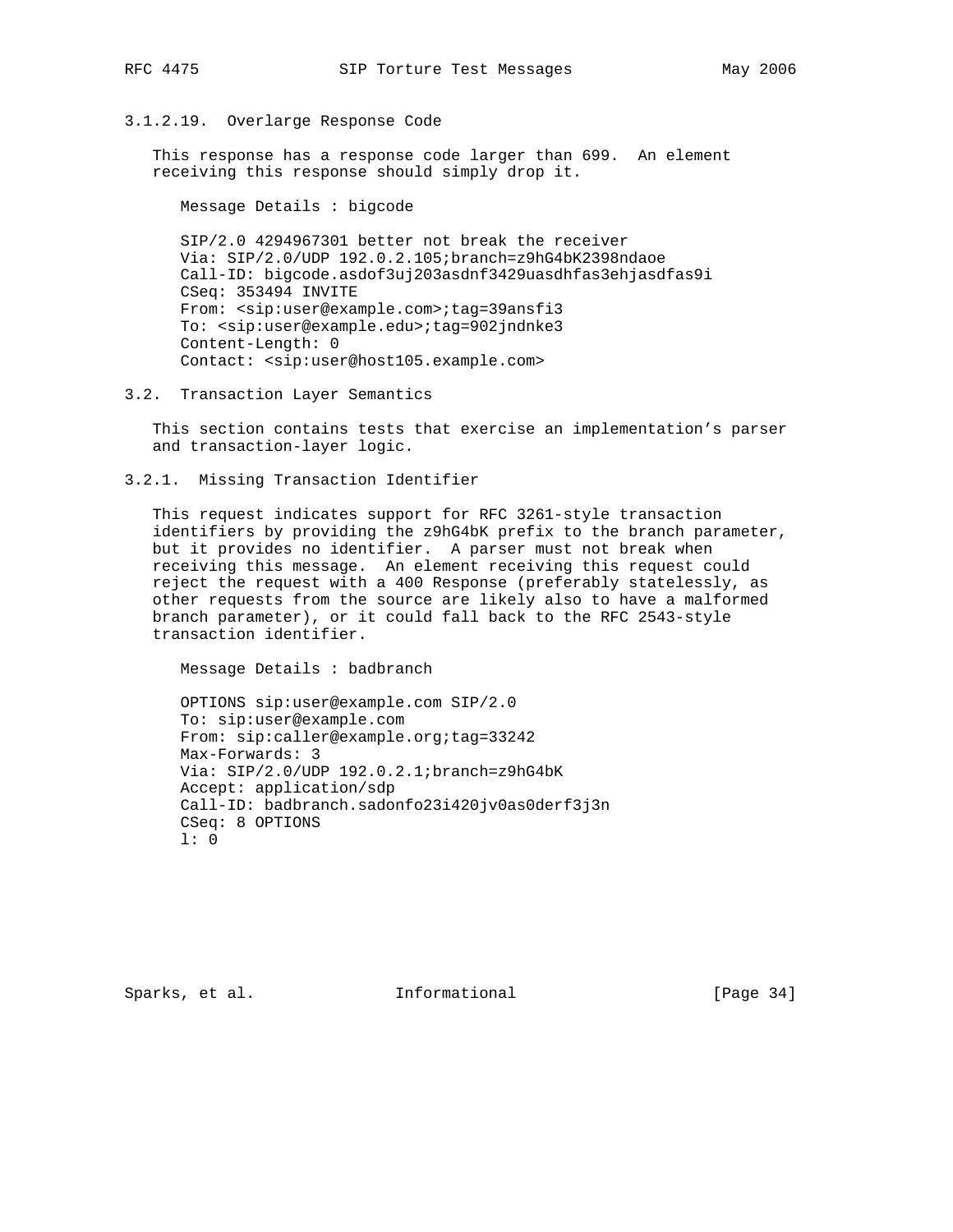#### 3.1.2.19. Overlarge Response Code

This response has a response code larger than 699. An element receiving this response should simply drop it.

Message Details : bigcode

```
SIP/2.0 4294967301 better not break the receiver
Via: SIP/2.0/UDP 192.0.2.105;branch=z9hG4bK2398ndaoe
Call-ID: bigcode.asdof3uj203asdnf3429uasdhfas3ehjasdfas9i
CSeq: 353494 INVITE
From: <sip:user@example.com>;tag=39ansfi3
To: <sip:user@example.edu>;tag=902jndnke3
Content-Length: 0
Contact: <sip:user@host105.example.com>
```

## 3.2. Transaction Layer Semantics

This section contains tests that exercise an implementation's parser and transaction-layer logic.

### 3.2.1. Missing Transaction Identifier

This request indicates support for RFC 3261-style transaction identifiers by providing the z9hG4bK prefix to the branch parameter, but it provides no identifier. A parser must not break when receiving this message. An element receiving this request could reject the request with a 400 Response (preferably statelessly, as other requests from the source are likely also to have a malformed branch parameter), or it could fall back to the RFC 2543-style transaction identifier.

Message Details : badbranch

```
OPTIONS sip:user@example.com SIP/2.0
To: sip:user@example.com
From: sip:caller@example.org;tag=33242
Max-Forwards: 3
Via: SIP/2.0/UDP 192.0.2.1;branch=z9hG4bK
Accept: application/sdp
Call-ID: badbranch.sadonfo23i420jv0as0derf3j3n
CSeq: 8 OPTIONS
l: 0
```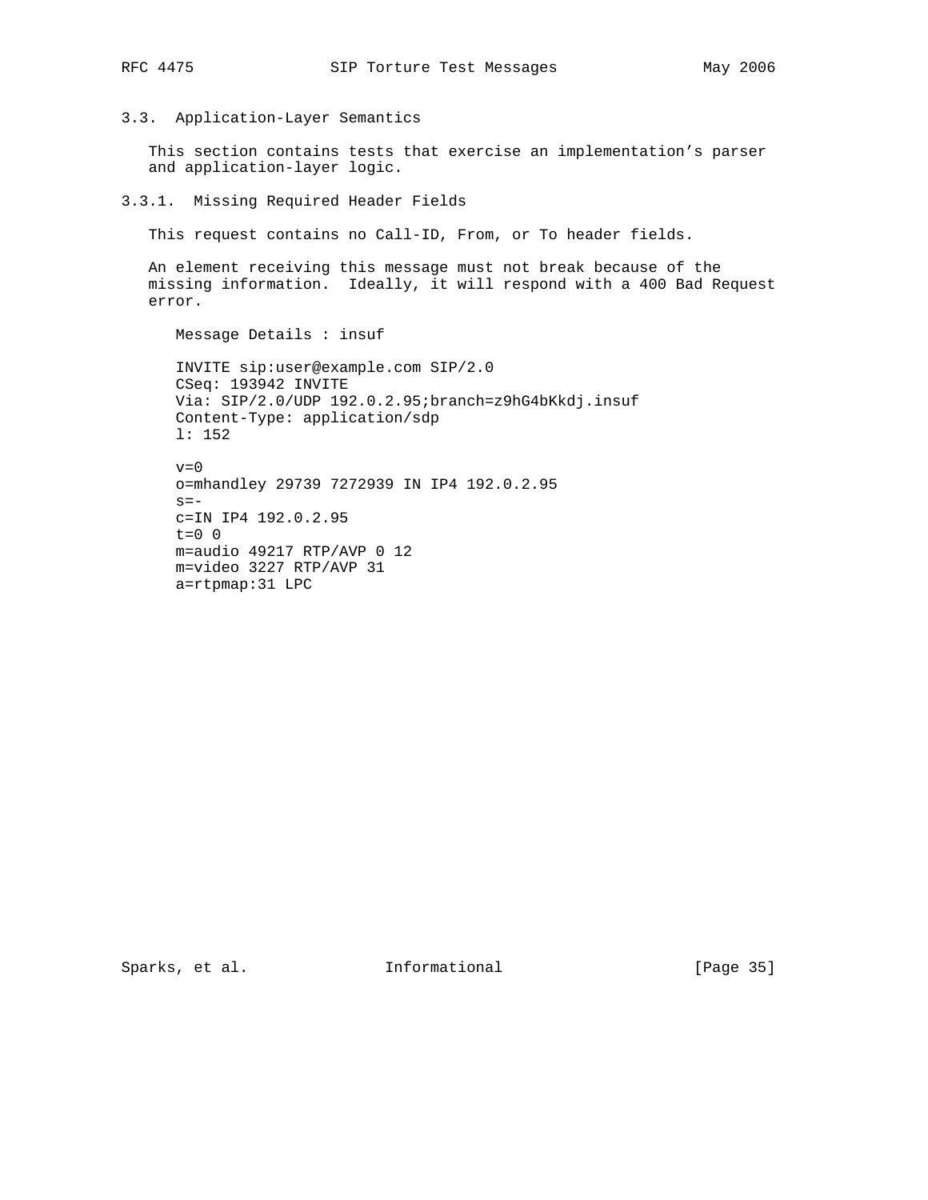### 3.3. Application-Layer Semantics

This section contains tests that exercise an implementation's parser and application-layer logic.

#### 3.3.1. Missing Required Header Fields

This request contains no Call-ID, From, or To header fields.

An element receiving this message must not break because of the missing information. Ideally, it will respond with a 400 Bad Request error.

Message Details : insuf

```
INVITE sip:user@example.com SIP/2.0
CSeq: 193942 INVITE
Via: SIP/2.0/UDP 192.0.2.95;branch=z9hG4bKkdj.insuf
Content-Type: application/sdp
l: 152

v=0
o=mhandley 29739 7272939 IN IP4 192.0.2.95
s=-
c=IN IP4 192.0.2.95
t=0 0
m=audio 49217 RTP/AVP 0 12
m=video 3227 RTP/AVP 31
a=rtpmap:31 LPC
```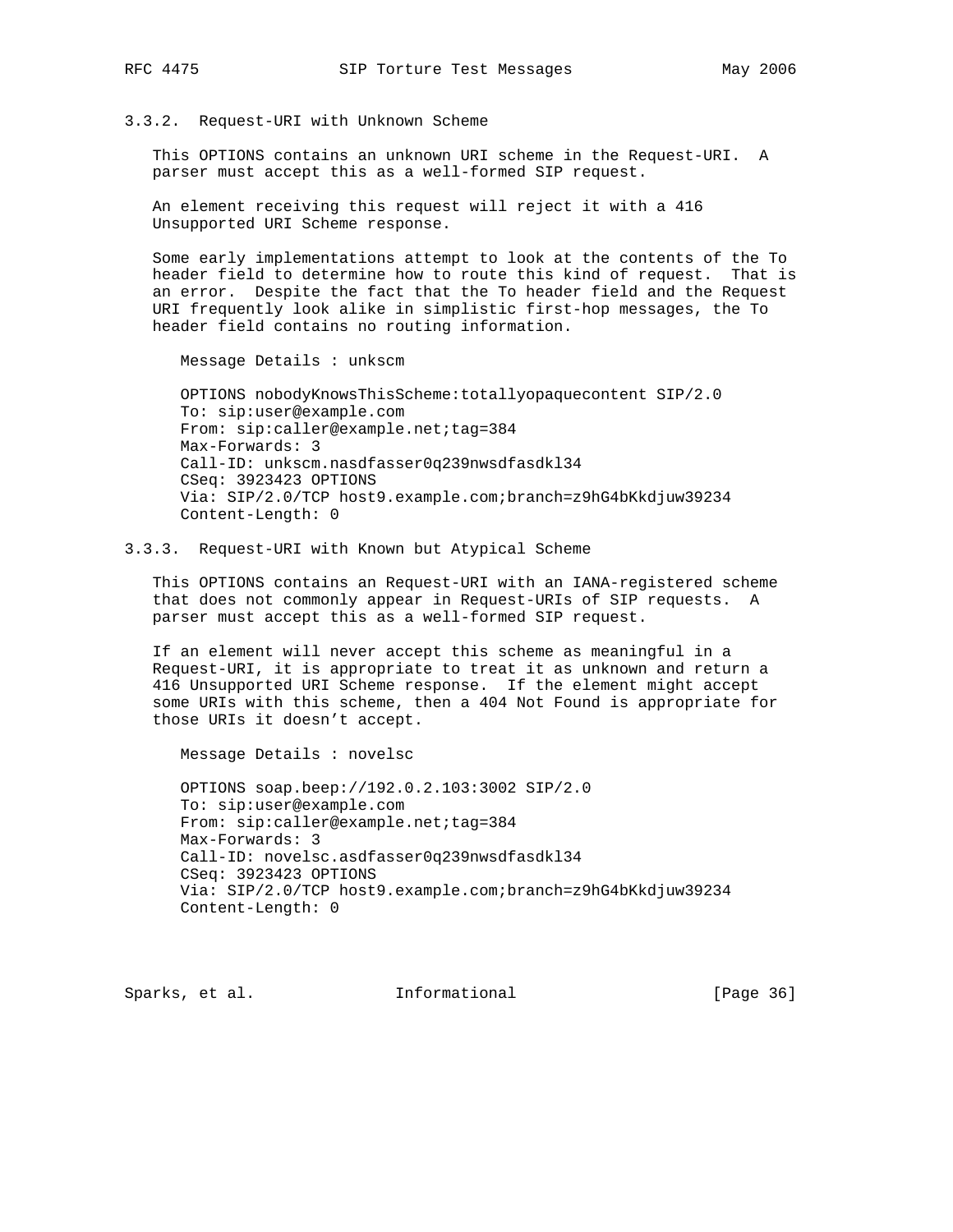### 3.3.2. Request-URI with Unknown Scheme

This OPTIONS contains an unknown URI scheme in the Request-URI. A parser must accept this as a well-formed SIP request.

An element receiving this request will reject it with a 416 Unsupported URI Scheme response.

Some early implementations attempt to look at the contents of the To header field to determine how to route this kind of request. That is an error. Despite the fact that the To header field and the Request URI frequently look alike in simplistic first-hop messages, the To header field contains no routing information.

Message Details : unkscm

```
OPTIONS nobodyKnowsThisScheme:totallyopaquecontent SIP/2.0
To: sip:user@example.com
From: sip:caller@example.net;tag=384
Max-Forwards: 3
Call-ID: unkscm.nasdfasser0q239nwsdfasdkl34
CSeq: 3923423 OPTIONS
Via: SIP/2.0/TCP host9.example.com;branch=z9hG4bKkdjuw39234
Content-Length: 0
```

### 3.3.3. Request-URI with Known but Atypical Scheme

This OPTIONS contains an Request-URI with an IANA-registered scheme that does not commonly appear in Request-URIs of SIP requests. A parser must accept this as a well-formed SIP request.

If an element will never accept this scheme as meaningful in a Request-URI, it is appropriate to treat it as unknown and return a 416 Unsupported URI Scheme response. If the element might accept some URIs with this scheme, then a 404 Not Found is appropriate for those URIs it doesn't accept.

Message Details : novelsc

```
OPTIONS soap.beep://192.0.2.103:3002 SIP/2.0
To: sip:user@example.com
From: sip:caller@example.net;tag=384
Max-Forwards: 3
Call-ID: novelsc.asdfasser0q239nwsdfasdkl34
CSeq: 3923423 OPTIONS
Via: SIP/2.0/TCP host9.example.com;branch=z9hG4bKkdjuw39234
Content-Length: 0
```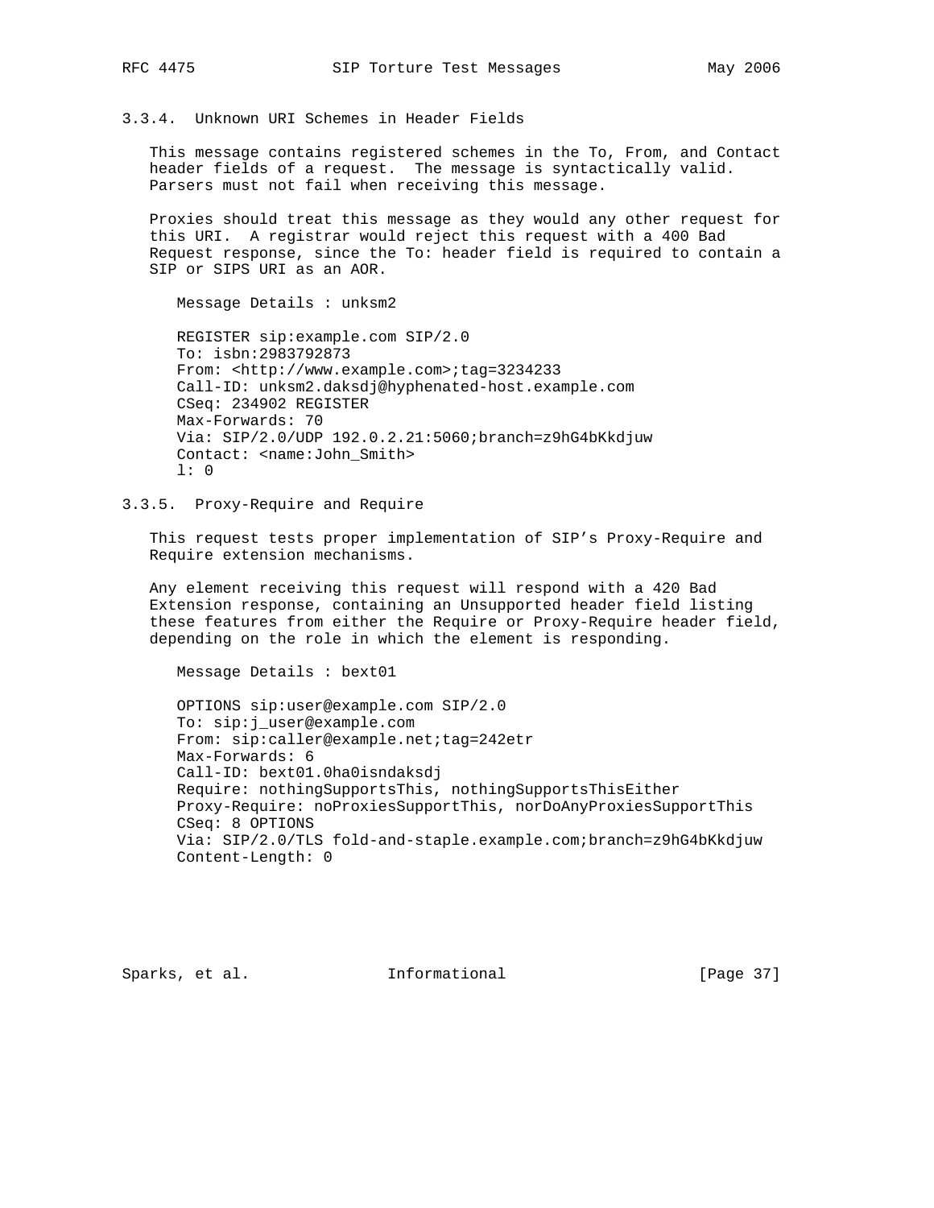### 3.3.4. Unknown URI Schemes in Header Fields

This message contains registered schemes in the To, From, and Contact header fields of a request. The message is syntactically valid. Parsers must not fail when receiving this message.

Proxies should treat this message as they would any other request for this URI. A registrar would reject this request with a 400 Bad Request response, since the To: header field is required to contain a SIP or SIPS URI as an AOR.

Message Details : unksm2

```
REGISTER sip:example.com SIP/2.0
To: isbn:2983792873
From: <http://www.example.com>;tag=3234233
Call-ID: unksm2.daksdj@hyphenated-host.example.com
CSeq: 234902 REGISTER
Max-Forwards: 70
Via: SIP/2.0/UDP 192.0.2.21:5060;branch=z9hG4bKkdjuw
Contact: <name:John_Smith>
l: 0
```

### 3.3.5. Proxy-Require and Require

This request tests proper implementation of SIP's Proxy-Require and Require extension mechanisms.

Any element receiving this request will respond with a 420 Bad Extension response, containing an Unsupported header field listing these features from either the Require or Proxy-Require header field, depending on the role in which the element is responding.

Message Details : bext01

```
OPTIONS sip:user@example.com SIP/2.0
To: sip:j_user@example.com
From: sip:caller@example.net;tag=242etr
Max-Forwards: 6
Call-ID: bext01.0ha0isndaksdj
Require: nothingSupportsThis, nothingSupportsThisEither
Proxy-Require: noProxiesSupportThis, norDoAnyProxiesSupportThis
CSeq: 8 OPTIONS
Via: SIP/2.0/TLS fold-and-staple.example.com;branch=z9hG4bKkdjuw
Content-Length: 0
```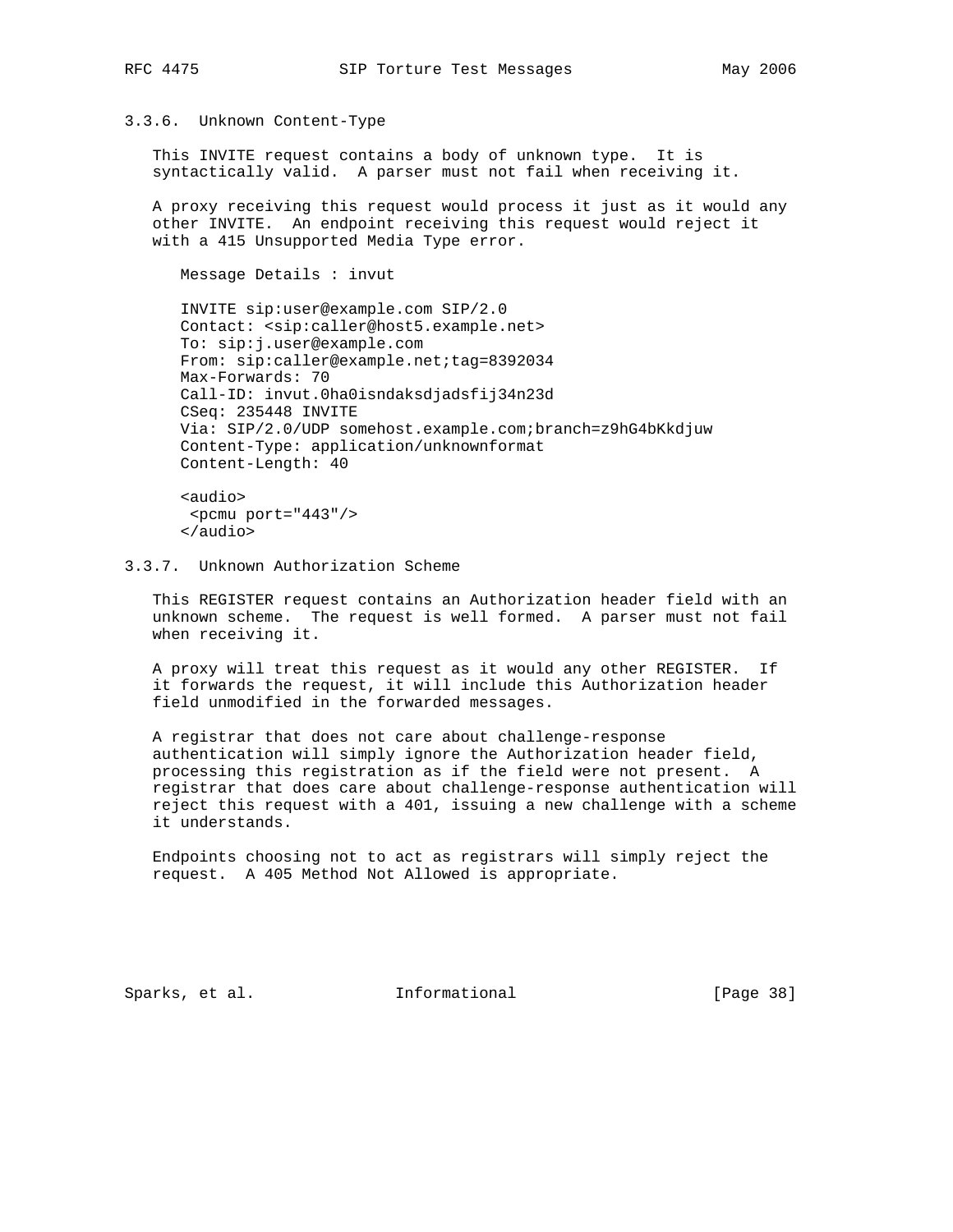### 3.3.6. Unknown Content-Type

This INVITE request contains a body of unknown type. It is syntactically valid. A parser must not fail when receiving it.

A proxy receiving this request would process it just as it would any other INVITE. An endpoint receiving this request would reject it with a 415 Unsupported Media Type error.

```
Message Details : invut

INVITE sip:user@example.com SIP/2.0
Contact: <sip:caller@host5.example.net>
To: sip:j.user@example.com
From: sip:caller@example.net;tag=8392034
Max-Forwards: 70
Call-ID: invut.0ha0isndaksdjadsfij34n23d
CSeq: 235448 INVITE
Via: SIP/2.0/UDP somehost.example.com;branch=z9hG4bKkdjuw
Content-Type: application/unknownformat
Content-Length: 40

<audio>
 <pcmu port="443"/>
</audio>
```

### 3.3.7. Unknown Authorization Scheme

This REGISTER request contains an Authorization header field with an unknown scheme. The request is well formed. A parser must not fail when receiving it.

A proxy will treat this request as it would any other REGISTER. If it forwards the request, it will include this Authorization header field unmodified in the forwarded messages.

A registrar that does not care about challenge-response authentication will simply ignore the Authorization header field, processing this registration as if the field were not present. A registrar that does care about challenge-response authentication will reject this request with a 401, issuing a new challenge with a scheme it understands.

Endpoints choosing not to act as registrars will simply reject the request. A 405 Method Not Allowed is appropriate.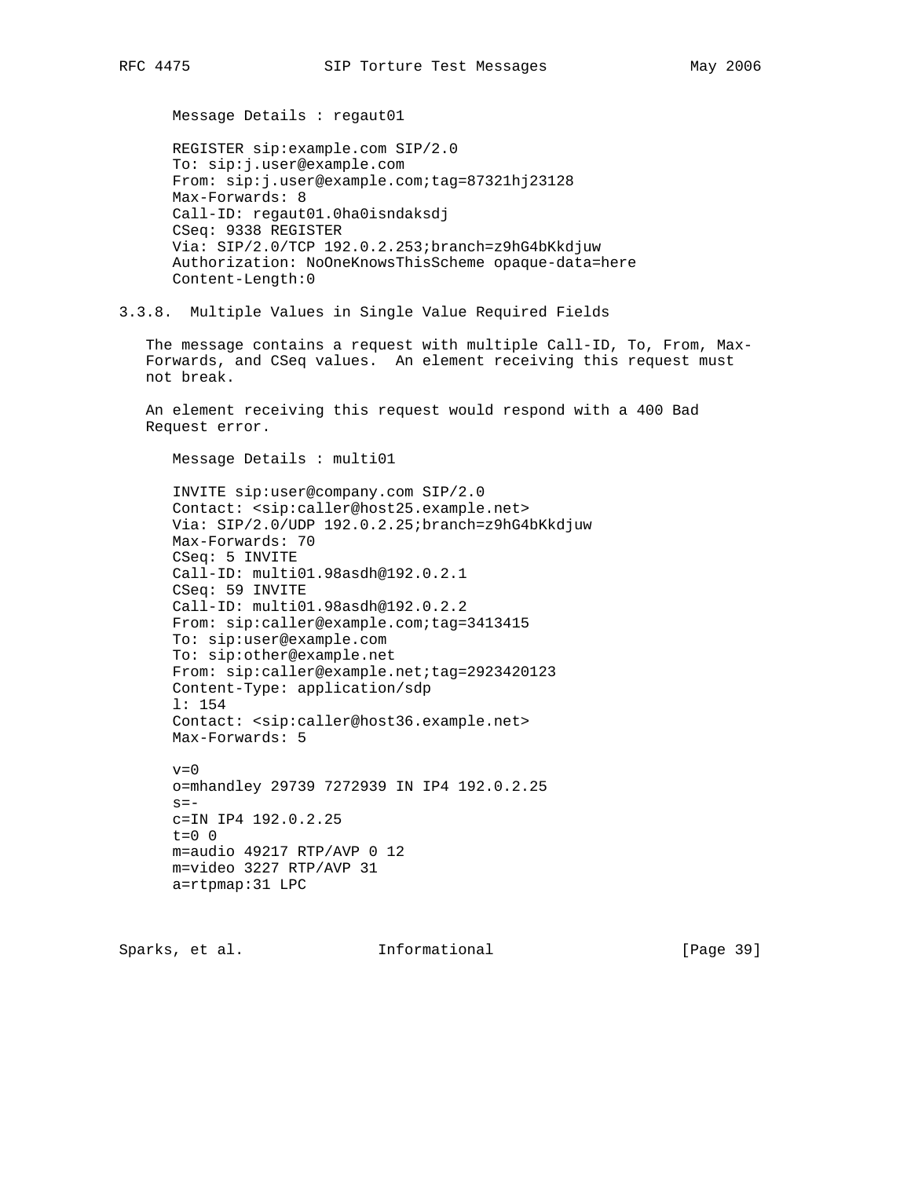Message Details : regaut01

```
REGISTER sip:example.com SIP/2.0
To: sip:j.user@example.com
From: sip:j.user@example.com;tag=87321hj23128
Max-Forwards: 8
Call-ID: regaut01.0ha0isndaksdj
CSeq: 9338 REGISTER
Via: SIP/2.0/TCP 192.0.2.253;branch=z9hG4bKkdjuw
Authorization: NoOneKnowsThisScheme opaque-data=here
Content-Length:0
```

### 3.3.8. Multiple Values in Single Value Required Fields

The message contains a request with multiple Call-ID, To, From, Max-Forwards, and CSeq values. An element receiving this request must not break.

An element receiving this request would respond with a 400 Bad Request error.

Message Details : multi01

```
INVITE sip:user@company.com SIP/2.0
Contact: <sip:caller@host25.example.net>
Via: SIP/2.0/UDP 192.0.2.25;branch=z9hG4bKkdjuw
Max-Forwards: 70
CSeq: 5 INVITE
Call-ID: multi01.98asdh@192.0.2.1
CSeq: 59 INVITE
Call-ID: multi01.98asdh@192.0.2.2
From: sip:caller@example.com;tag=3413415
To: sip:user@example.com
To: sip:other@example.net
From: sip:caller@example.net;tag=2923420123
Content-Type: application/sdp
l: 154
Contact: <sip:caller@host36.example.net>
Max-Forwards: 5

v=0
o=mhandley 29739 7272939 IN IP4 192.0.2.25
s=-
c=IN IP4 192.0.2.25
t=0 0
m=audio 49217 RTP/AVP 0 12
m=video 3227 RTP/AVP 31
a=rtpmap:31 LPC
```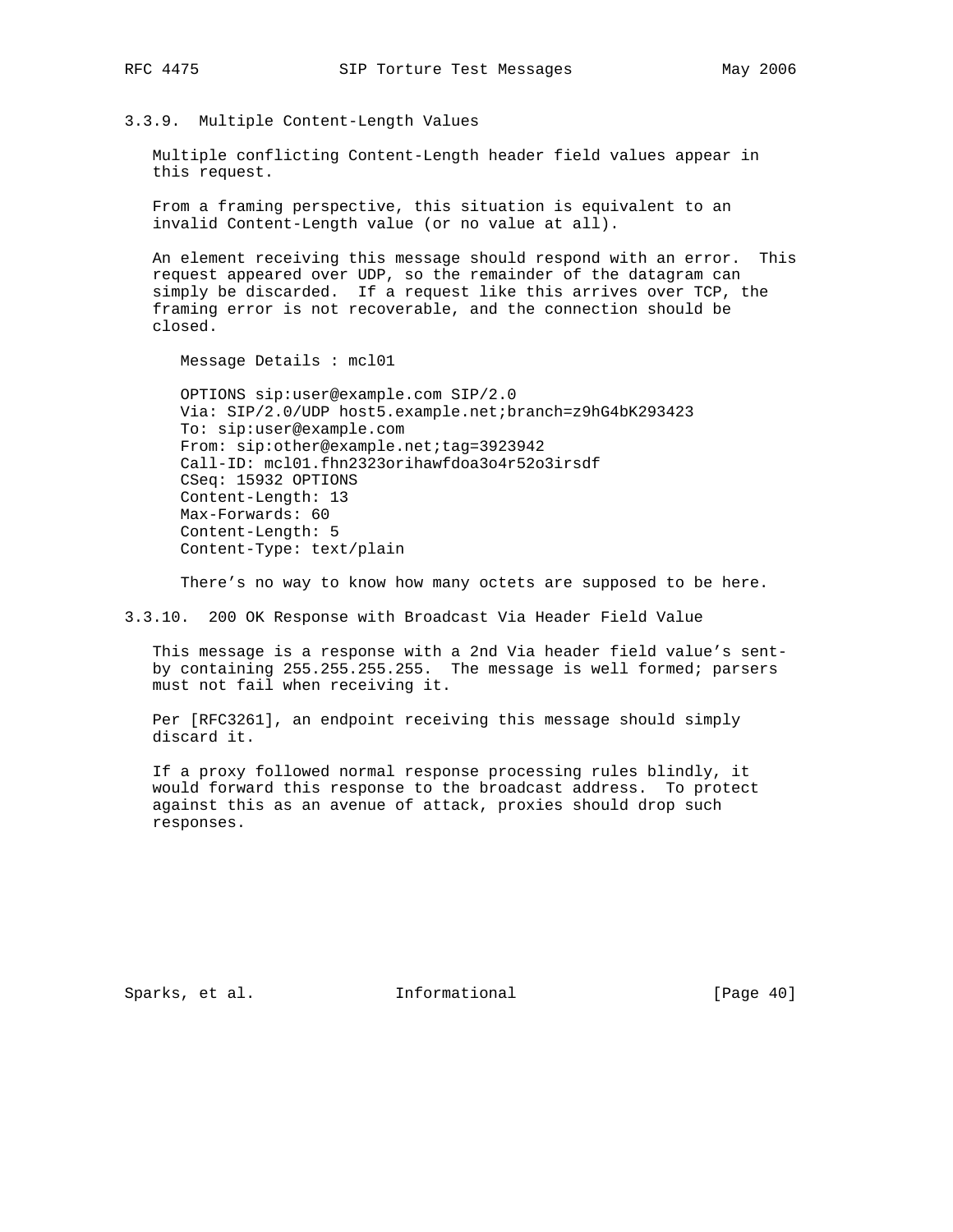### 3.3.9. Multiple Content-Length Values

Multiple conflicting Content-Length header field values appear in this request.

From a framing perspective, this situation is equivalent to an invalid Content-Length value (or no value at all).

An element receiving this message should respond with an error. This request appeared over UDP, so the remainder of the datagram can simply be discarded. If a request like this arrives over TCP, the framing error is not recoverable, and the connection should be closed.

Message Details : mcl01

```
OPTIONS sip:user@example.com SIP/2.0
Via: SIP/2.0/UDP host5.example.net;branch=z9hG4bK293423
To: sip:user@example.com
From: sip:other@example.net;tag=3923942
Call-ID: mcl01.fhn2323orihawfdoa3o4r52o3irsdf
CSeq: 15932 OPTIONS
Content-Length: 13
Max-Forwards: 60
Content-Length: 5
Content-Type: text/plain

There's no way to know how many octets are supposed to be here.
```

### 3.3.10. 200 OK Response with Broadcast Via Header Field Value

This message is a response with a 2nd Via header field value's sent-by containing 255.255.255.255. The message is well formed; parsers must not fail when receiving it.

Per [RFC3261], an endpoint receiving this message should simply discard it.

If a proxy followed normal response processing rules blindly, it would forward this response to the broadcast address. To protect against this as an avenue of attack, proxies should drop such responses.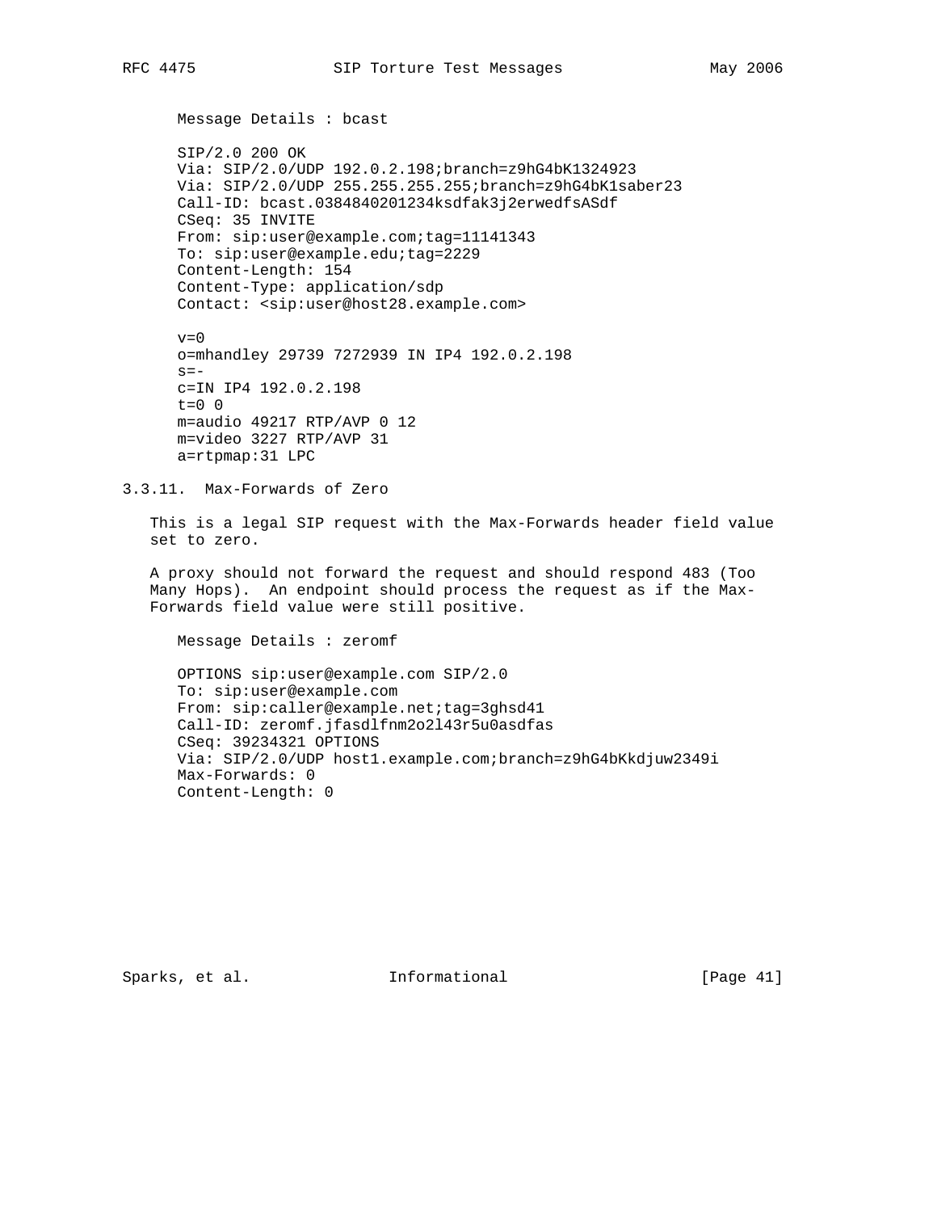Message Details : bcast

```
SIP/2.0 200 OK
Via: SIP/2.0/UDP 192.0.2.198;branch=z9hG4bK1324923
Via: SIP/2.0/UDP 255.255.255.255;branch=z9hG4bK1saber23
Call-ID: bcast.0384840201234ksdfak3j2erwedfsASdf
CSeq: 35 INVITE
From: sip:user@example.com;tag=11141343
To: sip:user@example.edu;tag=2229
Content-Length: 154
Content-Type: application/sdp
Contact: <sip:user@host28.example.com>

v=0
o=mhandley 29739 7272939 IN IP4 192.0.2.198
s=-
c=IN IP4 192.0.2.198
t=0 0
m=audio 49217 RTP/AVP 0 12
m=video 3227 RTP/AVP 31
a=rtpmap:31 LPC
```

### 3.3.11. Max-Forwards of Zero

This is a legal SIP request with the Max-Forwards header field value set to zero.

A proxy should not forward the request and should respond 483 (Too Many Hops). An endpoint should process the request as if the Max-Forwards field value were still positive.

Message Details : zeromf

```
OPTIONS sip:user@example.com SIP/2.0
To: sip:user@example.com
From: sip:caller@example.net;tag=3ghsd41
Call-ID: zeromf.jfasdlfnm2o2l43r5u0asdfas
CSeq: 39234321 OPTIONS
Via: SIP/2.0/UDP host1.example.com;branch=z9hG4bKkdjuw2349i
Max-Forwards: 0
Content-Length: 0
```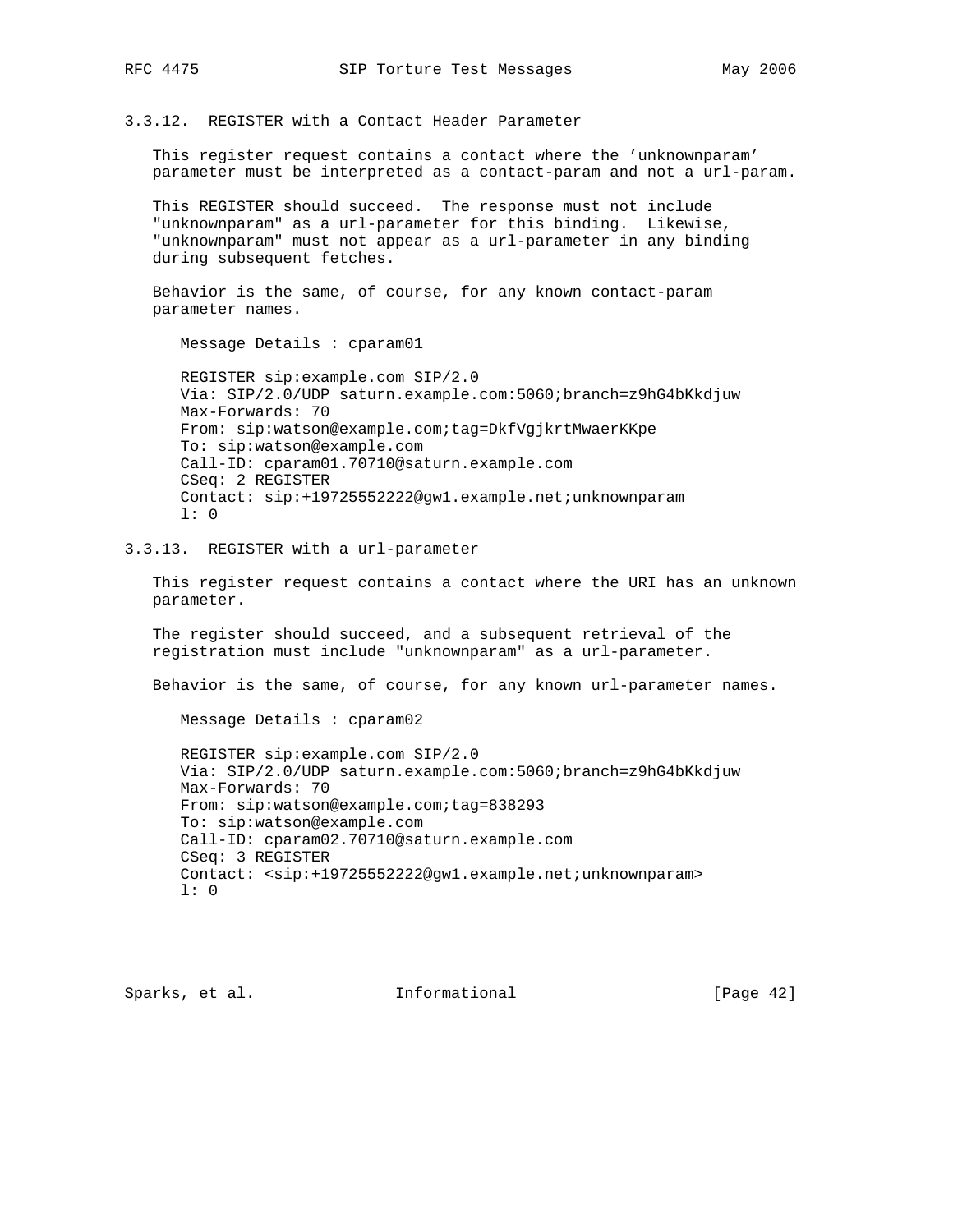### 3.3.12. REGISTER with a Contact Header Parameter

This register request contains a contact where the 'unknownparam' parameter must be interpreted as a contact-param and not a url-param.

This REGISTER should succeed. The response must not include "unknownparam" as a url-parameter for this binding. Likewise, "unknownparam" must not appear as a url-parameter in any binding during subsequent fetches.

Behavior is the same, of course, for any known contact-param parameter names.

Message Details : cparam01

```
REGISTER sip:example.com SIP/2.0
Via: SIP/2.0/UDP saturn.example.com:5060;branch=z9hG4bKkdjuw
Max-Forwards: 70
From: sip:watson@example.com;tag=DkfVgjkrtMwaerKKpe
To: sip:watson@example.com
Call-ID: cparam01.70710@saturn.example.com
CSeq: 2 REGISTER
Contact: sip:+19725552222@gw1.example.net;unknownparam
l: 0
```

### 3.3.13. REGISTER with a url-parameter

This register request contains a contact where the URI has an unknown parameter.

The register should succeed, and a subsequent retrieval of the registration must include "unknownparam" as a url-parameter.

Behavior is the same, of course, for any known url-parameter names.

Message Details : cparam02

```
REGISTER sip:example.com SIP/2.0
Via: SIP/2.0/UDP saturn.example.com:5060;branch=z9hG4bKkdjuw
Max-Forwards: 70
From: sip:watson@example.com;tag=838293
To: sip:watson@example.com
Call-ID: cparam02.70710@saturn.example.com
CSeq: 3 REGISTER
Contact: <sip:+19725552222@gw1.example.net;unknownparam>
l: 0
```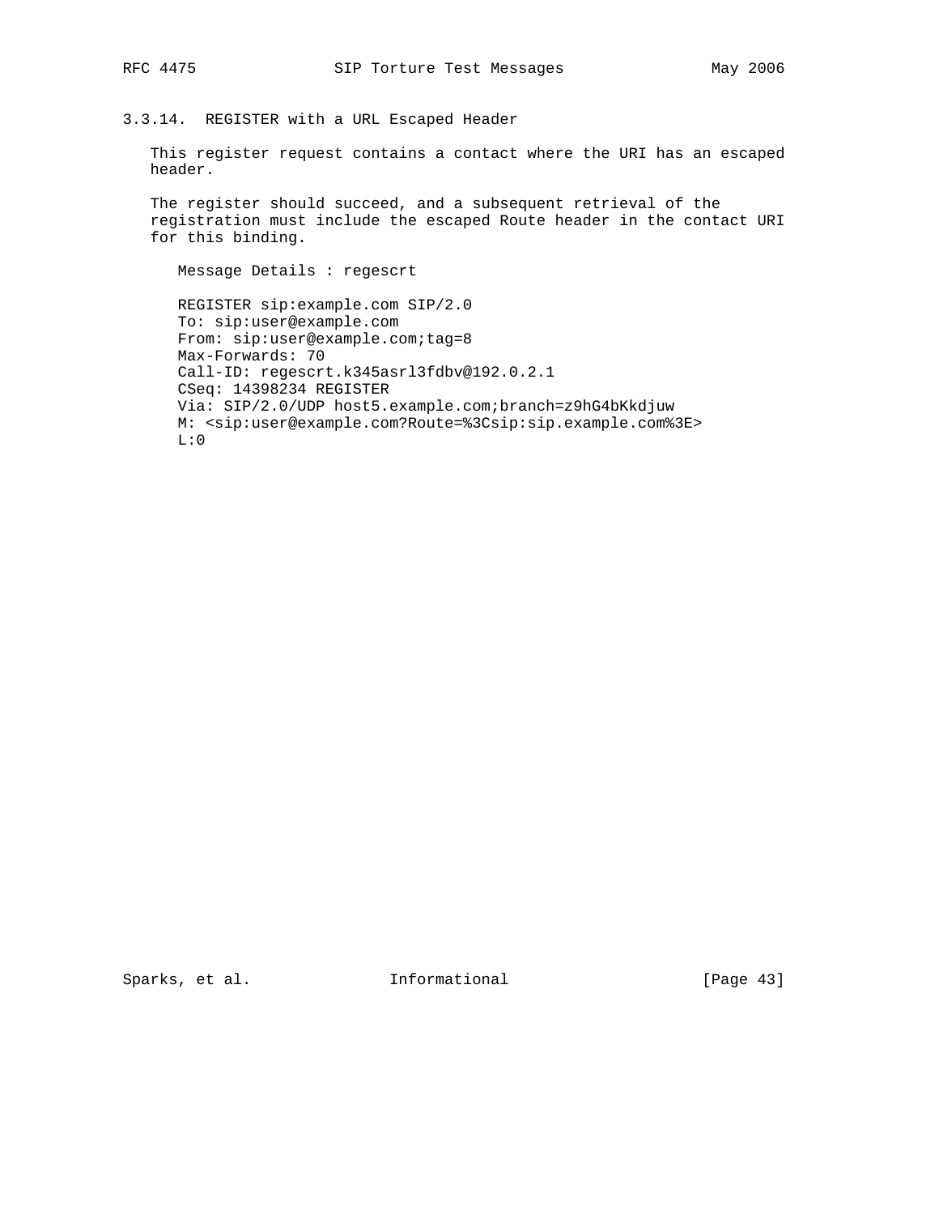### 3.3.14. REGISTER with a URL Escaped Header

This register request contains a contact where the URI has an escaped header.

The register should succeed, and a subsequent retrieval of the registration must include the escaped Route header in the contact URI for this binding.

Message Details : regescrt

```
REGISTER sip:example.com SIP/2.0
To: sip:user@example.com
From: sip:user@example.com;tag=8
Max-Forwards: 70
Call-ID: regescrt.k345asrl3fdbv@192.0.2.1
CSeq: 14398234 REGISTER
Via: SIP/2.0/UDP host5.example.com;branch=z9hG4bKkdjuw
M: <sip:user@example.com?Route=%3Csip:sip.example.com%3E>
L:0
```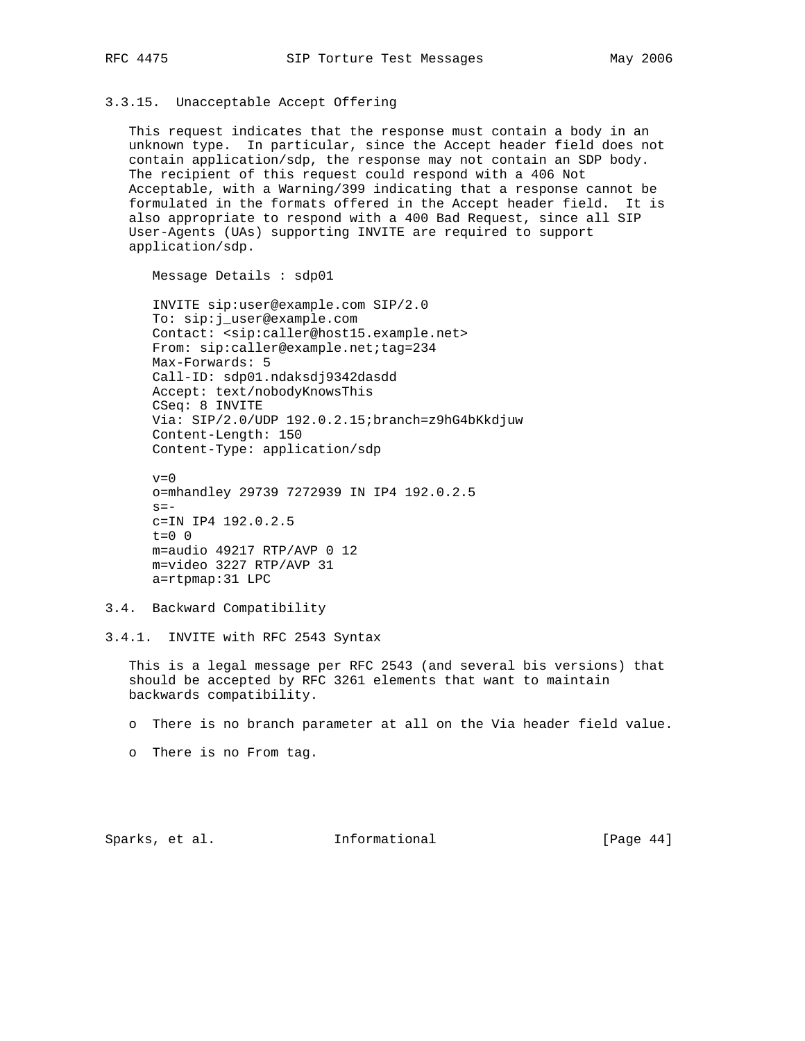### 3.3.15. Unacceptable Accept Offering

This request indicates that the response must contain a body in an unknown type. In particular, since the Accept header field does not contain application/sdp, the response may not contain an SDP body. The recipient of this request could respond with a 406 Not Acceptable, with a Warning/399 indicating that a response cannot be formulated in the formats offered in the Accept header field. It is also appropriate to respond with a 400 Bad Request, since all SIP User-Agents (UAs) supporting INVITE are required to support application/sdp.

Message Details : sdp01

```
INVITE sip:user@example.com SIP/2.0
To: sip:j_user@example.com
Contact: <sip:caller@host15.example.net>
From: sip:caller@example.net;tag=234
Max-Forwards: 5
Call-ID: sdp01.ndaksdj9342dasdd
Accept: text/nobodyKnowsThis
CSeq: 8 INVITE
Via: SIP/2.0/UDP 192.0.2.15;branch=z9hG4bKkdjuw
Content-Length: 150
Content-Type: application/sdp

v=0
o=mhandley 29739 7272939 IN IP4 192.0.2.5
s=-
c=IN IP4 192.0.2.5
t=0 0
m=audio 49217 RTP/AVP 0 12
m=video 3227 RTP/AVP 31
a=rtpmap:31 LPC
```

## 3.4. Backward Compatibility

### 3.4.1. INVITE with RFC 2543 Syntax

This is a legal message per RFC 2543 (and several bis versions) that should be accepted by RFC 3261 elements that want to maintain backwards compatibility.

- There is no branch parameter at all on the Via header field value.
- There is no From tag.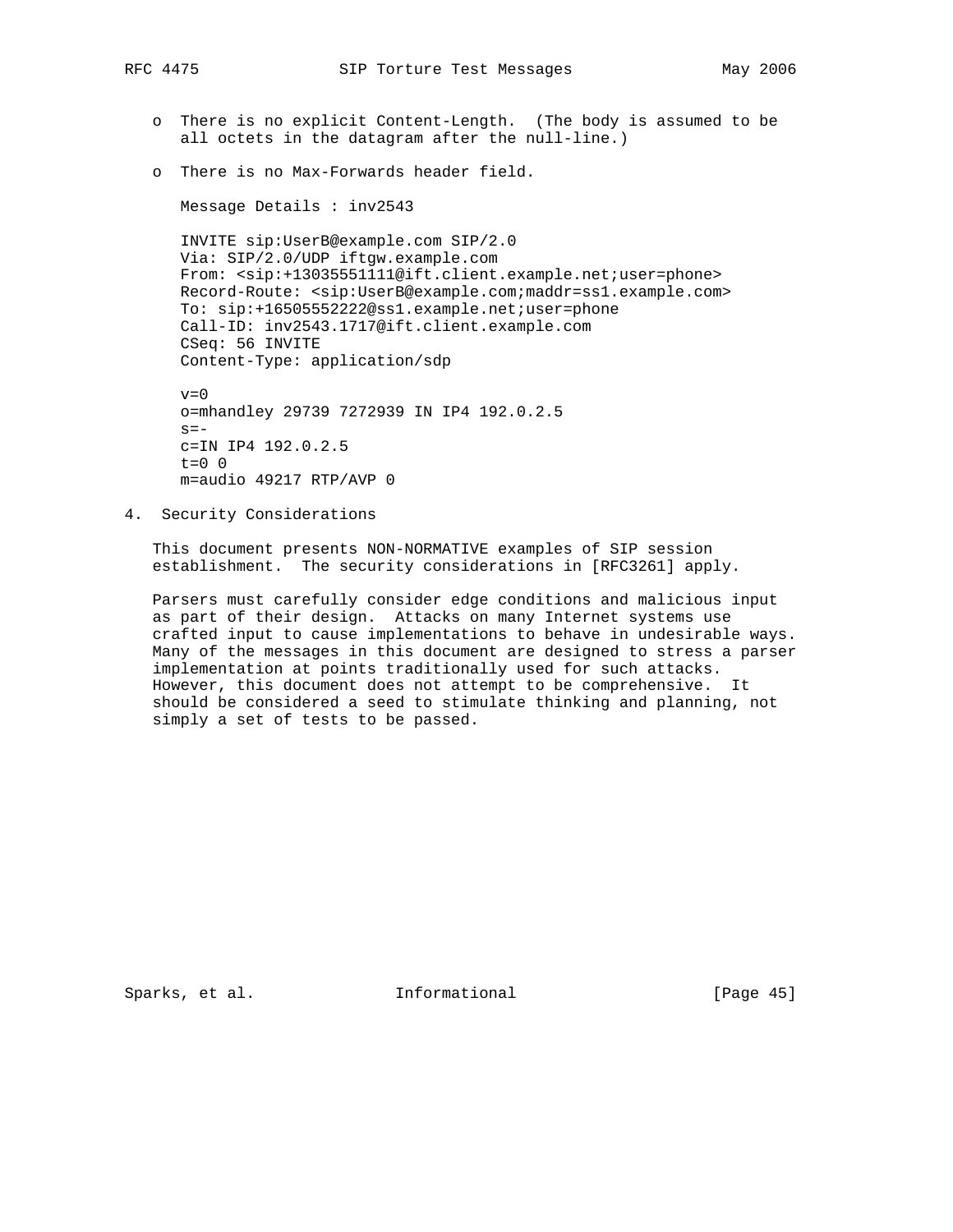- There is no explicit Content-Length. (The body is assumed to be all octets in the datagram after the null-line.)

- There is no Max-Forwards header field.

Message Details : inv2543

```
INVITE sip:UserB@example.com SIP/2.0
Via: SIP/2.0/UDP iftgw.example.com
From: <sip:+13035551111@ift.client.example.net;user=phone>
Record-Route: <sip:UserB@example.com;maddr=ss1.example.com>
To: sip:+16505552222@ss1.example.net;user=phone
Call-ID: inv2543.1717@ift.client.example.com
CSeq: 56 INVITE
Content-Type: application/sdp

v=0
o=mhandley 29739 7272939 IN IP4 192.0.2.5
s=-
c=IN IP4 192.0.2.5
t=0 0
m=audio 49217 RTP/AVP 0
```

## 4. Security Considerations

This document presents NON-NORMATIVE examples of SIP session establishment. The security considerations in [RFC3261] apply.

Parsers must carefully consider edge conditions and malicious input as part of their design. Attacks on many Internet systems use crafted input to cause implementations to behave in undesirable ways. Many of the messages in this document are designed to stress a parser implementation at points traditionally used for such attacks. However, this document does not attempt to be comprehensive. It should be considered a seed to stimulate thinking and planning, not simply a set of tests to be passed.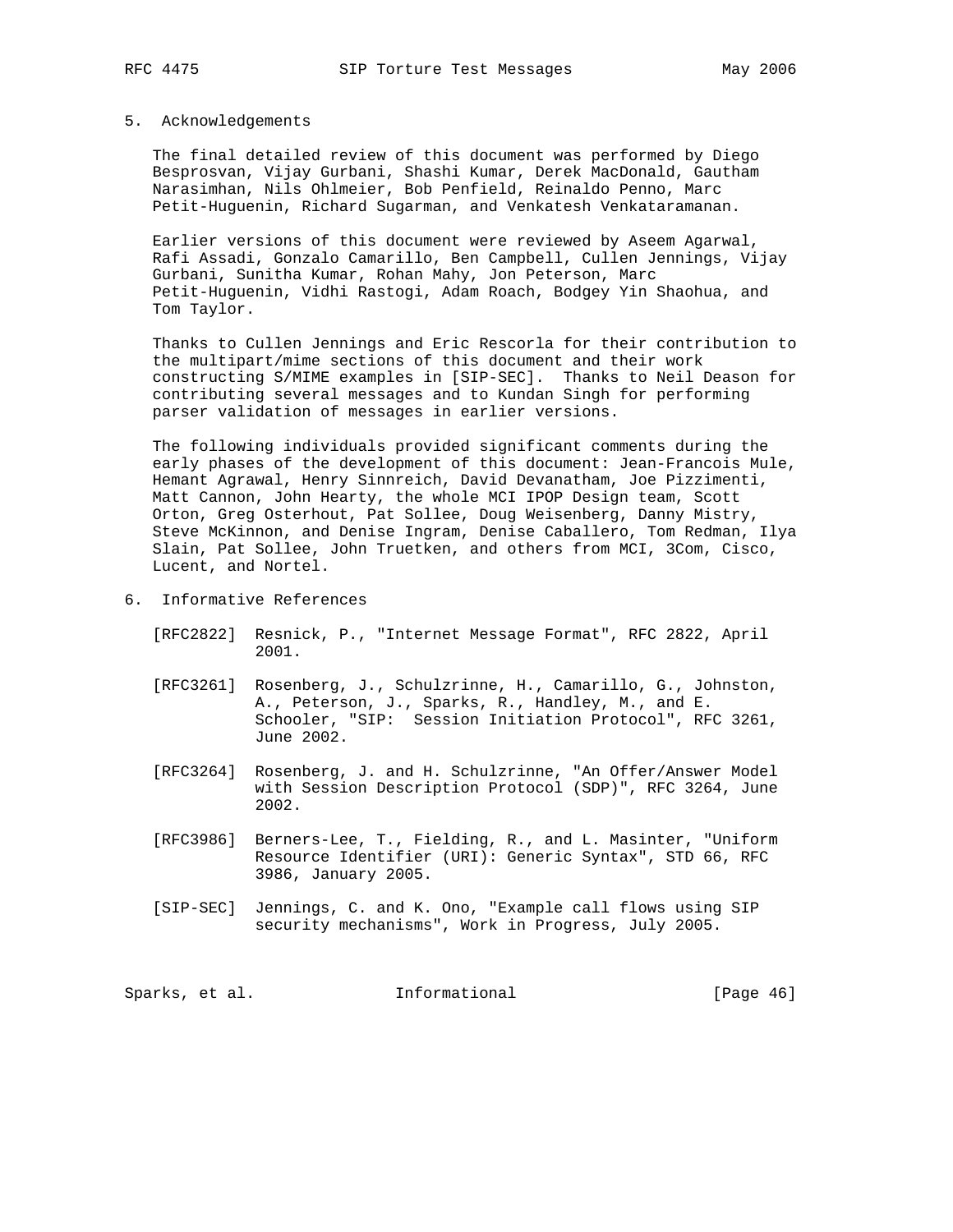## 5. Acknowledgements

The final detailed review of this document was performed by Diego Besprosvan, Vijay Gurbani, Shashi Kumar, Derek MacDonald, Gautham Narasimhan, Nils Ohlmeier, Bob Penfield, Reinaldo Penno, Marc Petit-Huguenin, Richard Sugarman, and Venkatesh Venkataramanan.

Earlier versions of this document were reviewed by Aseem Agarwal, Rafi Assadi, Gonzalo Camarillo, Ben Campbell, Cullen Jennings, Vijay Gurbani, Sunitha Kumar, Rohan Mahy, Jon Peterson, Marc Petit-Huguenin, Vidhi Rastogi, Adam Roach, Bodgey Yin Shaohua, and Tom Taylor.

Thanks to Cullen Jennings and Eric Rescorla for their contribution to the multipart/mime sections of this document and their work constructing S/MIME examples in [SIP-SEC]. Thanks to Neil Deason for contributing several messages and to Kundan Singh for performing parser validation of messages in earlier versions.

The following individuals provided significant comments during the early phases of the development of this document: Jean-Francois Mule, Hemant Agrawal, Henry Sinnreich, David Devanatham, Joe Pizzimenti, Matt Cannon, John Hearty, the whole MCI IPOP Design team, Scott Orton, Greg Osterhout, Pat Sollee, Doug Weisenberg, Danny Mistry, Steve McKinnon, and Denise Ingram, Denise Caballero, Tom Redman, Ilya Slain, Pat Sollee, John Truetken, and others from MCI, 3Com, Cisco, Lucent, and Nortel.

## 6. Informative References

[RFC2822] Resnick, P., "Internet Message Format", RFC 2822, April 2001.

[RFC3261] Rosenberg, J., Schulzrinne, H., Camarillo, G., Johnston, A., Peterson, J., Sparks, R., Handley, M., and E. Schooler, "SIP: Session Initiation Protocol", RFC 3261, June 2002.

[RFC3264] Rosenberg, J. and H. Schulzrinne, "An Offer/Answer Model with Session Description Protocol (SDP)", RFC 3264, June 2002.

[RFC3986] Berners-Lee, T., Fielding, R., and L. Masinter, "Uniform Resource Identifier (URI): Generic Syntax", STD 66, RFC 3986, January 2005.

[SIP-SEC] Jennings, C. and K. Ono, "Example call flows using SIP security mechanisms", Work in Progress, July 2005.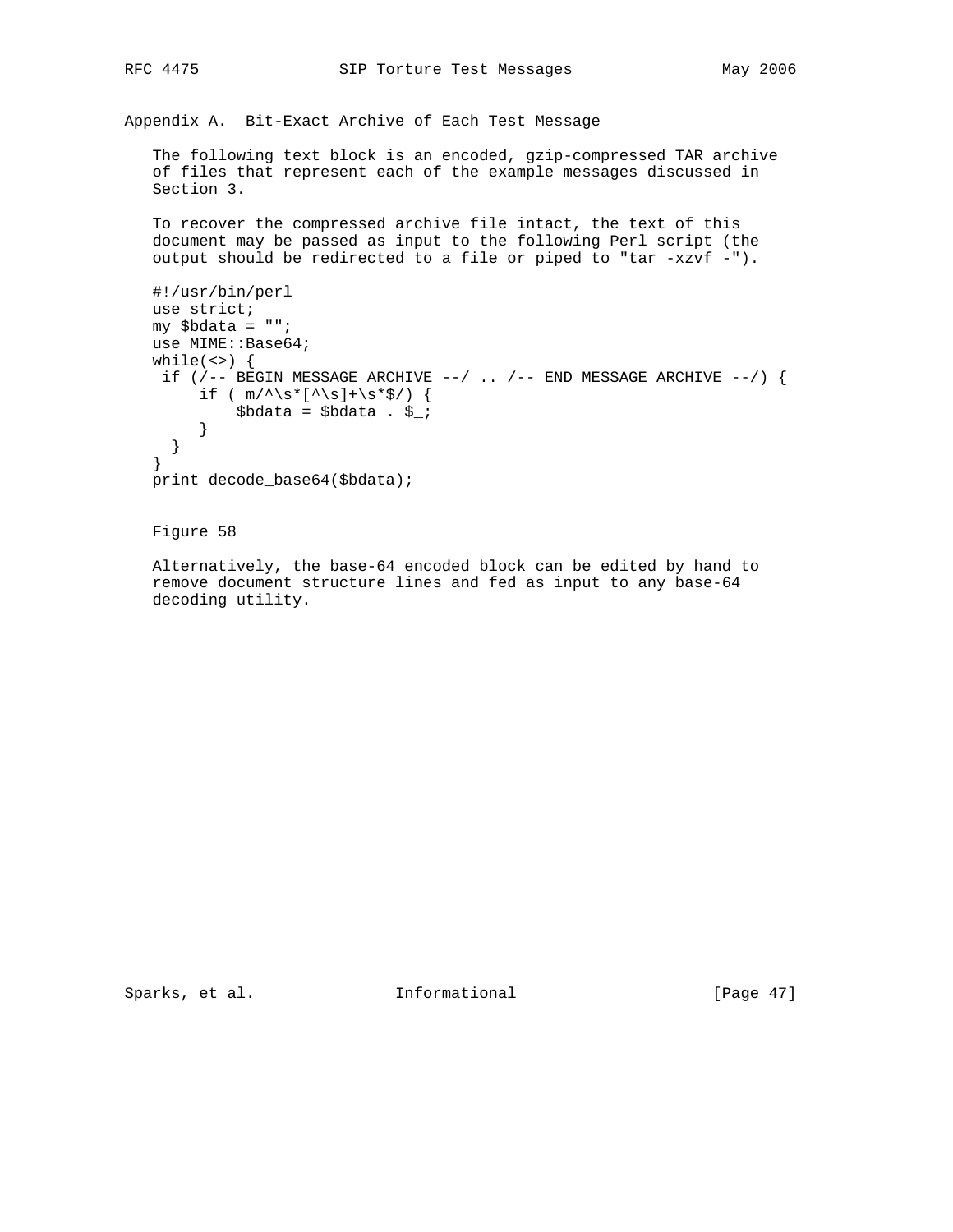## Appendix A. Bit-Exact Archive of Each Test Message

The following text block is an encoded, gzip-compressed TAR archive of files that represent each of the example messages discussed in Section 3.

To recover the compressed archive file intact, the text of this document may be passed as input to the following Perl script (the output should be redirected to a file or piped to "tar -xzvf -").

```
#!/usr/bin/perl
use strict;
my $bdata = "";
use MIME::Base64;
while(<>) {
 if (/-- BEGIN MESSAGE ARCHIVE --/ .. /-- END MESSAGE ARCHIVE --/) {
      if ( m/^\s*[^\s]+\s*$/) {
          $bdata = $bdata . $_;
      }
   }
}
print decode_base64($bdata);
```

Figure 58

Alternatively, the base-64 encoded block can be edited by hand to remove document structure lines and fed as input to any base-64 decoding utility.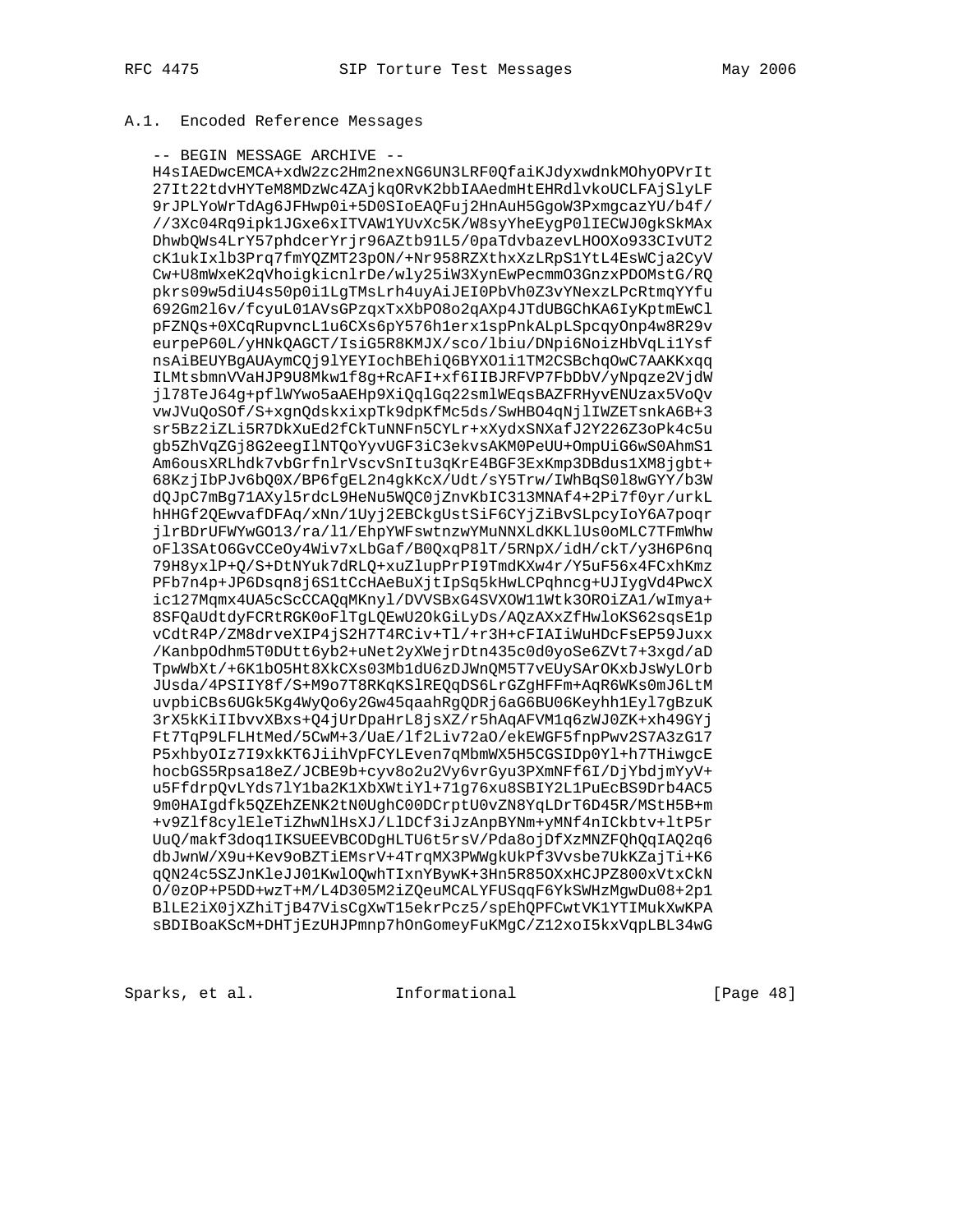## A.1. Encoded Reference Messages

```
-- BEGIN MESSAGE ARCHIVE --
H4sIAEDwcEMCA+xdW2zc2Hm2nexNG6UN3LRF0QfaiKJdyxwdnkMOhyOPVrIt
27It22tdvHYTeM8MDzWc4ZAjkqORvK2bbIAAedmHtEHRdlvkoUCLFAjSlyLF
9rJPLYoWrTdAg6JFHwp0i+5D0SIoEAQFuj2HnAuH5GgoW3PxmgcazYU/b4f/
//3Xc04Rq9ipk1JGxe6xITVAW1YUvXc5K/W8syYheEygP0lIECWJ0gkSkMAx
DhwbQWs4LrY57phdcerYrjr96AZtb91L5/0paTdvbazevLHOOXo933CIvUT2
cK1ukIxlb3Prq7fmYQZMT23pON/+Nr958RZXthxXzLRpS1YtL4EsWCja2CyV
Cw+U8mWxeK2qVhoigkicnlrDe/wly25iW3XynEwPecmmO3GnzxPDOMstG/RQ
pkrs09w5diU4s50p0i1LgTMsLrh4uyAiJEI0PbVh0Z3vYNexzLPcRtmqYYfu
692Gm2l6v/fcyuL01AVsGPzqxTxXbPO8o2qAXp4JTdUBGChKA6IyKptmEwCl
pFZNQs+0XCqRupvncL1u6CXs6pY576h1erx1spPnkALpLSpcqyOnp4w8R29v
eurpeP60L/yHNkQAGCT/IsiG5R8KMJX/sco/lbiu/DNpi6NoizHbVqLi1Ysf
nsAiBEUYBgAUAymCQj9lYEYIochBEhiQ6BYXO1i1TM2CSBchqOwC7AAKKxqq
ILMtsbmnVVaHJP9U8Mkw1f8g+RcAFI+xf6IIBJRFVP7FbDbV/yNpqze2VjdW
jl78TeJ64g+pflWYwo5aAEHp9XiQqlGq22smlWEqsBAZFRHyvENUzax5VoQv
vwJVuQoSOf/S+xgnQdskxixpTk9dpKfMc5ds/SwHBO4qNjlIWZETsnkA6B+3
sr5Bz2iZLi5R7DkXuEd2fCkTuNNFn5CYLr+xXydxSNXafJ2Y226Z3oPk4c5u
gb5ZhVqZGj8G2eegIlNTQoYyvUGF3iC3ekvsAKM0PeUU+OmpUiG6wS0AhmS1
Am6ousXRLhdk7vbGrfnlrVscvSnItu3qKrE4BGF3ExKmp3DBdus1XM8jgbt+
68KzjIbPJv6bQ0X/BP6fgEL2n4gkKcX/Udt/sY5Trw/IWhBqS0l8wGYY/b3W
dQJpC7mBg71AXyl5rdcL9HeNu5WQC0jZnvKbIC313MNAf4+2Pi7f0yr/urkL
hHHGf2QEwvafDFAq/xNn/1Uyj2EBCkgUstSiF6CYjZiBvSLpcyIoY6A7poqr
jlrBDrUFWYwGO13/ra/l1/EhpYWFswtnzwYMuNNXLdKKLlUs0oMLC7TFmWhw
oFl3SAtO6GvCCeOy4Wiv7xLbGaf/B0QxqP8lT/5RNpX/idH/ckT/y3H6P6nq
79H8yxlP+Q/S+DtNYuk7dRLQ+xuZlupPrPI9TmdKXw4r/Y5uF56x4FCxhKmz
PFb7n4p+JP6Dsqn8j6S1tCcHAeBuXjtIpSq5kHwLCPqhncg+UJIygVd4PwcX
ic127Mqmx4UA5cScCCAQqMKnyl/DVVSBxG4SVXOW11Wtk3OROiZA1/wImya+
8SFQaUdtdyFCRtRGK0oFlTgLQEwU2OkGiLyDs/AQzAXxZfHwloKS62sqsE1p
vCdtR4P/ZM8drveXIP4jS2H7T4RCiv+Tl/+r3H+cFIAIiWuHDcFsEP59Juxx
/KanbpOdhm5T0DUtt6yb2+uNet2yXWejrDtn435c0d0yoSe6ZVt7+3xgd/aD
TpwWbXt/+6K1bO5Ht8XkCXs03Mb1dU6zDJWnQM5T7vEUySArOKxbJsWyLOrb
JUsda/4PSIIY8f/S+M9o7T8RKqKSlREQqDS6LrGZgHFFm+AqR6WKs0mJ6LtM
uvpbiCBs6UGk5Kg4WyQo6y2Gw45qaahRgQDRj6aG6BU06Keyhh1Eyl7gBzuK
3rX5kKiIIbvvXBxs+Q4jUrDpaHrL8jsXZ/r5hAqAFVM1q6zWJ0ZK+xh49GYj
Ft7TqP9LFLHtMed/5CwM+3/UaE/lf2Liv72aO/ekEWGF5fnpPwv2S7A3zG17
P5xhbyOIz7I9xkKT6JiihVpFCYLEven7qMbmWX5H5CGSIDp0Yl+h7THiwgcE
hocbGS5Rpsa18eZ/JCBE9b+cyv8o2u2Vy6vrGyu3PXmNFf6I/DjYbdjmYyV+
u5FfdrpQvLYds7lY1ba2K1XbXWtiYl+71g76xu8SBIY2L1PuEcBS9Drb4AC5
9m0HAIgdfk5QZEhZENK2tN0UghC00DCrptU0vZN8YqLDrT6D45R/MStH5B+m
+v9Zlf8cylEleTiZhwNlHsXJ/LlDCf3iJzAnpBYNm+yMNf4nICkbtv+ltP5r
UuQ/makf3doq1IKSUEEVBCODgHLTU6t5rsV/Pda8ojDfXzMNZFQhQqIAQ2q6
dbJwnW/X9u+Kev9oBZTiEMsrV+4TrqMX3PWWgkUkPf3Vvsbe7UkKZajTi+K6
qQN24c5SZJnKleJJ01KwlOQwhTIxnYBywK+3Hn5R85OXxHCJPZ800xVtxCkN
O/0zOP+P5DD+wzT+M/L4D305M2iZQeuMCALYFUSqqF6YkSWHzMgwDu08+2p1
BlLE2iX0jXZhiTjB47VisCgXwT15ekrPcz5/spEhQPFCwtVK1YTIMukXwKPA
sBDIBoaKScM+DHTjEzUHJPmnp7hOnGomeyFuKMgC/Z12xoI5kxVqpLBL34wG
```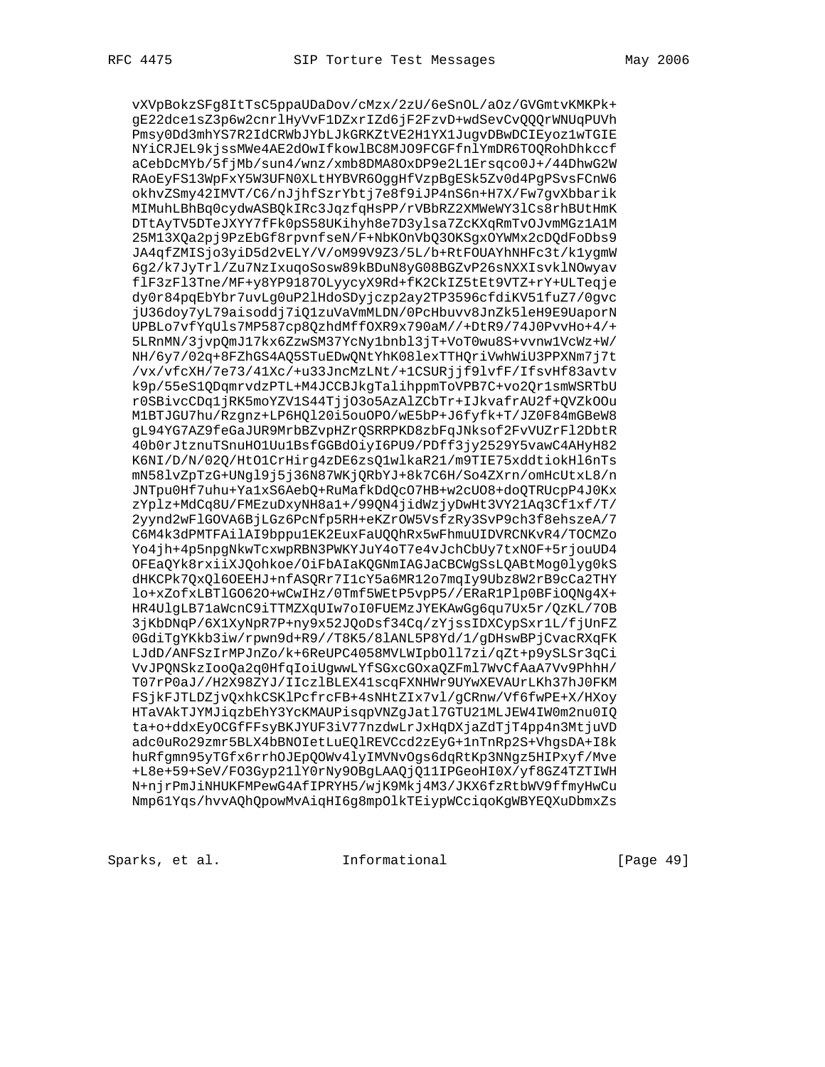```
   vXVpBokzSFg8ItTsC5ppaUDaDov/cMzx/2zU/6eSnOL/aOz/GVGmtvKMKPk+
   gE22dce1sZ3p6w2cnrlHyVvF1DZxrIZd6jF2FzvD+wdSevCvQQQrWNUqPUVh
   Pmsy0Dd3mhYS7R2IdCRWbJYbLJkGRKZtVE2H1YX1JugvDBwDCIEyoz1wTGIE
   NYiCRJEL9kjssMWe4AE2dOwIfkowlBC8MJO9FCGFfnlYmDR6TOQRohDhkccf
   aCebDcMYb/5fjMb/sun4/wnz/xmb8DMA8OxDP9e2L1Ersqco0J+/44DhwG2W
   RAoEyFS13WpFxY5W3UFN0XLtHYBVR6OggHfVzpBgESk5Zv0d4PgPSvsFCnW6
   okhvZSmy42IMVT/C6/nJjhfSzrYbtj7e8f9iJP4nS6n+H7X/Fw7gvXbbarik
   MIMuhLBhBq0cydwASBQkIRc3JqzfqHsPP/rVBbRZ2XMWeWY3lCs8rhBUtHmK
   DTtAyTV5DTeJXYY7fFk0pS58UKihyh8e7D3ylsa7ZcKXqRmTvOJvmMGz1A1M
   25M13XQa2pj9PzEbGf8rpvnfseN/F+NbKOnVbQ3OKSgxOYWMx2cDQdFoDbs9
   JA4qfZMISjo3yiD5d2vELY/V/oM99V9Z3/5L/b+RtFOUAYhNHFc3t/k1ygmW
   6g2/k7JyTrl/Zu7NzIxuqoSosw89kBDuN8yG08BGZvP26sNXXIsvklNOwyav
   flF3zFl3Tne/MF+y8YP9187OLyycyX9Rd+fK2CkIZ5tEt9VTZ+rY+ULTeqje
   dy0r84pqEbYbr7uvLg0uP2lHdoSDyjczp2ay2TP3596cfdiKV51fuZ7/0gvc
   jU36doy7yL79aisoddj7iQ1zuVaVmMLDN/0PcHbuvv8JnZk5leH9E9UaporN
   UPBLo7vfYqUls7MP587cp8QzhdMffOXR9x790aM//+DtR9/74J0PvvHo+4/+
   5LRnMN/3jvpQmJ17kx6ZzwSM37YcNy1bnbl3jT+VoT0wu8S+vvnw1VcWz+W/
   NH/6y7/02q+8FZhGS4AQ5STuEDwQNtYhK08lexTTHQriVwhWiU3PPXNm7j7t
   /vx/vfcXH/7e73/41Xc/+u33JncMzLNt/+1CSURjjf9lvfF/IfsvHf83avtv
   k9p/55eS1QDqmrvdzPTL+M4JCCBJkgTalihppmToVPB7C+vo2Qr1smWSRTbU
   r0SBivcCDq1jRK5moYZV1S44TjjO3o5AzAlZCbTr+IJkvafrAU2f+QVZkOOu
   M1BTJGU7hu/Rzgnz+LP6HQl20i5ouOPO/wE5bP+J6fyfk+T/JZ0F84mGBeW8
   gL94YG7AZ9feGaJUR9MrbBZvpHZrQSRRPKD8zbFqJNksof2FvVUZrFl2DbtR
   40b0rJtznuTSnuHO1Uu1BsfGGBdOiyI6PU9/PDff3jy2529Y5vawC4AHyH82
   K6NI/D/N/02Q/HtO1CrHirg4zDE6zsQ1wlkaR21/m9TIE75xddtiokHl6nTs
   mN58lvZpTzG+UNgl9j5j36N87WKjQRbYJ+8k7C6H/So4ZXrn/omHcUtxL8/n
   JNTpu0Hf7uhu+Ya1xS6AebQ+RuMafkDdQcO7HB+w2cUO8+doQTRUcpP4J0Kx
   zYplz+MdCq8U/FMEzuDxyNH8a1+/99QN4jidWzjyDwHt3VY21Aq3Cf1xf/T/
   2yynd2wFlGOVA6BjLGz6PcNfp5RH+eKZrOW5VsfzRy3SvP9ch3f8ehszeA/7
   C6M4k3dPMTFAilAI9bppu1EK2EuxFaUQQhRx5wFhmuUIDVRCNKvR4/TOCMZo
   Yo4jh+4p5npgNkwTcxwpRBN3PWKYJuY4oT7e4vJchCbUy7txNOF+5rjouUD4
   OFEaQYk8rxiiXJQohkoe/OiFbAIaKQGNmIAGJaCBCWgSsLQABtMog0lyg0kS
   dHKCPk7QxQl6OEEHJ+nfASQRr7I1cY5a6MR12o7mqIy9Ubz8W2rB9cCa2THY
   lo+xZofxLBTlGO62O+wCwIHz/0Tmf5WEtP5vpP5//ERaR1Plp0BFiOQNg4X+
   HR4UlgLB71aWcnC9iTTMZXqUIw7oI0FUEMzJYEKAwGg6qu7Ux5r/QzKL/7OB
   3jKbDNqP/6X1XyNpR7P+ny9x52JQoDsf34Cq/zYjssIDXCypSxr1L/fjUnFZ
   0GdiTgYKkb3iw/rpwn9d+R9//T8K5/8lANL5P8Yd/1/gDHswBPjCvacRXqFK
   LJdD/ANFSzIrMPJnZo/k+6ReUPC4058MVLWIpbOll7zi/qZt+p9ySLSr3qCi
   VvJPQNSkzIooQa2q0HfqIoiUgwwLYfSGxcGOxaQZFml7WvCfAaA7Vv9PhhH/
   T07rP0aJ//H2X98ZYJ/IIczlBLEX41scqFXNHWr9UYwXEVAUrLKh37hJ0FKM
   FSjkFJTLDZjvQxhkCSKlPcfrcFB+4sNHtZIx7vl/gCRnw/Vf6fwPE+X/HXoy
   HTaVAkTJYMJiqzbEhY3YcKMAUPisqpVNZgJatl7GTU21MLJEW4IW0m2nu0IQ
   ta+o+ddxEyOCGfFFsyBKJYUF3iV77nzdwLrJxHqDXjaZdTjT4pp4n3MtjuVD
   adc0uRo29zmr5BLX4bBNOIetLuEQlREVCcd2zEyG+1nTnRp2S+VhgsDA+I8k
   huRfgmn95yTGfx6rrhOJEpQOWv4lyIMVNvOgs6dqRtKp3NNgz5HIPxyf/Mve
   +L8e+59+SeV/FO3Gyp21lY0rNy9OBgLAAQjQ11IPGeoHI0X/yf8GZ4TZTIWH
   N+njrPmJiNHUKFMPewG4AfIPRYH5/wjK9Mkj4M3/JKX6fzRtbWV9ffmyHwCu
   Nmp61Yqs/hvvAQhQpowMvAiqHI6g8mpOlkTEiypWCciqoKgWBYEQXuDbmxZs
```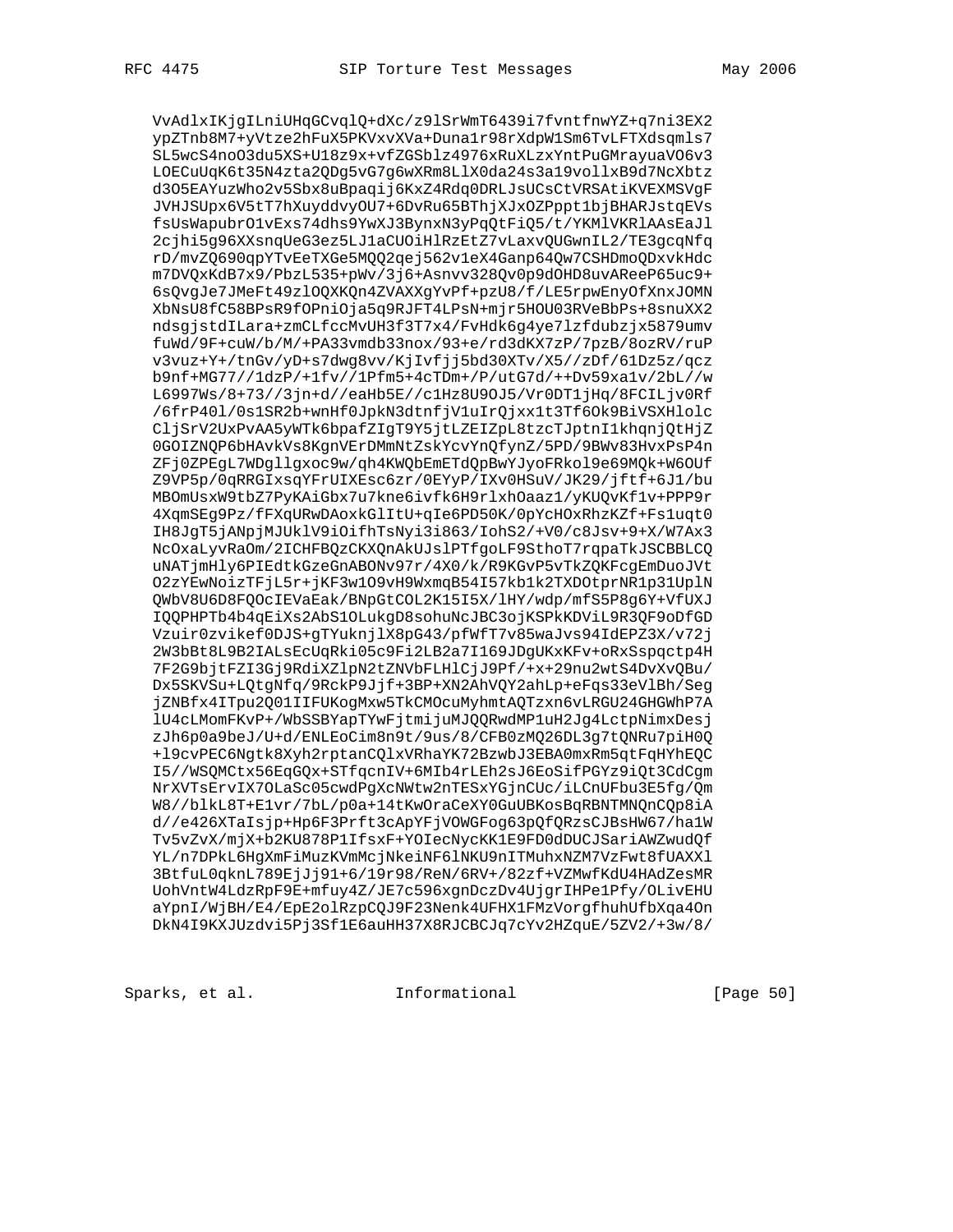```
   VvAdlxIKjgILniUHqGCvqlQ+dXc/z9lSrWmT6439i7fvntfnwYZ+q7ni3EX2
   ypZTnb8M7+yVtze2hFuX5PKVxvXVa+Duna1r98rXdpW1Sm6TvLFTXdsqmls7
   SL5wcS4noO3du5XS+U18z9x+vfZGSblz4976xRuXLzxYntPuGMrayuaVO6v3
   LOECuUqK6t35N4zta2QDg5vG7g6wXRm8LlX0da24s3a19vollxB9d7NcXbtz
   d3O5EAYuzWho2v5Sbx8uBpaqij6KxZ4Rdq0DRLJsUCsCtVRSAtiKVEXMSVgF
   JVHJSUpx6V5tT7hXuyddvyOU7+6DvRu65BThjXJxOZPppt1bjBHARJstqEVs
   fsUsWapubrO1vExs74dhs9YwXJ3BynxN3yPqQtFiQ5/t/YKMlVKRlAAsEaJl
   2cjhi5g96XXsnqUeG3ez5LJ1aCUOiHlRzEtZ7vLaxvQUGwnIL2/TE3gcqNfq
   rD/mvZQ690qpYTvEeTXGe5MQQ2qej562v1eX4Ganp64Qw7CSHDmoQDxvkHdc
   m7DVQxKdB7x9/PbzL535+pWv/3j6+Asnvv328Qv0p9dOHD8uvAReeP65uc9+
   6sQvgJe7JMeFt49zlOQXKQn4ZVAXXgYvPf+pzU8/f/LE5rpwEnyOfXnxJOMN
   XbNsU8fC58BPsR9fOPniOja5q9RJFT4LPsN+mjr5HOU03RVeBbPs+8snuXX2
   ndsgjstdILara+zmCLfccMvUH3f3T7x4/FvHdk6g4ye7lzfdubzjx5879umv
   fuWd/9F+cuW/b/M/+PA33vmdb33nox/93+e/rd3dKX7zP/7pzB/8ozRV/ruP
   v3vuz+Y+/tnGv/yD+s7dwg8vv/KjIvfjj5bd30XTv/X5//zDf/61Dz5z/qcz
   b9nf+MG77//1dzP/+1fv//1Pfm5+4cTDm+/P/utG7d/++Dv59xa1v/2bL//w
   L6997Ws/8+73//3jn+d//eaHb5E//c1Hz8U9OJ5/Vr0DT1jHq/8FCILjv0Rf
   /6frP40l/0s1SR2b+wnHf0JpkN3dtnfjV1uIrQjxx1t3Tf6Ok9BiVSXHlolc
   CljSrV2UxPvAA5yWTk6bpafZIgT9Y5jtLZEIZpL8tzcTJptnI1khqnjQtHjZ
   0GOIZNQP6bHAvkVs8KgnVErDMmNtZskYcvYnQfynZ/5PD/9BWv83HvxPsP4n
   ZFj0ZPEgL7WDgllgxoc9w/qh4KWQbEmETdQpBwYJyoFRkol9e69MQk+W6OUf
   Z9VP5p/0qRRGIxsqYFrUIXEsc6zr/0EYyP/IXv0HSuV/JK29/jftf+6J1/bu
   MBOmUsxW9tbZ7PyKAiGbx7u7kne6ivfk6H9rlxhOaaz1/yKUQvKf1v+PPP9r
   4XqmSEg9Pz/fFXqURwDAoxkGlItU+qIe6PD50K/0pYcHOxRhzKZf+Fs1uqt0
   IH8JgT5jANpjMJUklV9iOifhTsNyi3i863/IohS2/+V0/c8Jsv+9+X/W7Ax3
   NcOxaLyvRaOm/2ICHFBQzCKXQnAkUJslPTfgoLF9SthoT7rqpaTkJSCBBLCQ
   uNATjmHly6PIEdtkGzeGnABONv97r/4X0/k/R9KGvP5vTkZQKFcgEmDuoJVt
   O2zYEwNoizTFjL5r+jKF3w1O9vH9WxmqB54I57kb1k2TXDOtprNR1p31UplN
   QWbV8U6D8FQOcIEVaEak/BNpGtCOL2K15I5X/lHY/wdp/mfS5P8g6Y+VfUXJ
   IQQPHPTb4b4qEiXs2AbS1OLukgD8sohuNcJBC3ojKSPkKDViL9R3QF9oDfGD
   Vzuir0zvikef0DJS+gTYuknjlX8pG43/pfWfT7v85waJvs94IdEPZ3X/v72j
   2W3bBt8L9B2IALsEcUqRki05c9Fi2LB2a7I169JDgUKxKFv+oRxSspqctp4H
   7F2G9bjtFZI3Gj9RdiXZlpN2tZNVbFLHlCjJ9Pf/+x+29nu2wtS4DvXvQBu/
   Dx5SKVSu+LQtgNfq/9RckP9Jjf+3BP+XN2AhVQY2ahLp+eFqs33eVlBh/Seg
   jZNBfx4ITpu2Q01IIFUKogMxw5TkCMOcuMyhmtAQTzxn6vLRGU24GHGWhP7A
   lU4cLMomFKvP+/WbSSBYapTYwFjtmijuMJQQRwdMP1uH2Jg4LctpNimxDesj
   zJh6p0a9beJ/U+d/ENLEoCim8n9t/9us/8/CFB0zMQ26DL3g7tQNRu7piH0Q
   +l9cvPEC6Ngtk8Xyh2rptanCQlxVRhaYK72BzwbJ3EBA0mxRm5qtFqHYhEQC
   I5//WSQMCtx56EqGQx+STfqcnIV+6MIb4rLEh2sJ6EoSifPGYz9iQt3CdCgm
   NrXVTsErvIX7OLaSc05cwdPgXcNWtw2nTESxYGjnCUc/iLCnUFbu3E5fg/Qm
   W8//blkL8T+E1vr/7bL/p0a+14tKwOraCeXY0GuUBKosBqRBNTMNQnCQp8iA
   d//e426XTaIsjp+Hp6F3Prft3cApYFjVOWGFog63pQfQRzsCJBsHW67/ha1W
   Tv5vZvX/mjX+b2KU878P1IfsxF+YOIecNycKK1E9FD0dDUCJSariAWZwudQf
   YL/n7DPkL6HgXmFiMuzKVmMcjNkeiNF6lNKU9nITMuhxNZM7VzFwt8fUAXXl
   3BtfuL0qknL789EjJj91+6/19r98/ReN/6RV+/82zf+VZMwfKdU4HAdZesMR
   UohVntW4LdzRpF9E+mfuy4Z/JE7c596xgnDczDv4UjgrIHPe1Pfy/OLivEHU
   aYpnI/WjBH/E4/EpE2olRzpCQJ9F23Nenk4UFHX1FMzVorgfhuhUfbXqa4On
   DkN4I9KXJUzdvi5Pj3Sf1E6auHH37X8RJCBCJq7cYv2HZquE/5ZV2/+3w/8/
```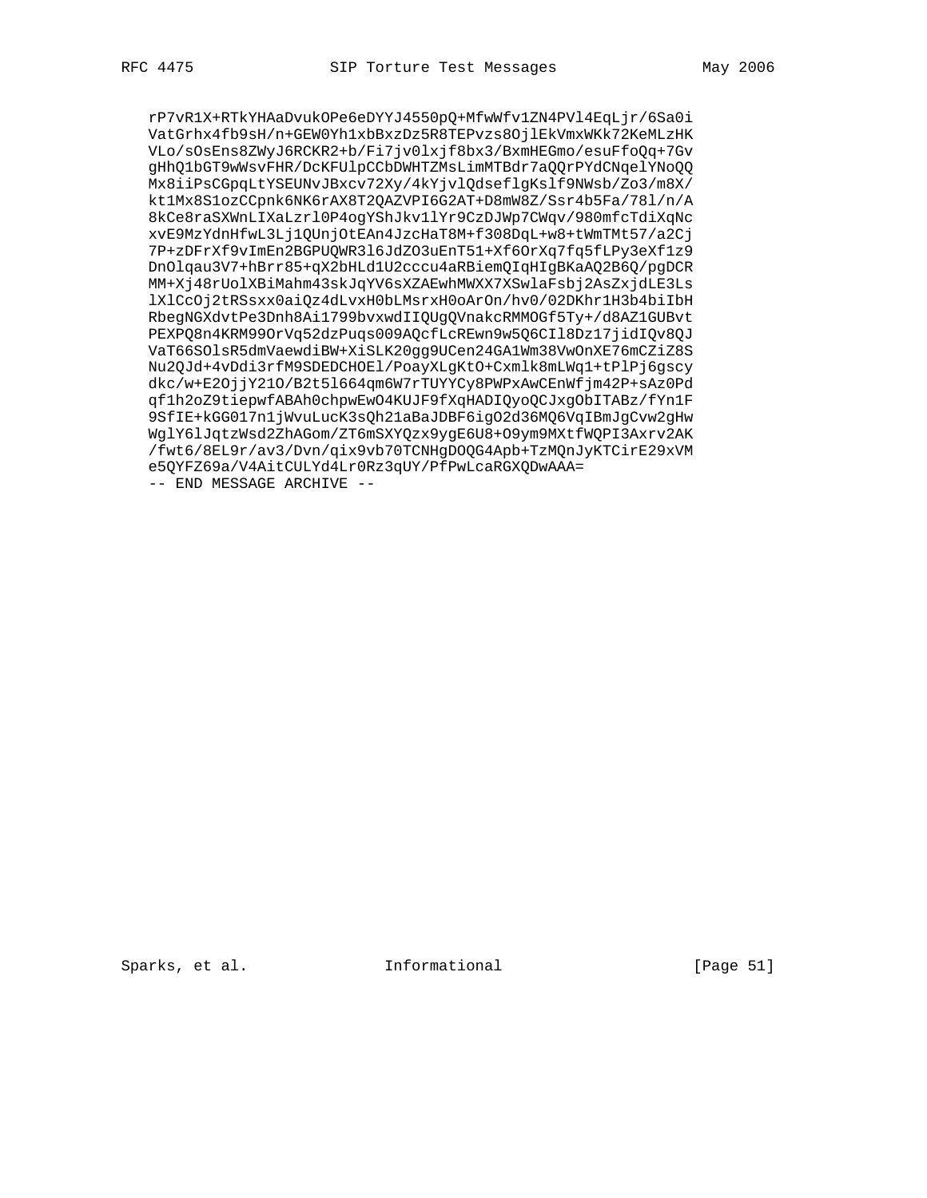```
   rP7vR1X+RTkYHAaDvukOPe6eDYYJ4550pQ+MfwWfv1ZN4PVl4EqLjr/6Sa0i
   VatGrhx4fb9sH/n+GEW0Yh1xbBxzDz5R8TEPvzs8OjlEkVmxWKk72KeMLzHK
   VLo/sOsEns8ZWyJ6RCKR2+b/Fi7jv0lxjf8bx3/BxmHEGmo/esuFfoQq+7Gv
   gHhQ1bGT9wWsvFHR/DcKFUlpCCbDWHTZMsLimMTBdr7aQQrPYdCNqelYNoQQ
   Mx8iiPsCGpqLtYSEUNvJBxcv72Xy/4kYjvlQdseflgKslf9NWsb/Zo3/m8X/
   kt1Mx8S1ozCCpnk6NK6rAX8T2QAZVPI6G2AT+D8mW8Z/Ssr4b5Fa/78l/n/A
   8kCe8raSXWnLIXaLzrl0P4ogYShJkv1lYr9CzDJWp7CWqv/980mfcTdiXqNc
   xvE9MzYdnHfwL3Lj1QUnjOtEAn4JzcHaT8M+f308DqL+w8+tWmTMt57/a2Cj
   7P+zDFrXf9vImEn2BGPUQWR3l6JdZO3uEnT51+Xf6OrXq7fq5fLPy3eXf1z9
   DnOlqau3V7+hBrr85+qX2bHLd1U2cccu4aRBiemQIqHIgBKaAQ2B6Q/pgDCR
   MM+Xj48rUolXBiMahm43skJqYV6sXZAEwhMWXX7XSwlaFsbj2AsZxjdLE3Ls
   lXlCcOj2tRSsxx0aiQz4dLvxH0bLMsrxH0oArOn/hv0/02DKhr1H3b4biIbH
   RbegNGXdvtPe3Dnh8Ai1799bvxwdIIQUgQVnakcRMMOGf5Ty+/d8AZ1GUBvt
   PEXPQ8n4KRM99OrVq52dzPuqs009AQcfLcREwn9w5Q6CIl8Dz17jidIQv8QJ
   VaT66SOlsR5dmVaewdiBW+XiSLK20gg9UCen24GA1Wm38VwOnXE76mCZiZ8S
   Nu2QJd+4vDdi3rfM9SDEDCHOEl/PoayXLgKtO+Cxmlk8mLWq1+tPlPj6gscy
   dkc/w+E2OjjY21O/B2t5l664qm6W7rTUYYCy8PWPxAwCEnWfjm42P+sAz0Pd
   qf1h2oZ9tiepwfABAh0chpwEwO4KUJF9fXqHADIQyoQCJxgObITABz/fYn1F
   9SfIE+kGG017n1jWvuLucK3sQh21aBaJDBF6igO2d36MQ6VqIBmJgCvw2gHw
   WglY6lJqtzWsd2ZhAGom/ZT6mSXYQzx9ygE6U8+O9ym9MXtfWQPI3Axrv2AK
   /fwt6/8EL9r/av3/Dvn/qix9vb70TCNHgDOQG4Apb+TzMQnJyKTCirE29xVM
   e5QYFZ69a/V4AitCULYd4Lr0Rz3qUY/PfPwLcaRGXQDwAAA=
   -- END MESSAGE ARCHIVE --
```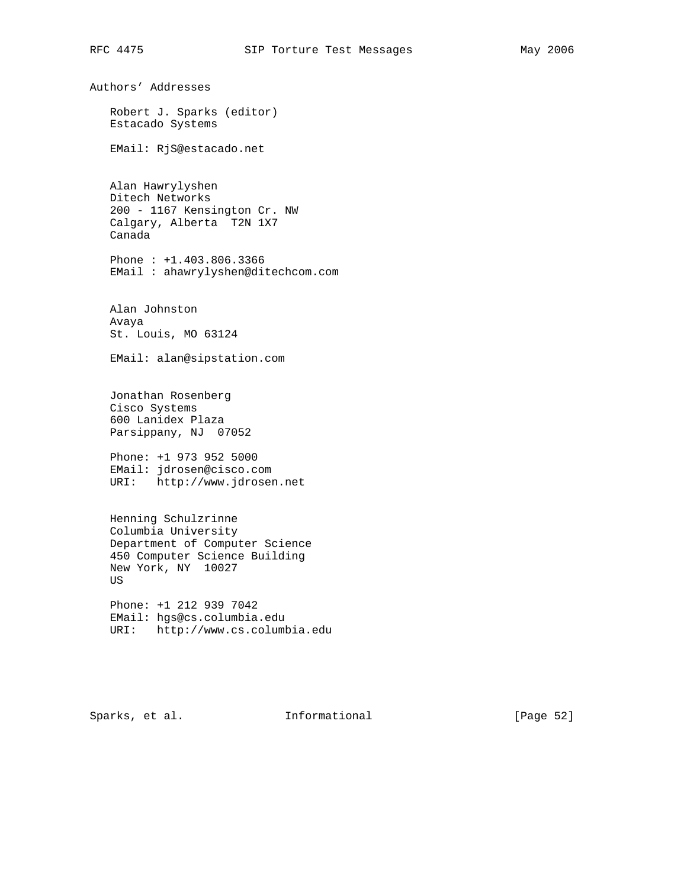## Authors' Addresses

Robert J. Sparks (editor)
Estacado Systems

EMail: RjS@estacado.net

Alan Hawrylyshen
Ditech Networks
200 - 1167 Kensington Cr. NW
Calgary, Alberta  T2N 1X7
Canada

Phone : +1.403.806.3366
EMail : ahawrylyshen@ditechcom.com

Alan Johnston
Avaya
St. Louis, MO 63124

EMail: alan@sipstation.com

Jonathan Rosenberg
Cisco Systems
600 Lanidex Plaza
Parsippany, NJ  07052

Phone: +1 973 952 5000
EMail: jdrosen@cisco.com
URI:   http://www.jdrosen.net

Henning Schulzrinne
Columbia University
Department of Computer Science
450 Computer Science Building
New York, NY  10027
US

Phone: +1 212 939 7042
EMail: hgs@cs.columbia.edu
URI:   http://www.cs.columbia.edu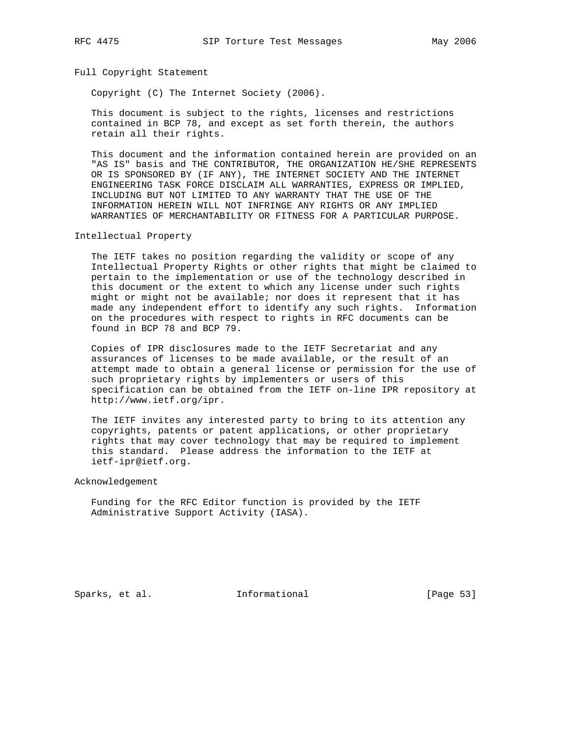## Full Copyright Statement

Copyright (C) The Internet Society (2006).

This document is subject to the rights, licenses and restrictions contained in BCP 78, and except as set forth therein, the authors retain all their rights.

This document and the information contained herein are provided on an "AS IS" basis and THE CONTRIBUTOR, THE ORGANIZATION HE/SHE REPRESENTS OR IS SPONSORED BY (IF ANY), THE INTERNET SOCIETY AND THE INTERNET ENGINEERING TASK FORCE DISCLAIM ALL WARRANTIES, EXPRESS OR IMPLIED, INCLUDING BUT NOT LIMITED TO ANY WARRANTY THAT THE USE OF THE INFORMATION HEREIN WILL NOT INFRINGE ANY RIGHTS OR ANY IMPLIED WARRANTIES OF MERCHANTABILITY OR FITNESS FOR A PARTICULAR PURPOSE.

## Intellectual Property

The IETF takes no position regarding the validity or scope of any Intellectual Property Rights or other rights that might be claimed to pertain to the implementation or use of the technology described in this document or the extent to which any license under such rights might or might not be available; nor does it represent that it has made any independent effort to identify any such rights. Information on the procedures with respect to rights in RFC documents can be found in BCP 78 and BCP 79.

Copies of IPR disclosures made to the IETF Secretariat and any assurances of licenses to be made available, or the result of an attempt made to obtain a general license or permission for the use of such proprietary rights by implementers or users of this specification can be obtained from the IETF on-line IPR repository at http://www.ietf.org/ipr.

The IETF invites any interested party to bring to its attention any copyrights, patents or patent applications, or other proprietary rights that may cover technology that may be required to implement this standard. Please address the information to the IETF at ietf-ipr@ietf.org.

## Acknowledgement

Funding for the RFC Editor function is provided by the IETF Administrative Support Activity (IASA).